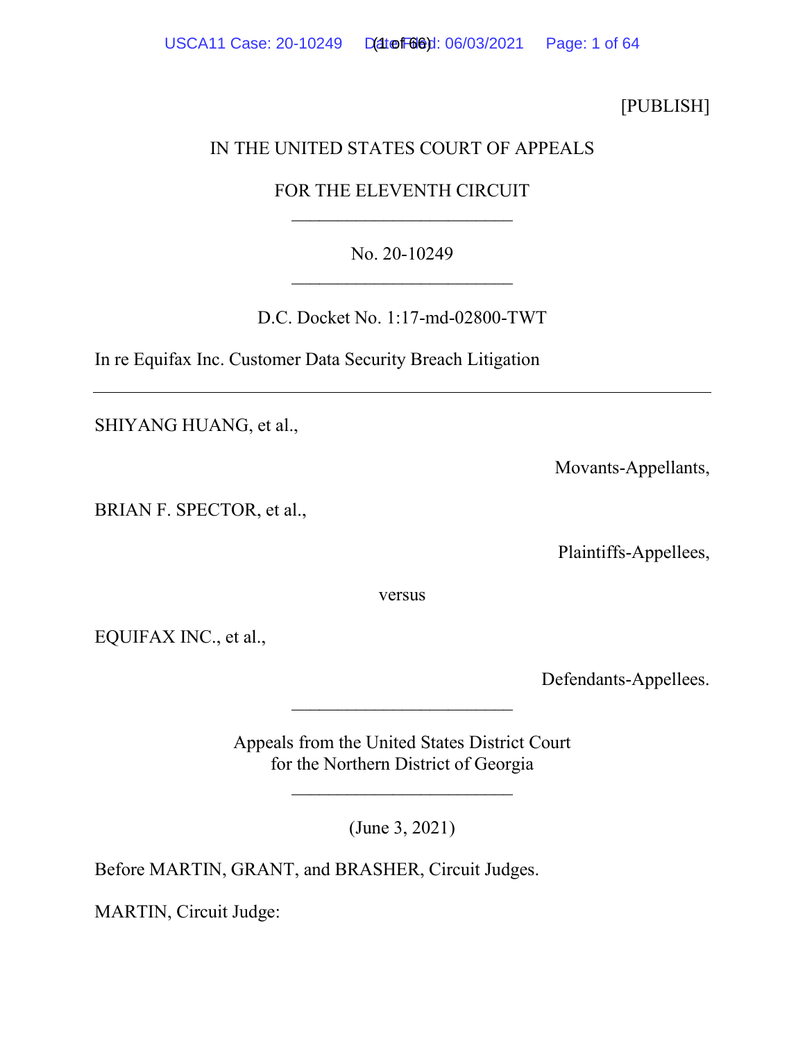[PUBLISH]

IN THE UNITED STATES COURT OF APPEALS

FOR THE ELEVENTH CIRCUIT

________________________

No. 20-10249

________________________

D.C. Docket No. 1:17-md-02800-TWT

In re Equifax Inc. Customer Data Security Breach Litigation

---

SHIYANG HUANG, et al.,

Movants-Appellants,

BRIAN F. SPECTOR, et al.,

Plaintiffs-Appellees,

versus

EQUIFAX INC., et al.,

Defendants-Appellees.

________________________

Appeals from the United States District Court
for the Northern District of Georgia

________________________

(June 3, 2021)

Before MARTIN, GRANT, and BRASHER, Circuit Judges.

MARTIN, Circuit Judge: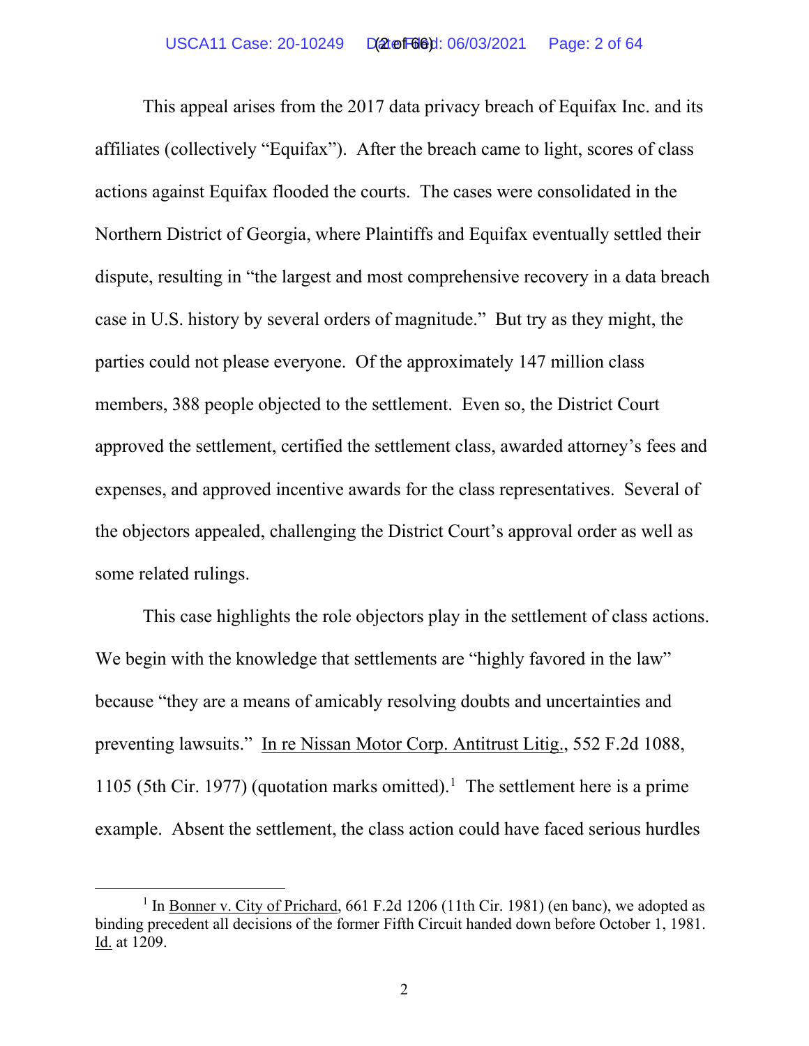This appeal arises from the 2017 data privacy breach of Equifax Inc. and its affiliates (collectively "Equifax"). After the breach came to light, scores of class actions against Equifax flooded the courts. The cases were consolidated in the Northern District of Georgia, where Plaintiffs and Equifax eventually settled their dispute, resulting in "the largest and most comprehensive recovery in a data breach case in U.S. history by several orders of magnitude." But try as they might, the parties could not please everyone. Of the approximately 147 million class members, 388 people objected to the settlement. Even so, the District Court approved the settlement, certified the settlement class, awarded attorney's fees and expenses, and approved incentive awards for the class representatives. Several of the objectors appealed, challenging the District Court's approval order as well as some related rulings.

This case highlights the role objectors play in the settlement of class actions. We begin with the knowledge that settlements are "highly favored in the law" because "they are a means of amicably resolving doubts and uncertainties and preventing lawsuits." In re Nissan Motor Corp. Antitrust Litig., 552 F.2d 1088, 1105 (5th Cir. 1977) (quotation marks omitted).[1] The settlement here is a prime example. Absent the settlement, the class action could have faced serious hurdles

---

[1] In Bonner v. City of Prichard, 661 F.2d 1206 (11th Cir. 1981) (en banc), we adopted as binding precedent all decisions of the former Fifth Circuit handed down before October 1, 1981. Id. at 1209.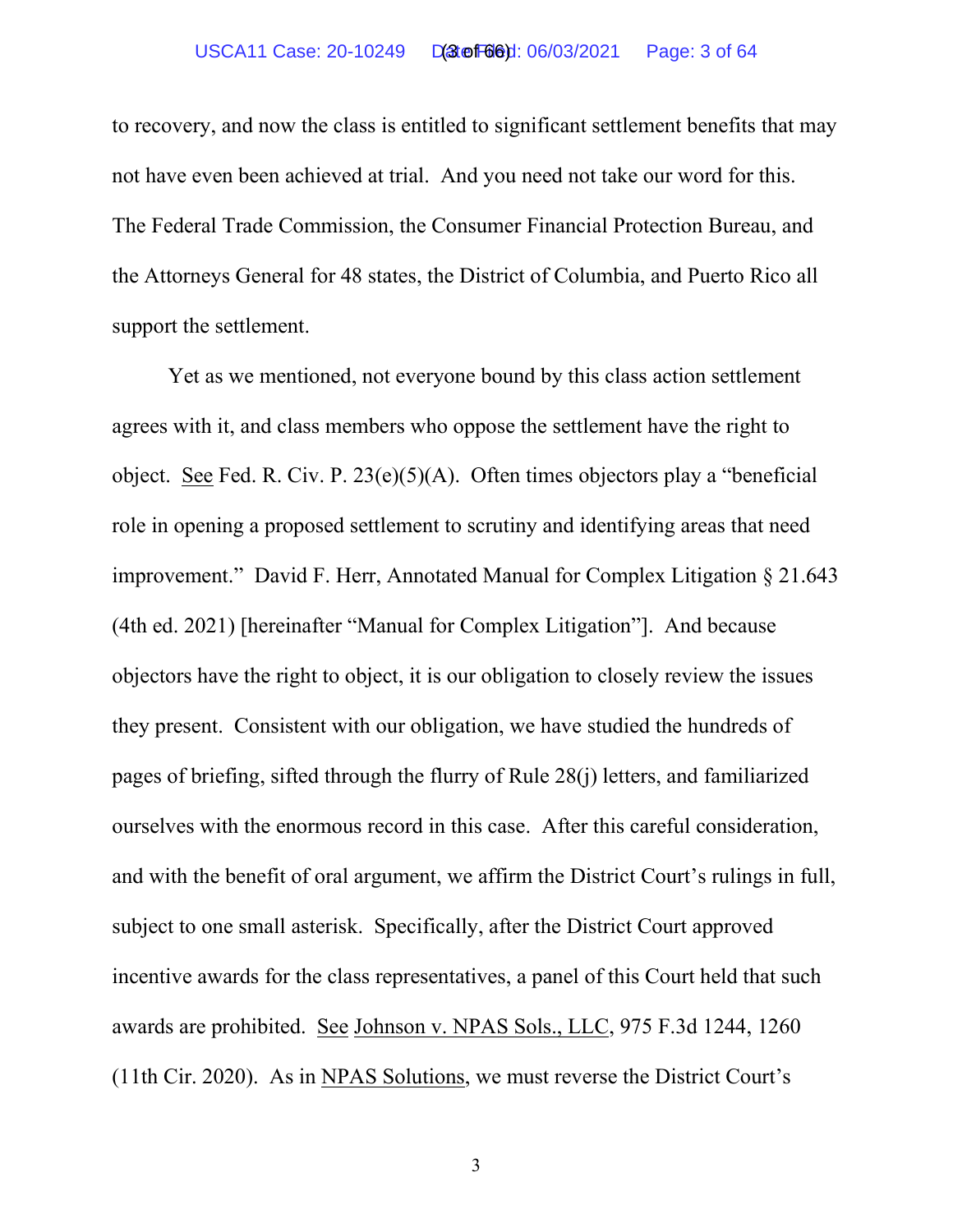to recovery, and now the class is entitled to significant settlement benefits that may not have even been achieved at trial. And you need not take our word for this. The Federal Trade Commission, the Consumer Financial Protection Bureau, and the Attorneys General for 48 states, the District of Columbia, and Puerto Rico all support the settlement.

Yet as we mentioned, not everyone bound by this class action settlement agrees with it, and class members who oppose the settlement have the right to object. See Fed. R. Civ. P. 23(e)(5)(A). Often times objectors play a "beneficial role in opening a proposed settlement to scrutiny and identifying areas that need improvement." David F. Herr, Annotated Manual for Complex Litigation § 21.643 (4th ed. 2021) [hereinafter "Manual for Complex Litigation"]. And because objectors have the right to object, it is our obligation to closely review the issues they present. Consistent with our obligation, we have studied the hundreds of pages of briefing, sifted through the flurry of Rule 28(j) letters, and familiarized ourselves with the enormous record in this case. After this careful consideration, and with the benefit of oral argument, we affirm the District Court's rulings in full, subject to one small asterisk. Specifically, after the District Court approved incentive awards for the class representatives, a panel of this Court held that such awards are prohibited. See Johnson v. NPAS Sols., LLC, 975 F.3d 1244, 1260 (11th Cir. 2020). As in NPAS Solutions, we must reverse the District Court's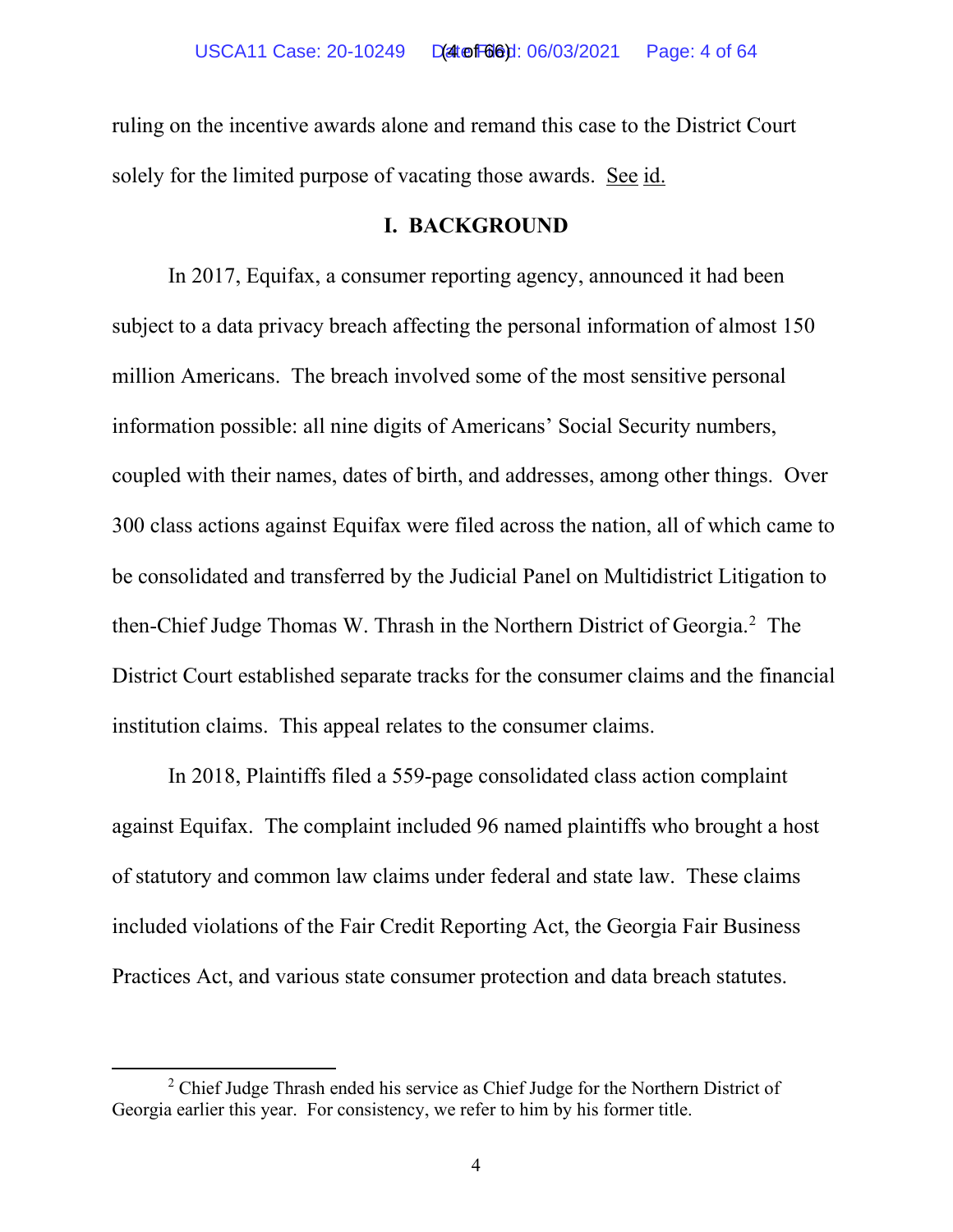ruling on the incentive awards alone and remand this case to the District Court solely for the limited purpose of vacating those awards. See id.

## I. BACKGROUND

In 2017, Equifax, a consumer reporting agency, announced it had been subject to a data privacy breach affecting the personal information of almost 150 million Americans. The breach involved some of the most sensitive personal information possible: all nine digits of Americans' Social Security numbers, coupled with their names, dates of birth, and addresses, among other things. Over 300 class actions against Equifax were filed across the nation, all of which came to be consolidated and transferred by the Judicial Panel on Multidistrict Litigation to then-Chief Judge Thomas W. Thrash in the Northern District of Georgia.[2] The District Court established separate tracks for the consumer claims and the financial institution claims. This appeal relates to the consumer claims.

In 2018, Plaintiffs filed a 559-page consolidated class action complaint against Equifax. The complaint included 96 named plaintiffs who brought a host of statutory and common law claims under federal and state law. These claims included violations of the Fair Credit Reporting Act, the Georgia Fair Business Practices Act, and various state consumer protection and data breach statutes.

---

[2] Chief Judge Thrash ended his service as Chief Judge for the Northern District of Georgia earlier this year. For consistency, we refer to him by his former title.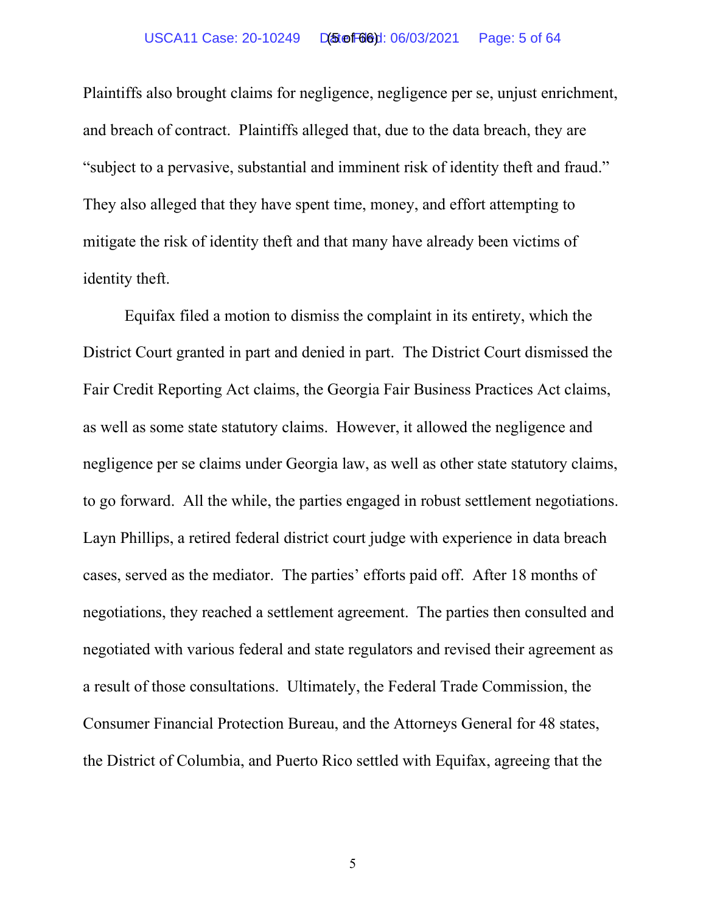Plaintiffs also brought claims for negligence, negligence per se, unjust enrichment, and breach of contract. Plaintiffs alleged that, due to the data breach, they are "subject to a pervasive, substantial and imminent risk of identity theft and fraud." They also alleged that they have spent time, money, and effort attempting to mitigate the risk of identity theft and that many have already been victims of identity theft.

Equifax filed a motion to dismiss the complaint in its entirety, which the District Court granted in part and denied in part. The District Court dismissed the Fair Credit Reporting Act claims, the Georgia Fair Business Practices Act claims, as well as some state statutory claims. However, it allowed the negligence and negligence per se claims under Georgia law, as well as other state statutory claims, to go forward. All the while, the parties engaged in robust settlement negotiations. Layn Phillips, a retired federal district court judge with experience in data breach cases, served as the mediator. The parties' efforts paid off. After 18 months of negotiations, they reached a settlement agreement. The parties then consulted and negotiated with various federal and state regulators and revised their agreement as a result of those consultations. Ultimately, the Federal Trade Commission, the Consumer Financial Protection Bureau, and the Attorneys General for 48 states, the District of Columbia, and Puerto Rico settled with Equifax, agreeing that the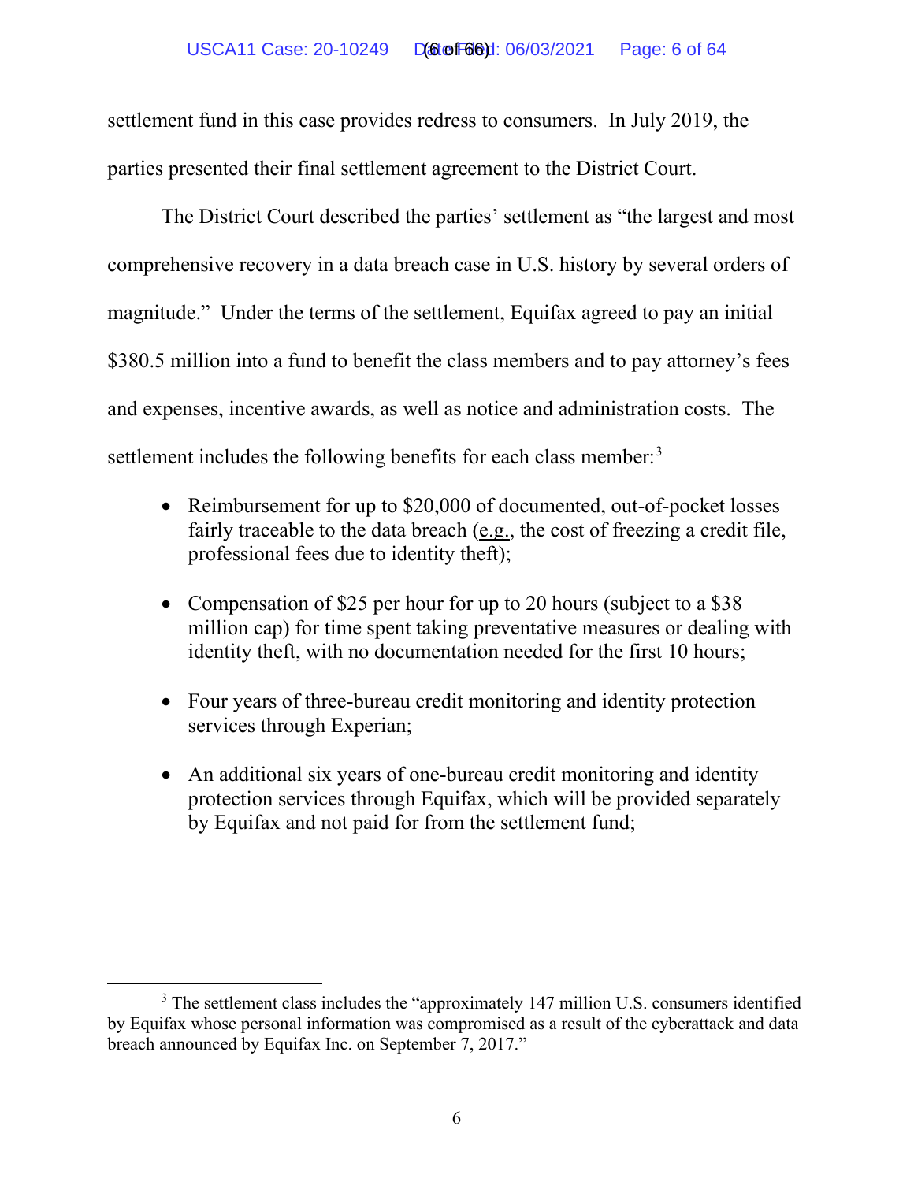settlement fund in this case provides redress to consumers. In July 2019, the parties presented their final settlement agreement to the District Court.

The District Court described the parties' settlement as "the largest and most comprehensive recovery in a data breach case in U.S. history by several orders of magnitude." Under the terms of the settlement, Equifax agreed to pay an initial $380.5 million into a fund to benefit the class members and to pay attorney's fees and expenses, incentive awards, as well as notice and administration costs. The settlement includes the following benefits for each class member:[3]

- Reimbursement for up to $20,000 of documented, out-of-pocket losses fairly traceable to the data breach (e.g., the cost of freezing a credit file, professional fees due to identity theft);
- Compensation of $25 per hour for up to 20 hours (subject to a $38 million cap) for time spent taking preventative measures or dealing with identity theft, with no documentation needed for the first 10 hours;
- Four years of three-bureau credit monitoring and identity protection services through Experian;
- An additional six years of one-bureau credit monitoring and identity protection services through Equifax, which will be provided separately by Equifax and not paid for from the settlement fund;

[3] The settlement class includes the "approximately 147 million U.S. consumers identified by Equifax whose personal information was compromised as a result of the cyberattack and data breach announced by Equifax Inc. on September 7, 2017."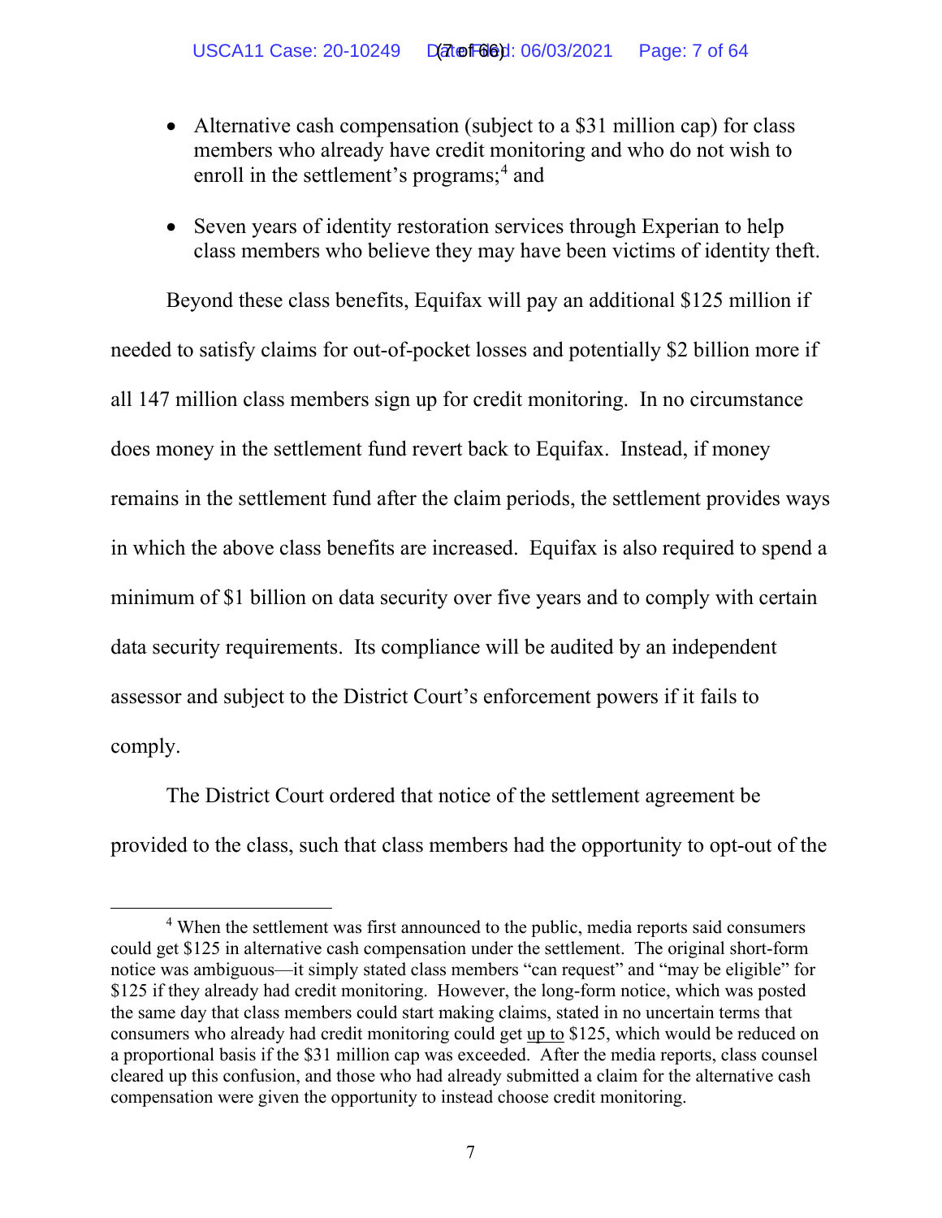- Alternative cash compensation (subject to a $31 million cap) for class members who already have credit monitoring and who do not wish to enroll in the settlement's programs;[4] and
- Seven years of identity restoration services through Experian to help class members who believe they may have been victims of identity theft.

Beyond these class benefits, Equifax will pay an additional $125 million if needed to satisfy claims for out-of-pocket losses and potentially $2 billion more if all 147 million class members sign up for credit monitoring. In no circumstance does money in the settlement fund revert back to Equifax. Instead, if money remains in the settlement fund after the claim periods, the settlement provides ways in which the above class benefits are increased. Equifax is also required to spend a minimum of $1 billion on data security over five years and to comply with certain data security requirements. Its compliance will be audited by an independent assessor and subject to the District Court's enforcement powers if it fails to comply.

The District Court ordered that notice of the settlement agreement be provided to the class, such that class members had the opportunity to opt-out of the

[4] When the settlement was first announced to the public, media reports said consumers could get $125 in alternative cash compensation under the settlement. The original short-form notice was ambiguous—it simply stated class members "can request" and "may be eligible" for $125 if they already had credit monitoring. However, the long-form notice, which was posted the same day that class members could start making claims, stated in no uncertain terms that consumers who already had credit monitoring could get up to $125, which would be reduced on a proportional basis if the $31 million cap was exceeded. After the media reports, class counsel cleared up this confusion, and those who had already submitted a claim for the alternative cash compensation were given the opportunity to instead choose credit monitoring.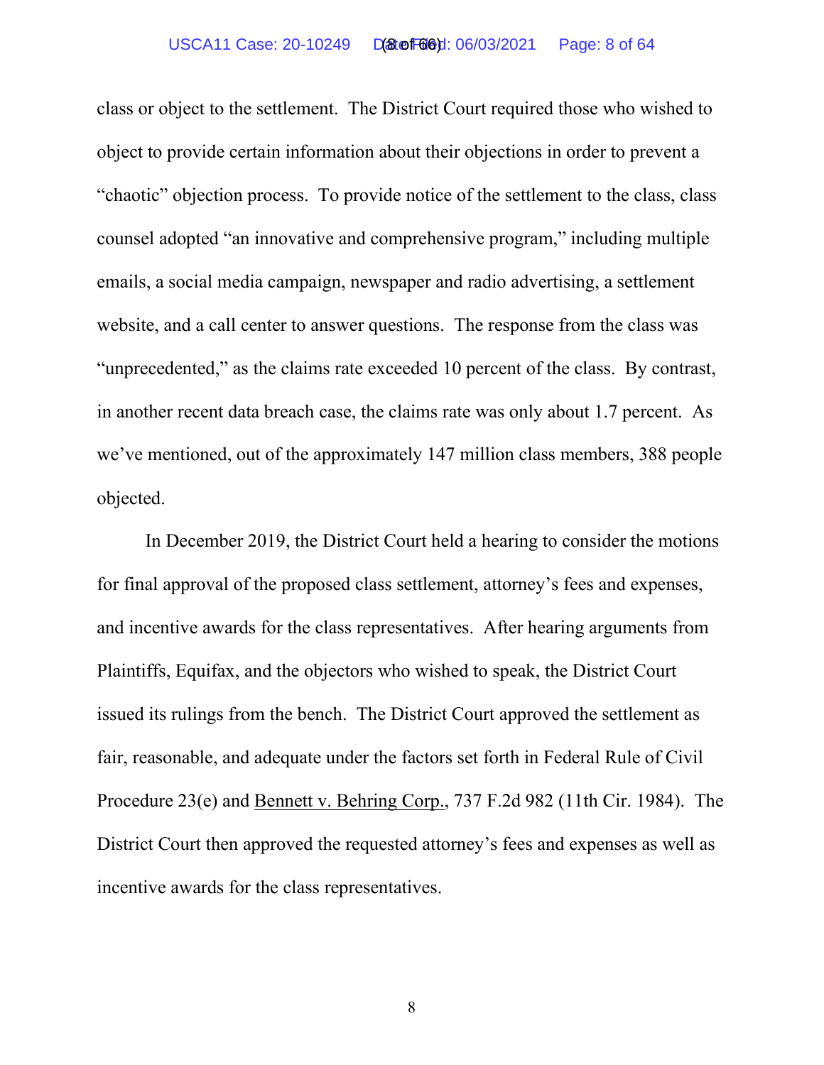class or object to the settlement. The District Court required those who wished to object to provide certain information about their objections in order to prevent a "chaotic" objection process. To provide notice of the settlement to the class, class counsel adopted "an innovative and comprehensive program," including multiple emails, a social media campaign, newspaper and radio advertising, a settlement website, and a call center to answer questions. The response from the class was "unprecedented," as the claims rate exceeded 10 percent of the class. By contrast, in another recent data breach case, the claims rate was only about 1.7 percent. As we've mentioned, out of the approximately 147 million class members, 388 people objected.

In December 2019, the District Court held a hearing to consider the motions for final approval of the proposed class settlement, attorney's fees and expenses, and incentive awards for the class representatives. After hearing arguments from Plaintiffs, Equifax, and the objectors who wished to speak, the District Court issued its rulings from the bench. The District Court approved the settlement as fair, reasonable, and adequate under the factors set forth in Federal Rule of Civil Procedure 23(e) and Bennett v. Behring Corp., 737 F.2d 982 (11th Cir. 1984). The District Court then approved the requested attorney's fees and expenses as well as incentive awards for the class representatives.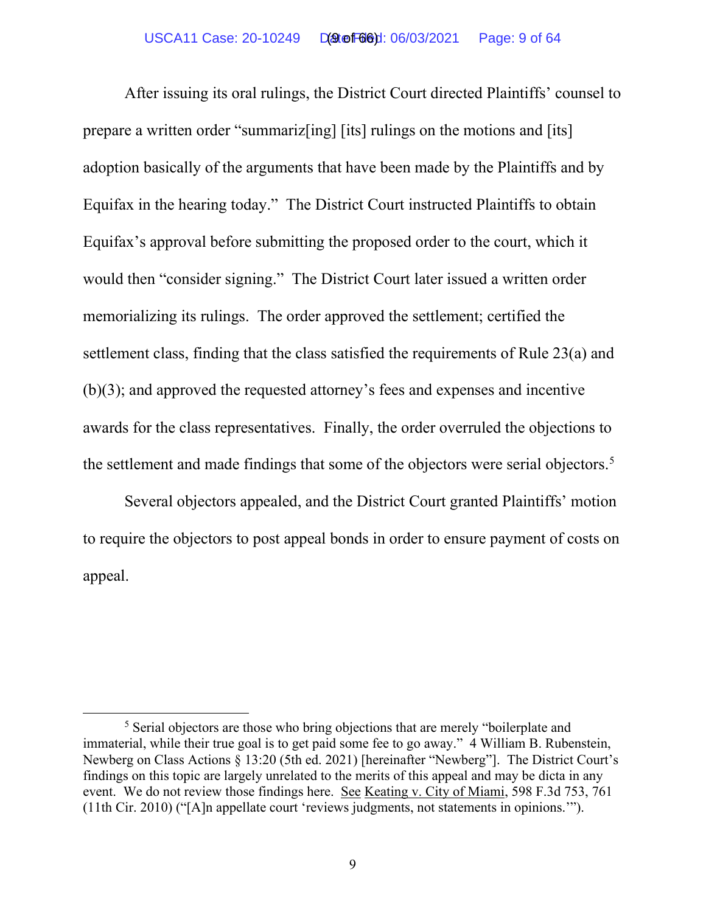After issuing its oral rulings, the District Court directed Plaintiffs' counsel to prepare a written order "summariz[ing] [its] rulings on the motions and [its] adoption basically of the arguments that have been made by the Plaintiffs and by Equifax in the hearing today." The District Court instructed Plaintiffs to obtain Equifax's approval before submitting the proposed order to the court, which it would then "consider signing." The District Court later issued a written order memorializing its rulings. The order approved the settlement; certified the settlement class, finding that the class satisfied the requirements of Rule 23(a) and (b)(3); and approved the requested attorney's fees and expenses and incentive awards for the class representatives. Finally, the order overruled the objections to the settlement and made findings that some of the objectors were serial objectors.[5]

Several objectors appealed, and the District Court granted Plaintiffs' motion to require the objectors to post appeal bonds in order to ensure payment of costs on appeal.

---

[5] Serial objectors are those who bring objections that are merely "boilerplate and immaterial, while their true goal is to get paid some fee to go away." 4 William B. Rubenstein, Newberg on Class Actions § 13:20 (5th ed. 2021) [hereinafter "Newberg"]. The District Court's findings on this topic are largely unrelated to the merits of this appeal and may be dicta in any event. We do not review those findings here. See Keating v. City of Miami, 598 F.3d 753, 761 (11th Cir. 2010) ("[A]n appellate court 'reviews judgments, not statements in opinions.'").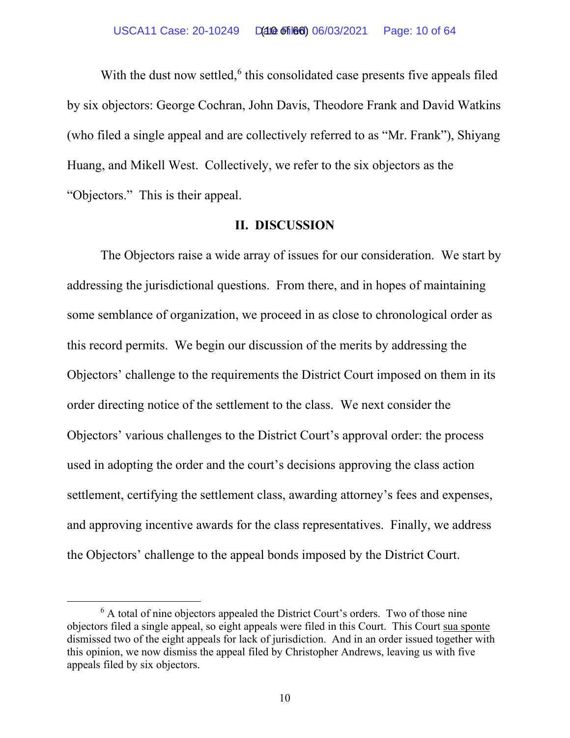With the dust now settled,[6] this consolidated case presents five appeals filed by six objectors: George Cochran, John Davis, Theodore Frank and David Watkins (who filed a single appeal and are collectively referred to as "Mr. Frank"), Shiyang Huang, and Mikell West. Collectively, we refer to the six objectors as the "Objectors." This is their appeal.

## II. DISCUSSION

The Objectors raise a wide array of issues for our consideration. We start by addressing the jurisdictional questions. From there, and in hopes of maintaining some semblance of organization, we proceed in as close to chronological order as this record permits. We begin our discussion of the merits by addressing the Objectors' challenge to the requirements the District Court imposed on them in its order directing notice of the settlement to the class. We next consider the Objectors' various challenges to the District Court's approval order: the process used in adopting the order and the court's decisions approving the class action settlement, certifying the settlement class, awarding attorney's fees and expenses, and approving incentive awards for the class representatives. Finally, we address the Objectors' challenge to the appeal bonds imposed by the District Court.

---

[6] A total of nine objectors appealed the District Court's orders. Two of those nine objectors filed a single appeal, so eight appeals were filed in this Court. This Court sua sponte dismissed two of the eight appeals for lack of jurisdiction. And in an order issued together with this opinion, we now dismiss the appeal filed by Christopher Andrews, leaving us with five appeals filed by six objectors.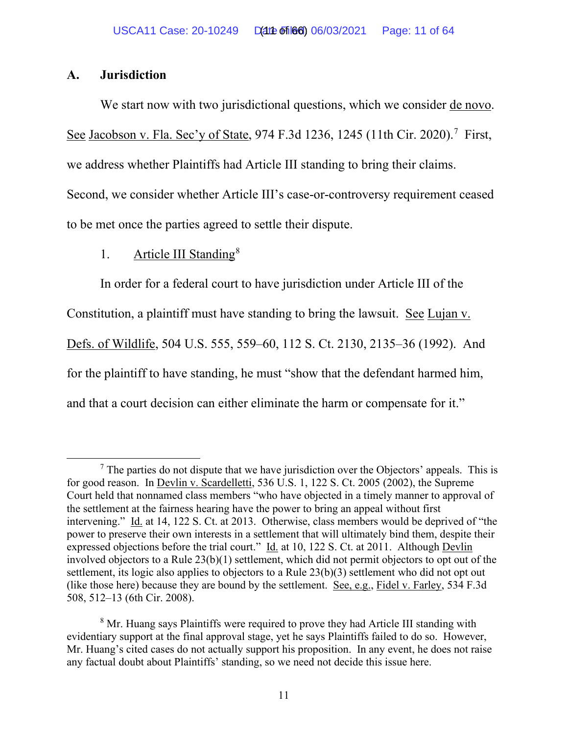### A. Jurisdiction

We start now with two jurisdictional questions, which we consider de novo. See Jacobson v. Fla. Sec'y of State, 974 F.3d 1236, 1245 (11th Cir. 2020).[7] First, we address whether Plaintiffs had Article III standing to bring their claims. Second, we consider whether Article III's case-or-controversy requirement ceased to be met once the parties agreed to settle their dispute.

#### 1. Article III Standing[8]

In order for a federal court to have jurisdiction under Article III of the Constitution, a plaintiff must have standing to bring the lawsuit. See Lujan v. Defs. of Wildlife, 504 U.S. 555, 559–60, 112 S. Ct. 2130, 2135–36 (1992). And for the plaintiff to have standing, he must "show that the defendant harmed him, and that a court decision can either eliminate the harm or compensate for it."

---

[7] The parties do not dispute that we have jurisdiction over the Objectors' appeals. This is for good reason. In Devlin v. Scardelletti, 536 U.S. 1, 122 S. Ct. 2005 (2002), the Supreme Court held that nonnamed class members "who have objected in a timely manner to approval of the settlement at the fairness hearing have the power to bring an appeal without first intervening." Id. at 14, 122 S. Ct. at 2013. Otherwise, class members would be deprived of "the power to preserve their own interests in a settlement that will ultimately bind them, despite their expressed objections before the trial court." Id. at 10, 122 S. Ct. at 2011. Although Devlin involved objectors to a Rule 23(b)(1) settlement, which did not permit objectors to opt out of the settlement, its logic also applies to objectors to a Rule 23(b)(3) settlement who did not opt out (like those here) because they are bound by the settlement. See, e.g., Fidel v. Farley, 534 F.3d 508, 512–13 (6th Cir. 2008).

[8] Mr. Huang says Plaintiffs were required to prove they had Article III standing with evidentiary support at the final approval stage, yet he says Plaintiffs failed to do so. However, Mr. Huang's cited cases do not actually support his proposition. In any event, he does not raise any factual doubt about Plaintiffs' standing, so we need not decide this issue here.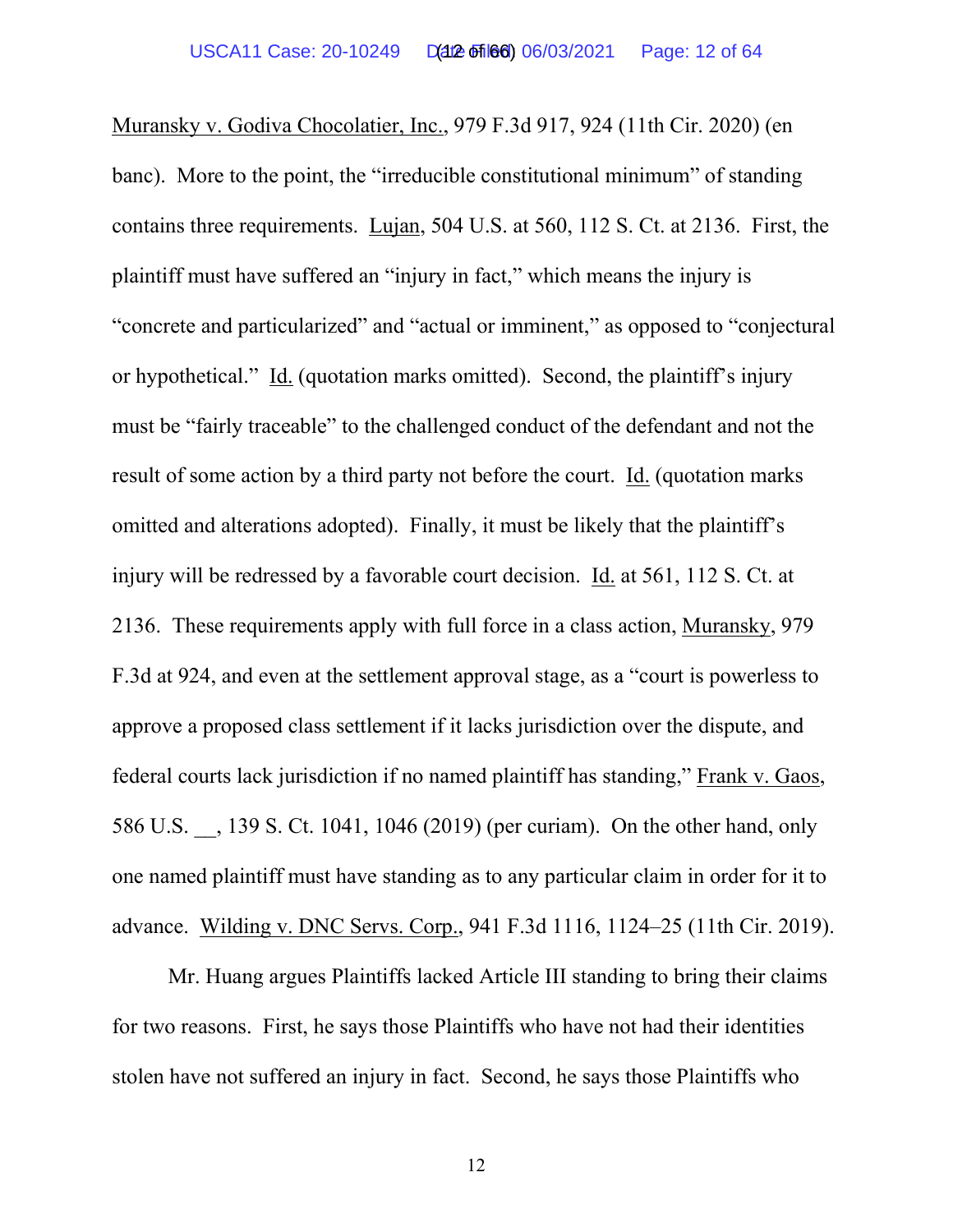Muransky v. Godiva Chocolatier, Inc., 979 F.3d 917, 924 (11th Cir. 2020) (en banc). More to the point, the "irreducible constitutional minimum" of standing contains three requirements. Lujan, 504 U.S. at 560, 112 S. Ct. at 2136. First, the plaintiff must have suffered an "injury in fact," which means the injury is "concrete and particularized" and "actual or imminent," as opposed to "conjectural or hypothetical." Id. (quotation marks omitted). Second, the plaintiff's injury must be "fairly traceable" to the challenged conduct of the defendant and not the result of some action by a third party not before the court. Id. (quotation marks omitted and alterations adopted). Finally, it must be likely that the plaintiff's injury will be redressed by a favorable court decision. Id. at 561, 112 S. Ct. at 2136. These requirements apply with full force in a class action, Muransky, 979 F.3d at 924, and even at the settlement approval stage, as a "court is powerless to approve a proposed class settlement if it lacks jurisdiction over the dispute, and federal courts lack jurisdiction if no named plaintiff has standing," Frank v. Gaos, 586 U.S. __, 139 S. Ct. 1041, 1046 (2019) (per curiam). On the other hand, only one named plaintiff must have standing as to any particular claim in order for it to advance. Wilding v. DNC Servs. Corp., 941 F.3d 1116, 1124–25 (11th Cir. 2019).

Mr. Huang argues Plaintiffs lacked Article III standing to bring their claims for two reasons. First, he says those Plaintiffs who have not had their identities stolen have not suffered an injury in fact. Second, he says those Plaintiffs who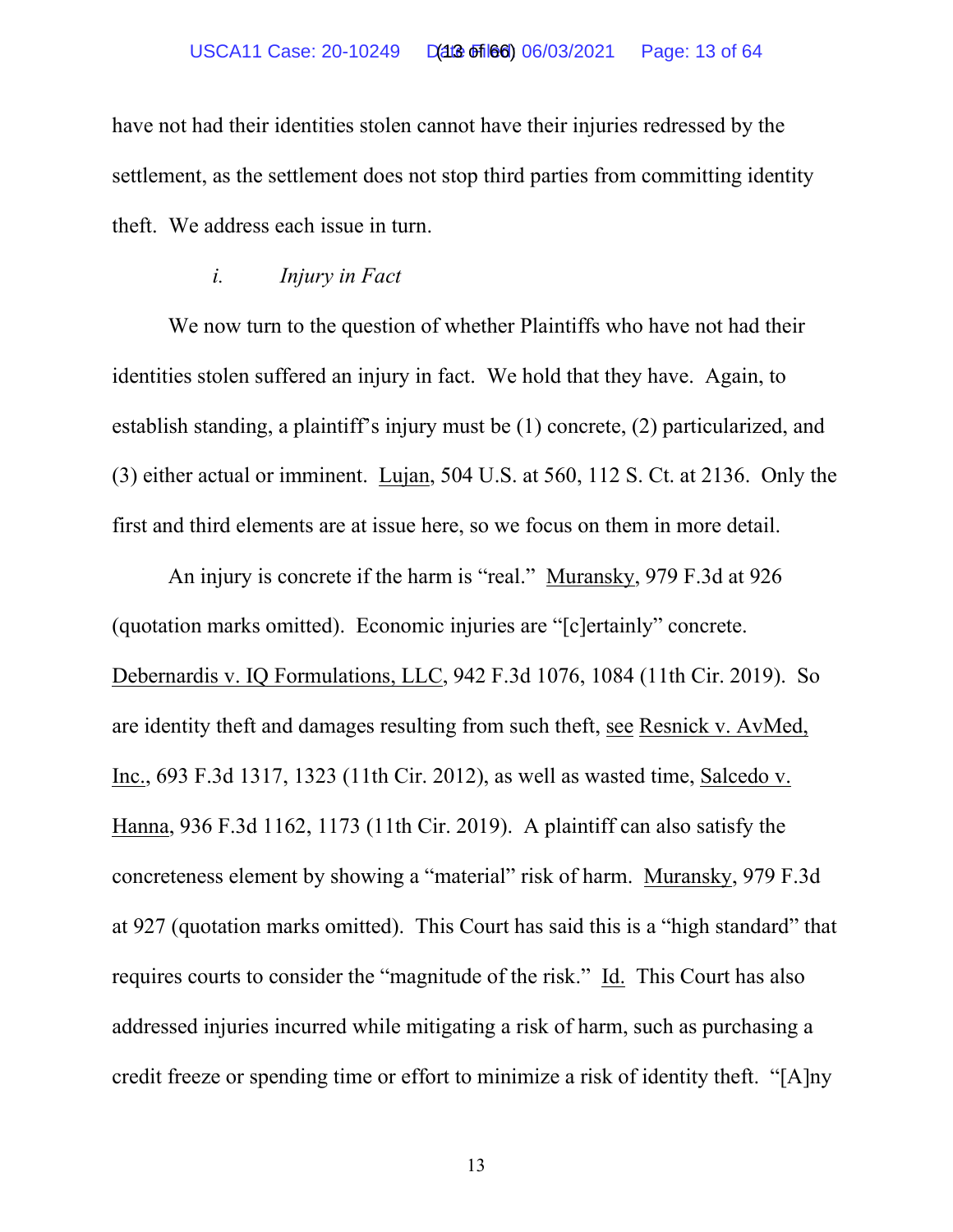have not had their identities stolen cannot have their injuries redressed by the settlement, as the settlement does not stop third parties from committing identity theft. We address each issue in turn.

### *i. Injury in Fact*

We now turn to the question of whether Plaintiffs who have not had their identities stolen suffered an injury in fact. We hold that they have. Again, to establish standing, a plaintiff's injury must be (1) concrete, (2) particularized, and (3) either actual or imminent. Lujan, 504 U.S. at 560, 112 S. Ct. at 2136. Only the first and third elements are at issue here, so we focus on them in more detail.

An injury is concrete if the harm is "real." Muransky, 979 F.3d at 926 (quotation marks omitted). Economic injuries are "[c]ertainly" concrete. Debernardis v. IQ Formulations, LLC, 942 F.3d 1076, 1084 (11th Cir. 2019). So are identity theft and damages resulting from such theft, see Resnick v. AvMed, Inc., 693 F.3d 1317, 1323 (11th Cir. 2012), as well as wasted time, Salcedo v. Hanna, 936 F.3d 1162, 1173 (11th Cir. 2019). A plaintiff can also satisfy the concreteness element by showing a "material" risk of harm. Muransky, 979 F.3d at 927 (quotation marks omitted). This Court has said this is a "high standard" that requires courts to consider the "magnitude of the risk." Id. This Court has also addressed injuries incurred while mitigating a risk of harm, such as purchasing a credit freeze or spending time or effort to minimize a risk of identity theft. "[A]ny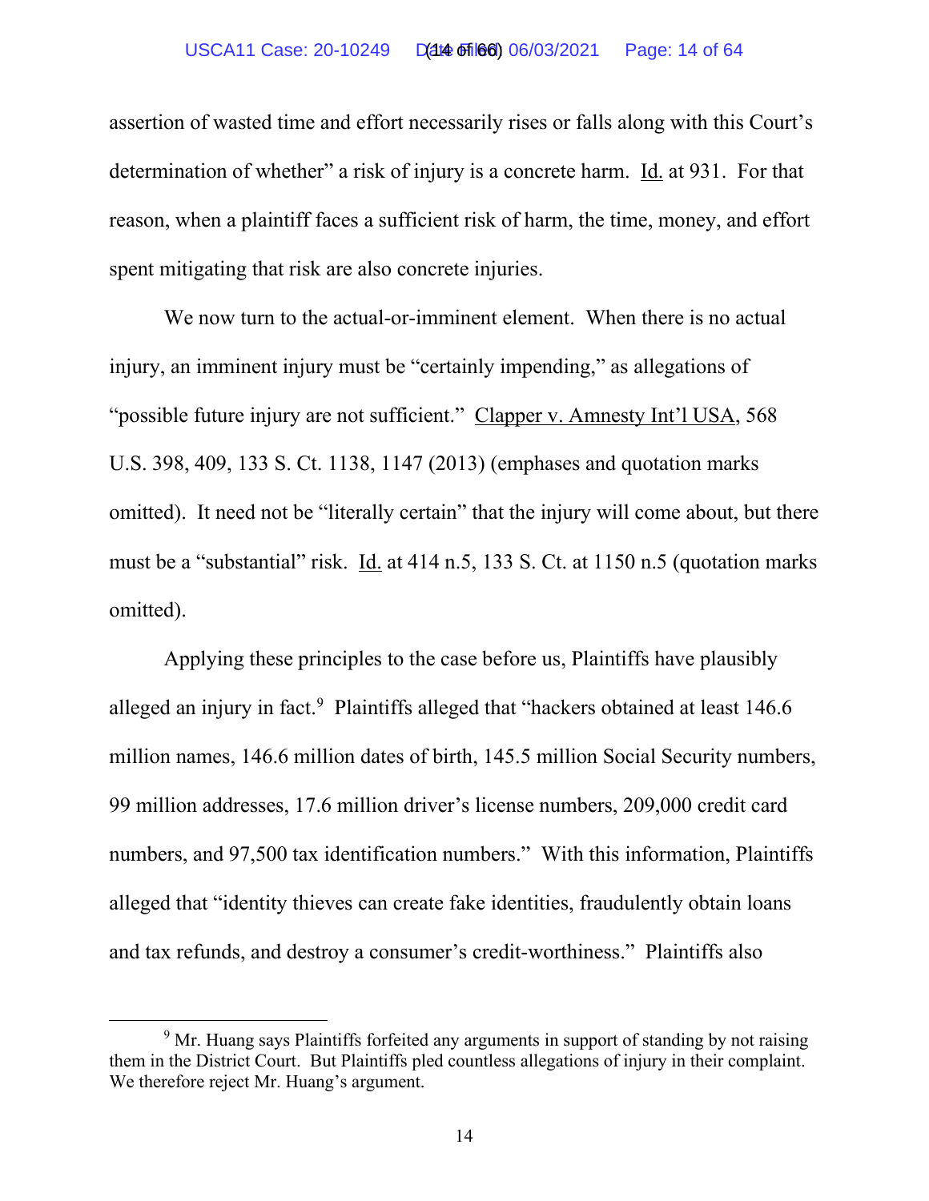assertion of wasted time and effort necessarily rises or falls along with this Court's determination of whether" a risk of injury is a concrete harm. Id. at 931. For that reason, when a plaintiff faces a sufficient risk of harm, the time, money, and effort spent mitigating that risk are also concrete injuries.

We now turn to the actual-or-imminent element. When there is no actual injury, an imminent injury must be "certainly impending," as allegations of "possible future injury are not sufficient." Clapper v. Amnesty Int'l USA, 568 U.S. 398, 409, 133 S. Ct. 1138, 1147 (2013) (emphases and quotation marks omitted). It need not be "literally certain" that the injury will come about, but there must be a "substantial" risk. Id. at 414 n.5, 133 S. Ct. at 1150 n.5 (quotation marks omitted).

Applying these principles to the case before us, Plaintiffs have plausibly alleged an injury in fact.[9] Plaintiffs alleged that "hackers obtained at least 146.6 million names, 146.6 million dates of birth, 145.5 million Social Security numbers, 99 million addresses, 17.6 million driver's license numbers, 209,000 credit card numbers, and 97,500 tax identification numbers." With this information, Plaintiffs alleged that "identity thieves can create fake identities, fraudulently obtain loans and tax refunds, and destroy a consumer's credit-worthiness." Plaintiffs also

[9] Mr. Huang says Plaintiffs forfeited any arguments in support of standing by not raising them in the District Court. But Plaintiffs pled countless allegations of injury in their complaint. We therefore reject Mr. Huang's argument.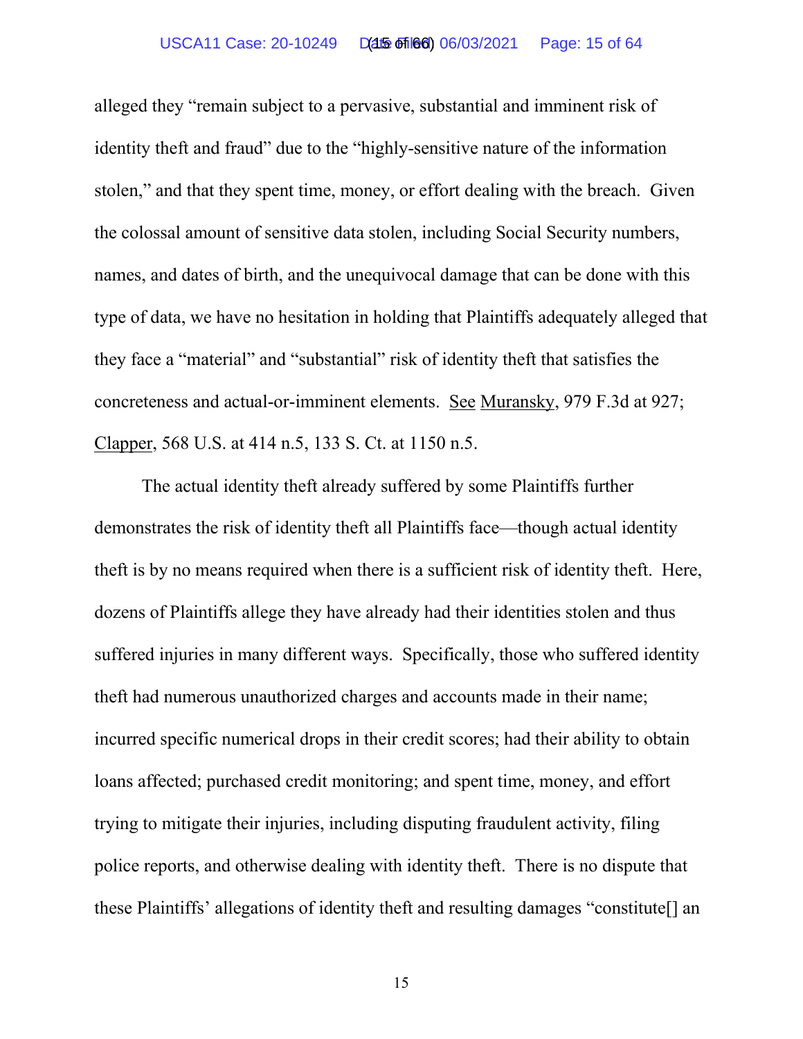alleged they "remain subject to a pervasive, substantial and imminent risk of identity theft and fraud" due to the "highly-sensitive nature of the information stolen," and that they spent time, money, or effort dealing with the breach. Given the colossal amount of sensitive data stolen, including Social Security numbers, names, and dates of birth, and the unequivocal damage that can be done with this type of data, we have no hesitation in holding that Plaintiffs adequately alleged that they face a "material" and "substantial" risk of identity theft that satisfies the concreteness and actual-or-imminent elements. See Muransky, 979 F.3d at 927; Clapper, 568 U.S. at 414 n.5, 133 S. Ct. at 1150 n.5.

The actual identity theft already suffered by some Plaintiffs further demonstrates the risk of identity theft all Plaintiffs face—though actual identity theft is by no means required when there is a sufficient risk of identity theft. Here, dozens of Plaintiffs allege they have already had their identities stolen and thus suffered injuries in many different ways. Specifically, those who suffered identity theft had numerous unauthorized charges and accounts made in their name; incurred specific numerical drops in their credit scores; had their ability to obtain loans affected; purchased credit monitoring; and spent time, money, and effort trying to mitigate their injuries, including disputing fraudulent activity, filing police reports, and otherwise dealing with identity theft. There is no dispute that these Plaintiffs' allegations of identity theft and resulting damages "constitute[] an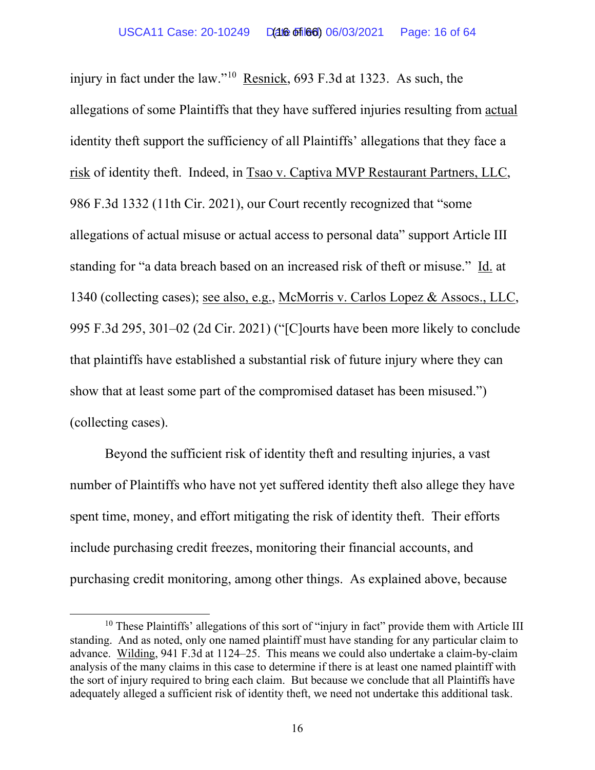injury in fact under the law."[10] Resnick, 693 F.3d at 1323. As such, the allegations of some Plaintiffs that they have suffered injuries resulting from actual identity theft support the sufficiency of all Plaintiffs' allegations that they face a risk of identity theft. Indeed, in Tsao v. Captiva MVP Restaurant Partners, LLC, 986 F.3d 1332 (11th Cir. 2021), our Court recently recognized that "some allegations of actual misuse or actual access to personal data" support Article III standing for "a data breach based on an increased risk of theft or misuse." Id. at 1340 (collecting cases); see also, e.g., McMorris v. Carlos Lopez & Assocs., LLC, 995 F.3d 295, 301–02 (2d Cir. 2021) ("[C]ourts have been more likely to conclude that plaintiffs have established a substantial risk of future injury where they can show that at least some part of the compromised dataset has been misused.") (collecting cases).

Beyond the sufficient risk of identity theft and resulting injuries, a vast number of Plaintiffs who have not yet suffered identity theft also allege they have spent time, money, and effort mitigating the risk of identity theft. Their efforts include purchasing credit freezes, monitoring their financial accounts, and purchasing credit monitoring, among other things. As explained above, because

[10] These Plaintiffs' allegations of this sort of "injury in fact" provide them with Article III standing. And as noted, only one named plaintiff must have standing for any particular claim to advance. Wilding, 941 F.3d at 1124–25. This means we could also undertake a claim-by-claim analysis of the many claims in this case to determine if there is at least one named plaintiff with the sort of injury required to bring each claim. But because we conclude that all Plaintiffs have adequately alleged a sufficient risk of identity theft, we need not undertake this additional task.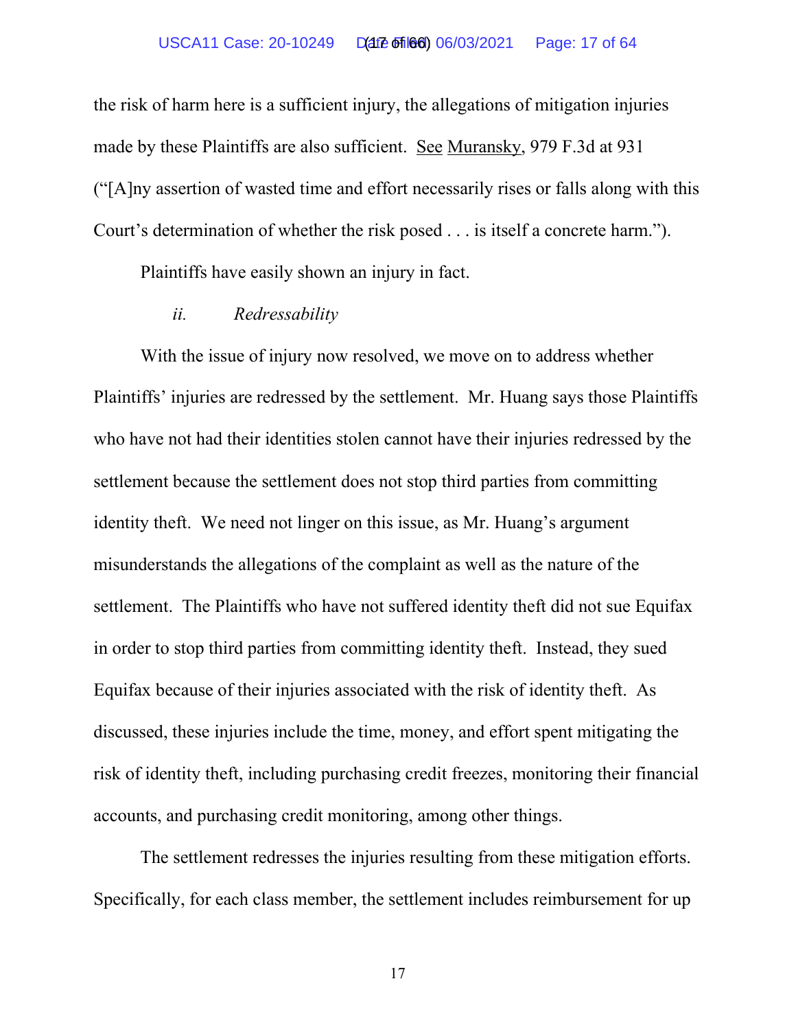the risk of harm here is a sufficient injury, the allegations of mitigation injuries made by these Plaintiffs are also sufficient. See Muransky, 979 F.3d at 931 ("[A]ny assertion of wasted time and effort necessarily rises or falls along with this Court's determination of whether the risk posed . . . is itself a concrete harm.").

Plaintiffs have easily shown an injury in fact.

*ii. Redressability*

With the issue of injury now resolved, we move on to address whether Plaintiffs' injuries are redressed by the settlement. Mr. Huang says those Plaintiffs who have not had their identities stolen cannot have their injuries redressed by the settlement because the settlement does not stop third parties from committing identity theft. We need not linger on this issue, as Mr. Huang's argument misunderstands the allegations of the complaint as well as the nature of the settlement. The Plaintiffs who have not suffered identity theft did not sue Equifax in order to stop third parties from committing identity theft. Instead, they sued Equifax because of their injuries associated with the risk of identity theft. As discussed, these injuries include the time, money, and effort spent mitigating the risk of identity theft, including purchasing credit freezes, monitoring their financial accounts, and purchasing credit monitoring, among other things.

The settlement redresses the injuries resulting from these mitigation efforts. Specifically, for each class member, the settlement includes reimbursement for up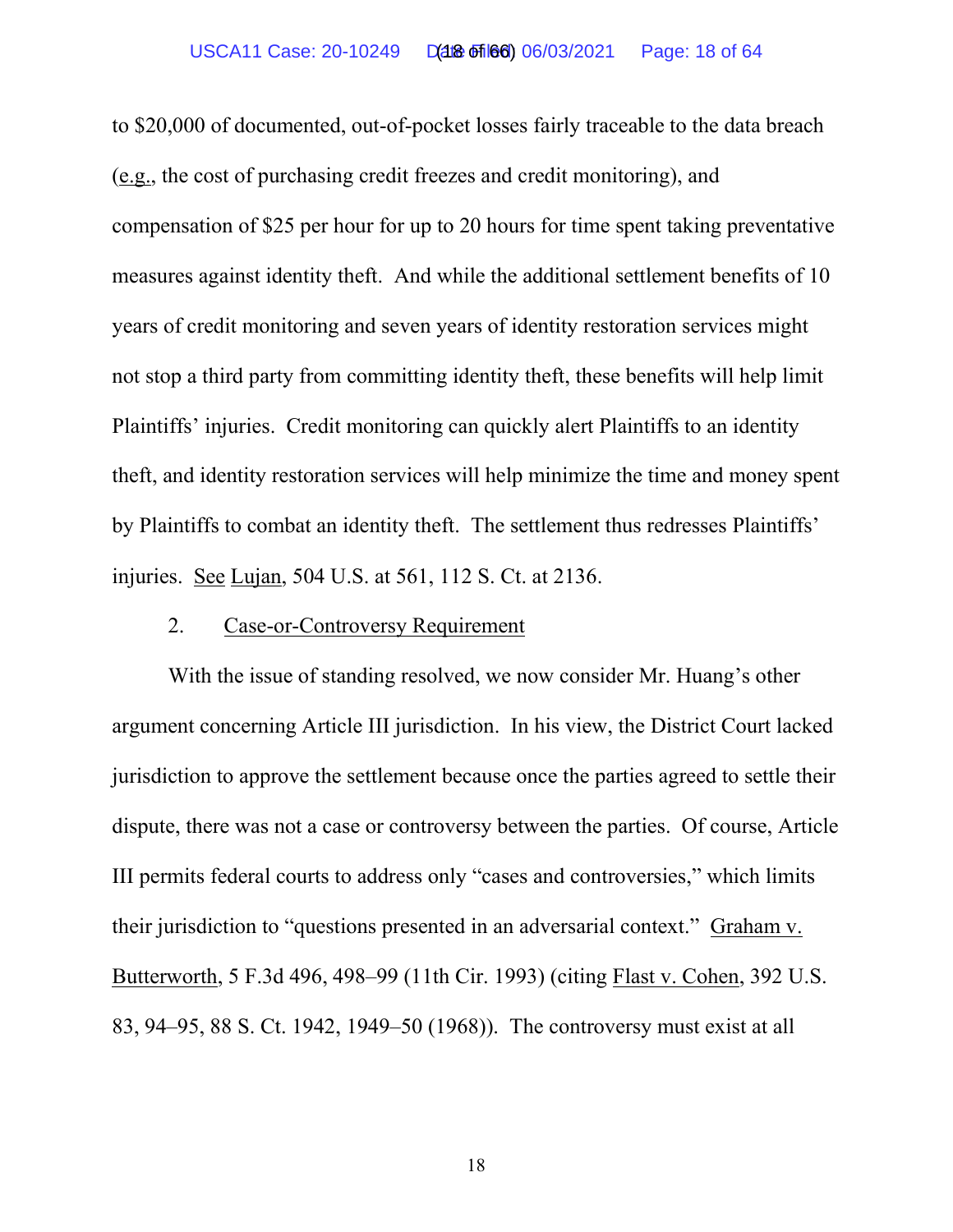to $20,000 of documented, out-of-pocket losses fairly traceable to the data breach (e.g., the cost of purchasing credit freezes and credit monitoring), and compensation of $25 per hour for up to 20 hours for time spent taking preventative measures against identity theft. And while the additional settlement benefits of 10 years of credit monitoring and seven years of identity restoration services might not stop a third party from committing identity theft, these benefits will help limit Plaintiffs' injuries. Credit monitoring can quickly alert Plaintiffs to an identity theft, and identity restoration services will help minimize the time and money spent by Plaintiffs to combat an identity theft. The settlement thus redresses Plaintiffs' injuries. See Lujan, 504 U.S. at 561, 112 S. Ct. at 2136.

2. Case-or-Controversy Requirement

With the issue of standing resolved, we now consider Mr. Huang's other argument concerning Article III jurisdiction. In his view, the District Court lacked jurisdiction to approve the settlement because once the parties agreed to settle their dispute, there was not a case or controversy between the parties. Of course, Article III permits federal courts to address only "cases and controversies," which limits their jurisdiction to "questions presented in an adversarial context." Graham v. Butterworth, 5 F.3d 496, 498–99 (11th Cir. 1993) (citing Flast v. Cohen, 392 U.S. 83, 94–95, 88 S. Ct. 1942, 1949–50 (1968)). The controversy must exist at all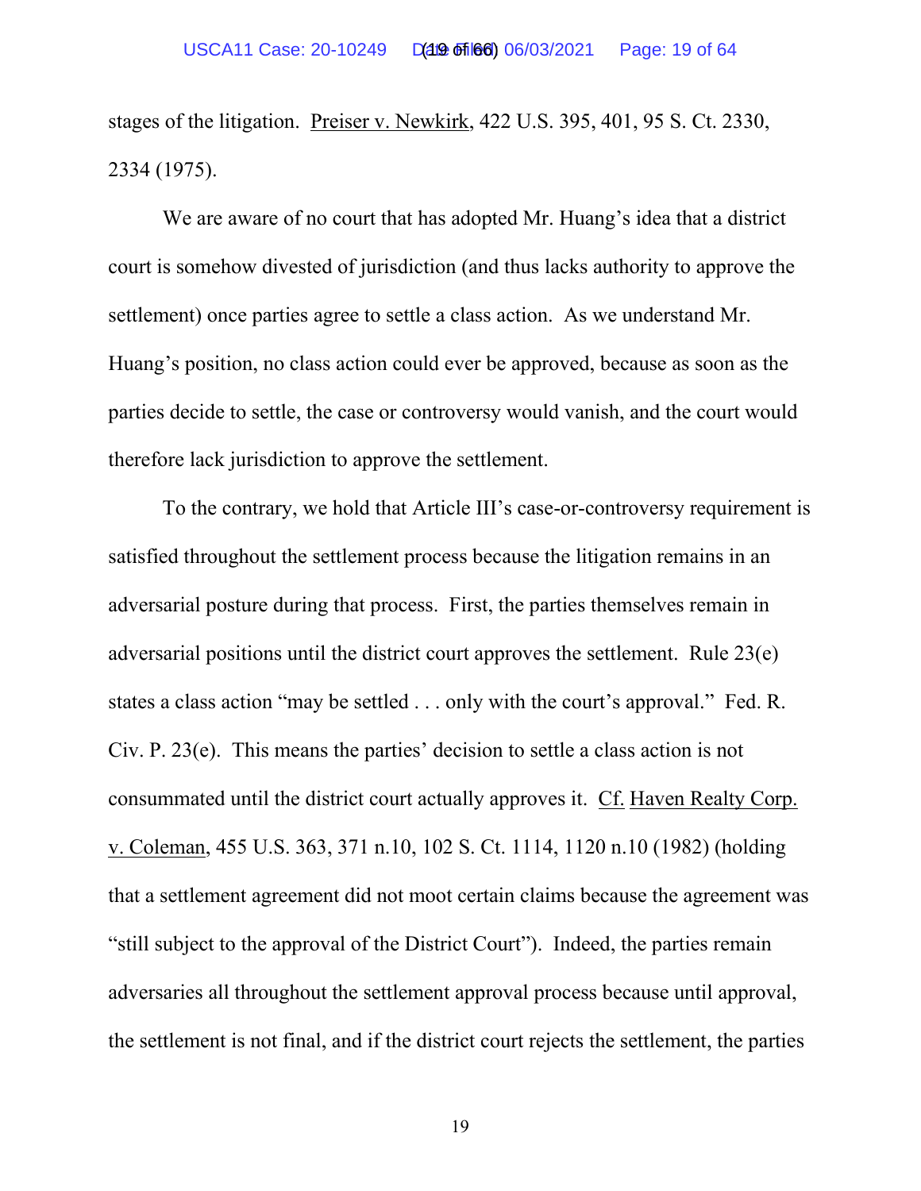stages of the litigation. Preiser v. Newkirk, 422 U.S. 395, 401, 95 S. Ct. 2330, 2334 (1975).

We are aware of no court that has adopted Mr. Huang's idea that a district court is somehow divested of jurisdiction (and thus lacks authority to approve the settlement) once parties agree to settle a class action. As we understand Mr. Huang's position, no class action could ever be approved, because as soon as the parties decide to settle, the case or controversy would vanish, and the court would therefore lack jurisdiction to approve the settlement.

To the contrary, we hold that Article III's case-or-controversy requirement is satisfied throughout the settlement process because the litigation remains in an adversarial posture during that process. First, the parties themselves remain in adversarial positions until the district court approves the settlement. Rule 23(e) states a class action "may be settled . . . only with the court's approval." Fed. R. Civ. P. 23(e). This means the parties' decision to settle a class action is not consummated until the district court actually approves it. Cf. Haven Realty Corp. v. Coleman, 455 U.S. 363, 371 n.10, 102 S. Ct. 1114, 1120 n.10 (1982) (holding that a settlement agreement did not moot certain claims because the agreement was "still subject to the approval of the District Court"). Indeed, the parties remain adversaries all throughout the settlement approval process because until approval, the settlement is not final, and if the district court rejects the settlement, the parties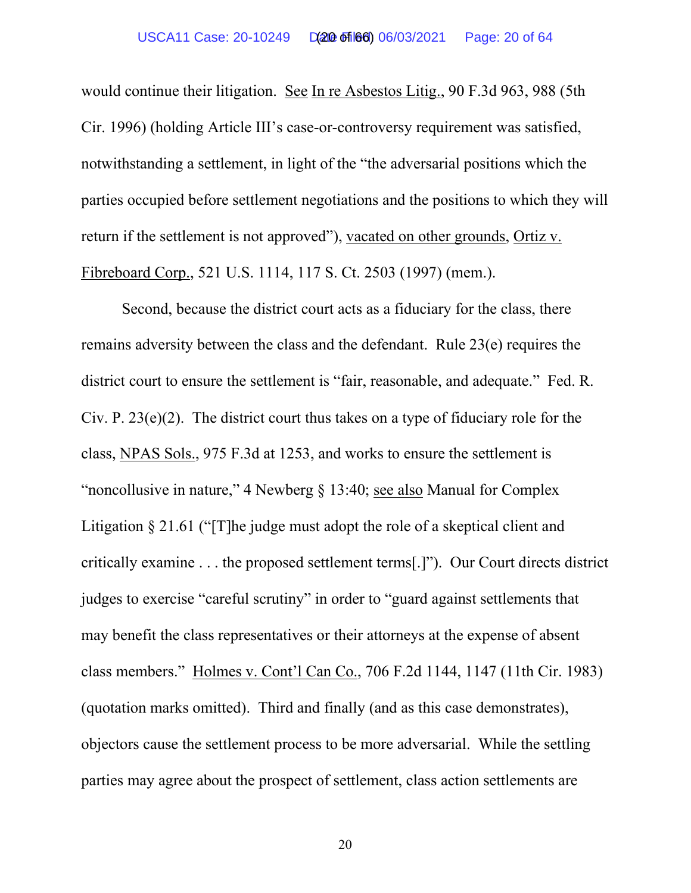would continue their litigation. See In re Asbestos Litig., 90 F.3d 963, 988 (5th Cir. 1996) (holding Article III's case-or-controversy requirement was satisfied, notwithstanding a settlement, in light of the "the adversarial positions which the parties occupied before settlement negotiations and the positions to which they will return if the settlement is not approved"), vacated on other grounds, Ortiz v. Fibreboard Corp., 521 U.S. 1114, 117 S. Ct. 2503 (1997) (mem.).

Second, because the district court acts as a fiduciary for the class, there remains adversity between the class and the defendant. Rule 23(e) requires the district court to ensure the settlement is "fair, reasonable, and adequate." Fed. R. Civ. P. 23(e)(2). The district court thus takes on a type of fiduciary role for the class, NPAS Sols., 975 F.3d at 1253, and works to ensure the settlement is "noncollusive in nature," 4 Newberg § 13:40; see also Manual for Complex Litigation § 21.61 ("[T]he judge must adopt the role of a skeptical client and critically examine . . . the proposed settlement terms[.]"). Our Court directs district judges to exercise "careful scrutiny" in order to "guard against settlements that may benefit the class representatives or their attorneys at the expense of absent class members." Holmes v. Cont'l Can Co., 706 F.2d 1144, 1147 (11th Cir. 1983) (quotation marks omitted). Third and finally (and as this case demonstrates), objectors cause the settlement process to be more adversarial. While the settling parties may agree about the prospect of settlement, class action settlements are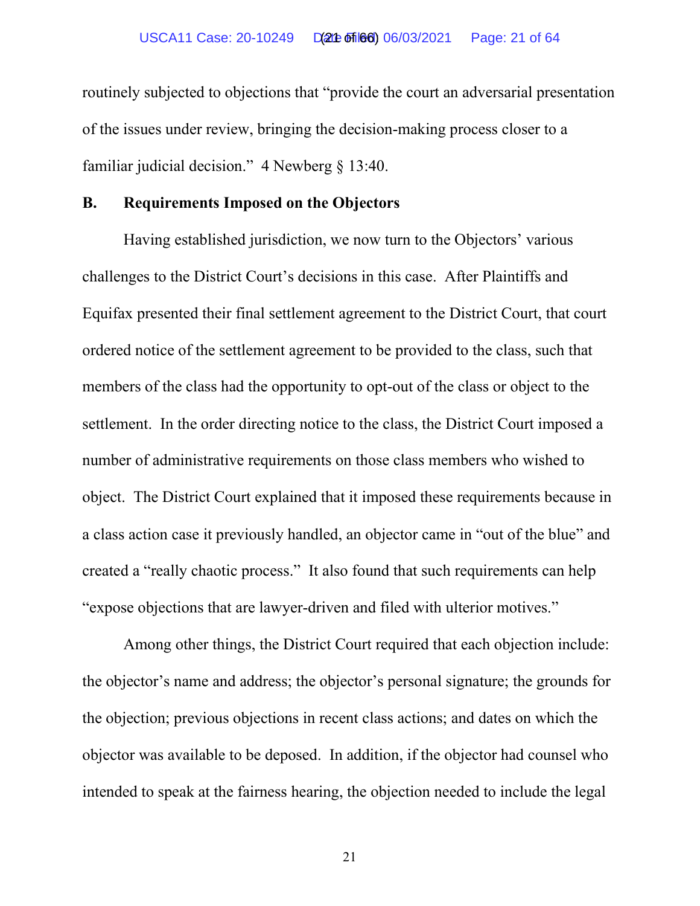routinely subjected to objections that "provide the court an adversarial presentation of the issues under review, bringing the decision-making process closer to a familiar judicial decision." 4 Newberg § 13:40.

## B. Requirements Imposed on the Objectors

Having established jurisdiction, we now turn to the Objectors' various challenges to the District Court's decisions in this case. After Plaintiffs and Equifax presented their final settlement agreement to the District Court, that court ordered notice of the settlement agreement to be provided to the class, such that members of the class had the opportunity to opt-out of the class or object to the settlement. In the order directing notice to the class, the District Court imposed a number of administrative requirements on those class members who wished to object. The District Court explained that it imposed these requirements because in a class action case it previously handled, an objector came in "out of the blue" and created a "really chaotic process." It also found that such requirements can help "expose objections that are lawyer-driven and filed with ulterior motives."

Among other things, the District Court required that each objection include: the objector's name and address; the objector's personal signature; the grounds for the objection; previous objections in recent class actions; and dates on which the objector was available to be deposed. In addition, if the objector had counsel who intended to speak at the fairness hearing, the objection needed to include the legal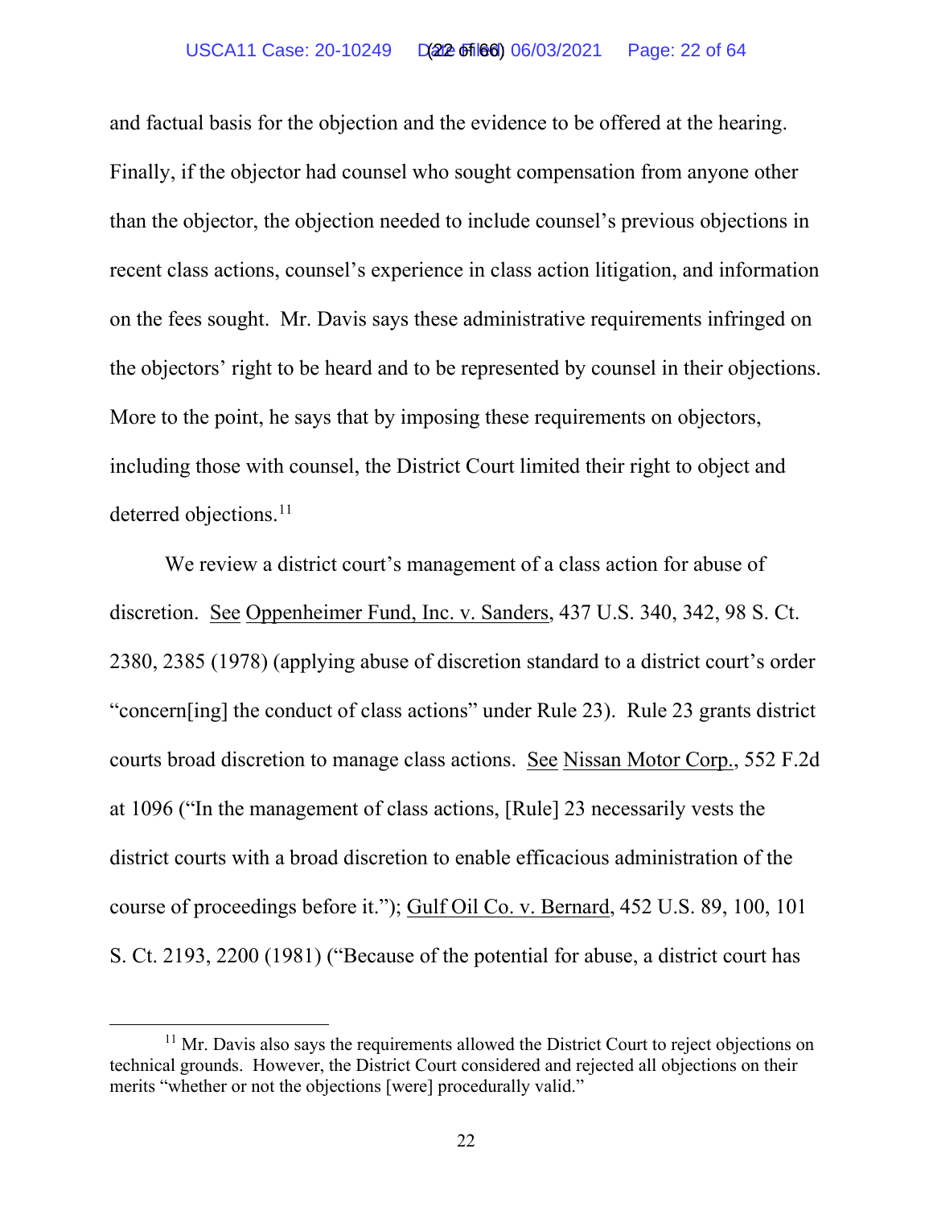and factual basis for the objection and the evidence to be offered at the hearing. Finally, if the objector had counsel who sought compensation from anyone other than the objector, the objection needed to include counsel's previous objections in recent class actions, counsel's experience in class action litigation, and information on the fees sought. Mr. Davis says these administrative requirements infringed on the objectors' right to be heard and to be represented by counsel in their objections. More to the point, he says that by imposing these requirements on objectors, including those with counsel, the District Court limited their right to object and deterred objections.[11]

We review a district court's management of a class action for abuse of discretion. See Oppenheimer Fund, Inc. v. Sanders, 437 U.S. 340, 342, 98 S. Ct. 2380, 2385 (1978) (applying abuse of discretion standard to a district court's order "concern[ing] the conduct of class actions" under Rule 23). Rule 23 grants district courts broad discretion to manage class actions. See Nissan Motor Corp., 552 F.2d at 1096 ("In the management of class actions, [Rule] 23 necessarily vests the district courts with a broad discretion to enable efficacious administration of the course of proceedings before it."); Gulf Oil Co. v. Bernard, 452 U.S. 89, 100, 101 S. Ct. 2193, 2200 (1981) ("Because of the potential for abuse, a district court has

[11] Mr. Davis also says the requirements allowed the District Court to reject objections on technical grounds. However, the District Court considered and rejected all objections on their merits "whether or not the objections [were] procedurally valid."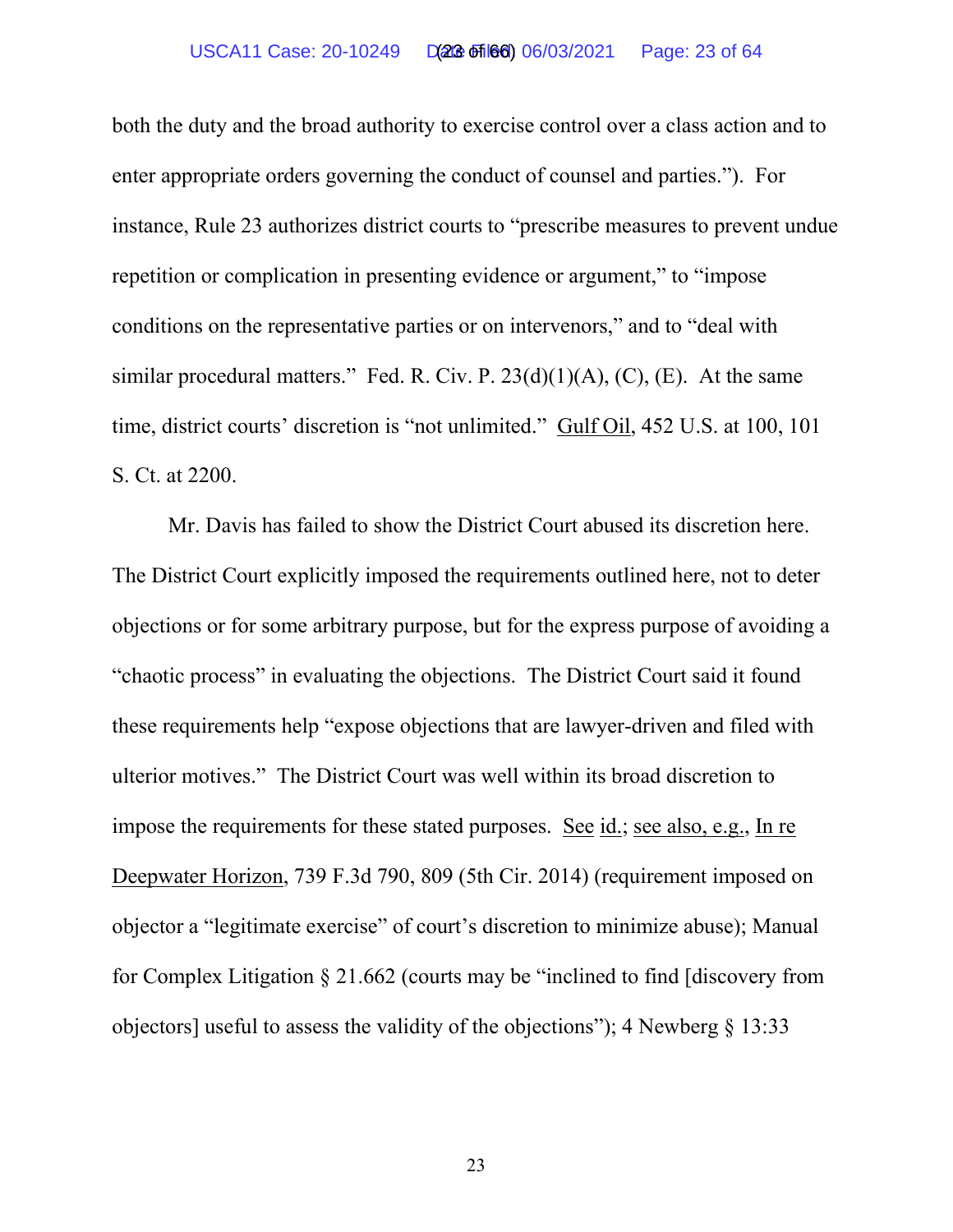both the duty and the broad authority to exercise control over a class action and to enter appropriate orders governing the conduct of counsel and parties."). For instance, Rule 23 authorizes district courts to "prescribe measures to prevent undue repetition or complication in presenting evidence or argument," to "impose conditions on the representative parties or on intervenors," and to "deal with similar procedural matters." Fed. R. Civ. P. 23(d)(1)(A), (C), (E). At the same time, district courts' discretion is "not unlimited." Gulf Oil, 452 U.S. at 100, 101 S. Ct. at 2200.

Mr. Davis has failed to show the District Court abused its discretion here. The District Court explicitly imposed the requirements outlined here, not to deter objections or for some arbitrary purpose, but for the express purpose of avoiding a "chaotic process" in evaluating the objections. The District Court said it found these requirements help "expose objections that are lawyer-driven and filed with ulterior motives." The District Court was well within its broad discretion to impose the requirements for these stated purposes. See id.; see also, e.g., In re Deepwater Horizon, 739 F.3d 790, 809 (5th Cir. 2014) (requirement imposed on objector a "legitimate exercise" of court's discretion to minimize abuse); Manual for Complex Litigation § 21.662 (courts may be "inclined to find [discovery from objectors] useful to assess the validity of the objections"); 4 Newberg § 13:33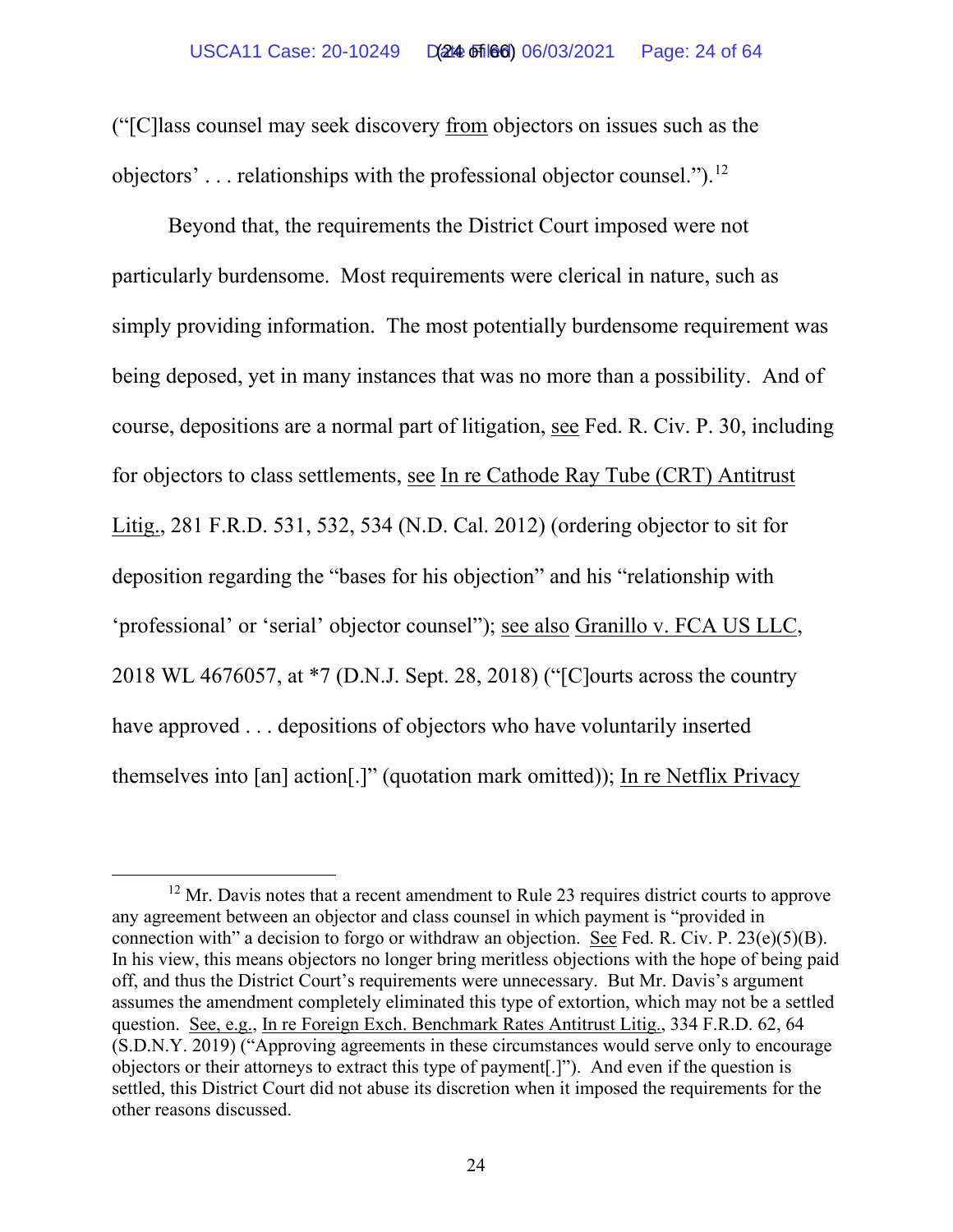("[C]lass counsel may seek discovery from objectors on issues such as the objectors' . . . relationships with the professional objector counsel.").[12]

Beyond that, the requirements the District Court imposed were not particularly burdensome. Most requirements were clerical in nature, such as simply providing information. The most potentially burdensome requirement was being deposed, yet in many instances that was no more than a possibility. And of course, depositions are a normal part of litigation, see Fed. R. Civ. P. 30, including for objectors to class settlements, see In re Cathode Ray Tube (CRT) Antitrust Litig., 281 F.R.D. 531, 532, 534 (N.D. Cal. 2012) (ordering objector to sit for deposition regarding the "bases for his objection" and his "relationship with 'professional' or 'serial' objector counsel"); see also Granillo v. FCA US LLC, 2018 WL 4676057, at *7 (D.N.J. Sept. 28, 2018) ("[C]ourts across the country have approved . . . depositions of objectors who have voluntarily inserted themselves into [an] action[.]" (quotation mark omitted)); In re Netflix Privacy

---

[12] Mr. Davis notes that a recent amendment to Rule 23 requires district courts to approve any agreement between an objector and class counsel in which payment is "provided in connection with" a decision to forgo or withdraw an objection. See Fed. R. Civ. P. 23(e)(5)(B). In his view, this means objectors no longer bring meritless objections with the hope of being paid off, and thus the District Court's requirements were unnecessary. But Mr. Davis's argument assumes the amendment completely eliminated this type of extortion, which may not be a settled question. See, e.g., In re Foreign Exch. Benchmark Rates Antitrust Litig., 334 F.R.D. 62, 64 (S.D.N.Y. 2019) ("Approving agreements in these circumstances would serve only to encourage objectors or their attorneys to extract this type of payment[.]"). And even if the question is settled, this District Court did not abuse its discretion when it imposed the requirements for the other reasons discussed.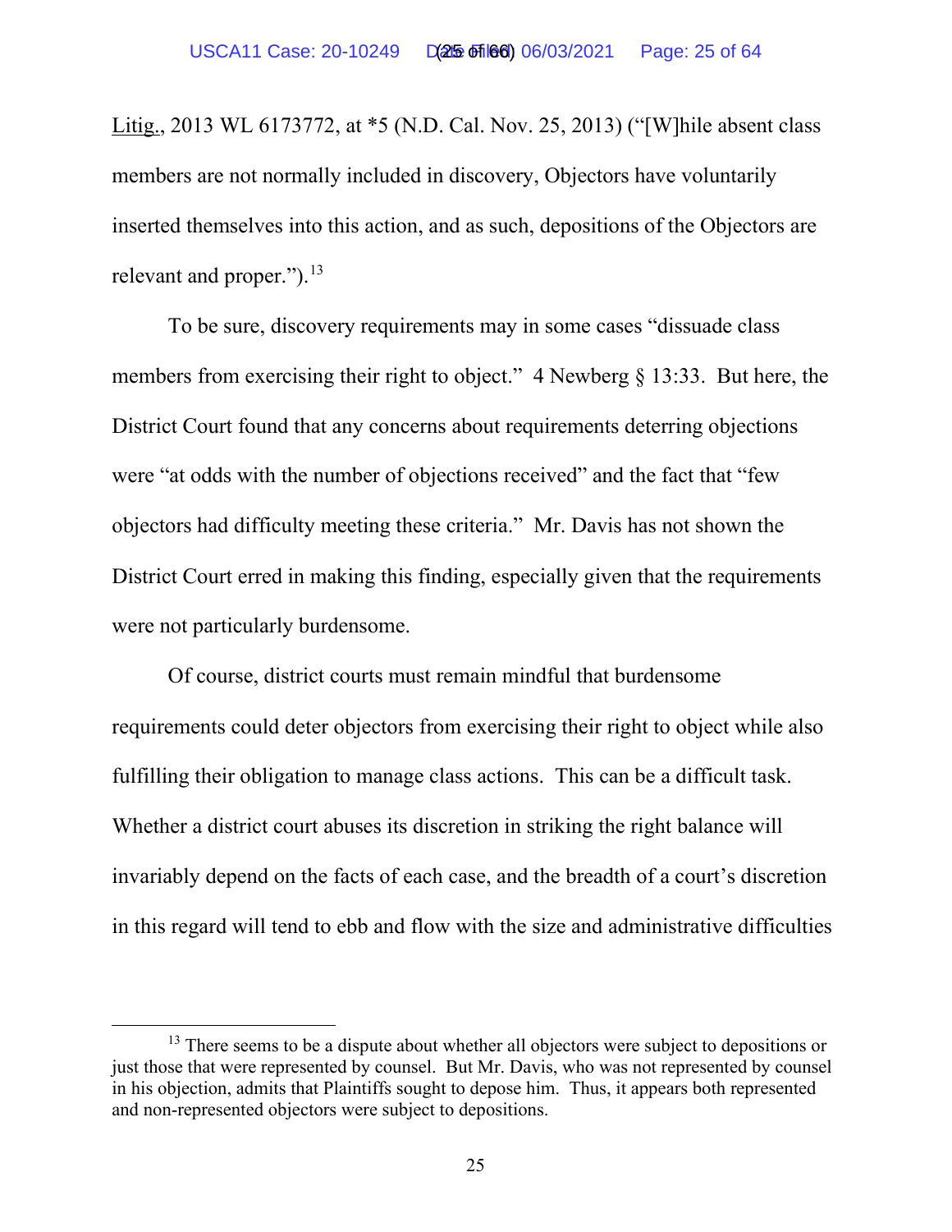Litig., 2013 WL 6173772, at *5 (N.D. Cal. Nov. 25, 2013) ("[W]hile absent class members are not normally included in discovery, Objectors have voluntarily inserted themselves into this action, and as such, depositions of the Objectors are relevant and proper.").[13]

To be sure, discovery requirements may in some cases "dissuade class members from exercising their right to object." 4 Newberg § 13:33. But here, the District Court found that any concerns about requirements deterring objections were "at odds with the number of objections received" and the fact that "few objectors had difficulty meeting these criteria." Mr. Davis has not shown the District Court erred in making this finding, especially given that the requirements were not particularly burdensome.

Of course, district courts must remain mindful that burdensome requirements could deter objectors from exercising their right to object while also fulfilling their obligation to manage class actions. This can be a difficult task. Whether a district court abuses its discretion in striking the right balance will invariably depend on the facts of each case, and the breadth of a court's discretion in this regard will tend to ebb and flow with the size and administrative difficulties

---

[13] There seems to be a dispute about whether all objectors were subject to depositions or just those that were represented by counsel. But Mr. Davis, who was not represented by counsel in his objection, admits that Plaintiffs sought to depose him. Thus, it appears both represented and non-represented objectors were subject to depositions.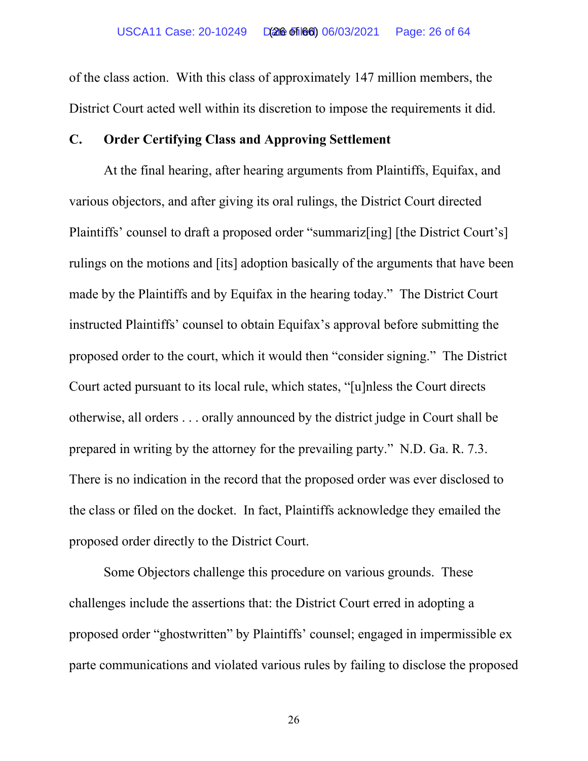of the class action. With this class of approximately 147 million members, the District Court acted well within its discretion to impose the requirements it did.

### C. Order Certifying Class and Approving Settlement

At the final hearing, after hearing arguments from Plaintiffs, Equifax, and various objectors, and after giving its oral rulings, the District Court directed Plaintiffs' counsel to draft a proposed order "summariz[ing] [the District Court's] rulings on the motions and [its] adoption basically of the arguments that have been made by the Plaintiffs and by Equifax in the hearing today." The District Court instructed Plaintiffs' counsel to obtain Equifax's approval before submitting the proposed order to the court, which it would then "consider signing." The District Court acted pursuant to its local rule, which states, "[u]nless the Court directs otherwise, all orders . . . orally announced by the district judge in Court shall be prepared in writing by the attorney for the prevailing party." N.D. Ga. R. 7.3. There is no indication in the record that the proposed order was ever disclosed to the class or filed on the docket. In fact, Plaintiffs acknowledge they emailed the proposed order directly to the District Court.

Some Objectors challenge this procedure on various grounds. These challenges include the assertions that: the District Court erred in adopting a proposed order "ghostwritten" by Plaintiffs' counsel; engaged in impermissible ex parte communications and violated various rules by failing to disclose the proposed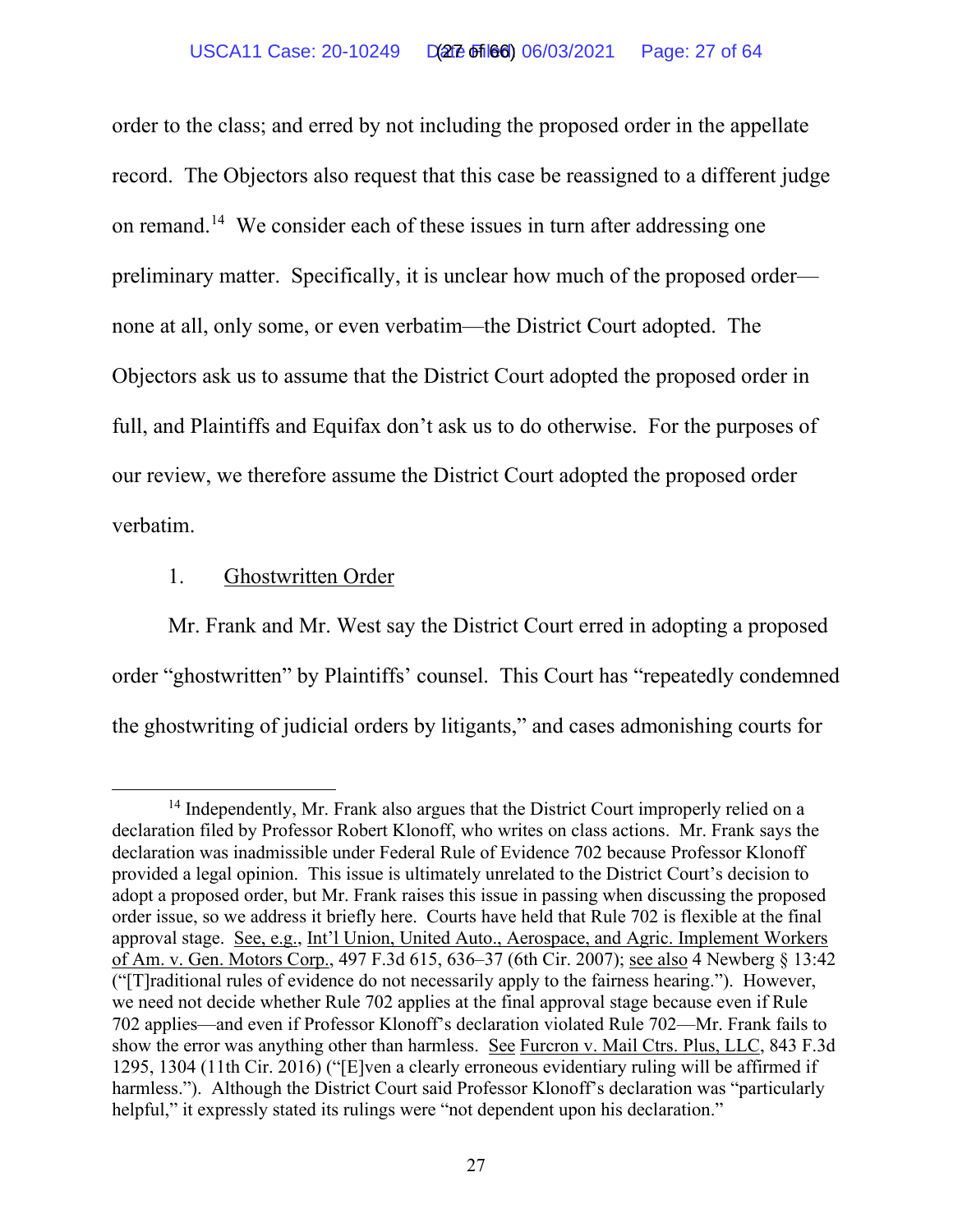order to the class; and erred by not including the proposed order in the appellate record. The Objectors also request that this case be reassigned to a different judge on remand.[14] We consider each of these issues in turn after addressing one preliminary matter. Specifically, it is unclear how much of the proposed order—none at all, only some, or even verbatim—the District Court adopted. The Objectors ask us to assume that the District Court adopted the proposed order in full, and Plaintiffs and Equifax don't ask us to do otherwise. For the purposes of our review, we therefore assume the District Court adopted the proposed order verbatim.

1. Ghostwritten Order

Mr. Frank and Mr. West say the District Court erred in adopting a proposed order "ghostwritten" by Plaintiffs' counsel. This Court has "repeatedly condemned the ghostwriting of judicial orders by litigants," and cases admonishing courts for

---

[14] Independently, Mr. Frank also argues that the District Court improperly relied on a declaration filed by Professor Robert Klonoff, who writes on class actions. Mr. Frank says the declaration was inadmissible under Federal Rule of Evidence 702 because Professor Klonoff provided a legal opinion. This issue is ultimately unrelated to the District Court's decision to adopt a proposed order, but Mr. Frank raises this issue in passing when discussing the proposed order issue, so we address it briefly here. Courts have held that Rule 702 is flexible at the final approval stage. See, e.g., Int'l Union, United Auto., Aerospace, and Agric. Implement Workers of Am. v. Gen. Motors Corp., 497 F.3d 615, 636–37 (6th Cir. 2007); see also 4 Newberg § 13:42 ("[T]raditional rules of evidence do not necessarily apply to the fairness hearing."). However, we need not decide whether Rule 702 applies at the final approval stage because even if Rule 702 applies—and even if Professor Klonoff's declaration violated Rule 702—Mr. Frank fails to show the error was anything other than harmless. See Furcron v. Mail Ctrs. Plus, LLC, 843 F.3d 1295, 1304 (11th Cir. 2016) ("[E]ven a clearly erroneous evidentiary ruling will be affirmed if harmless."). Although the District Court said Professor Klonoff's declaration was "particularly helpful," it expressly stated its rulings were "not dependent upon his declaration."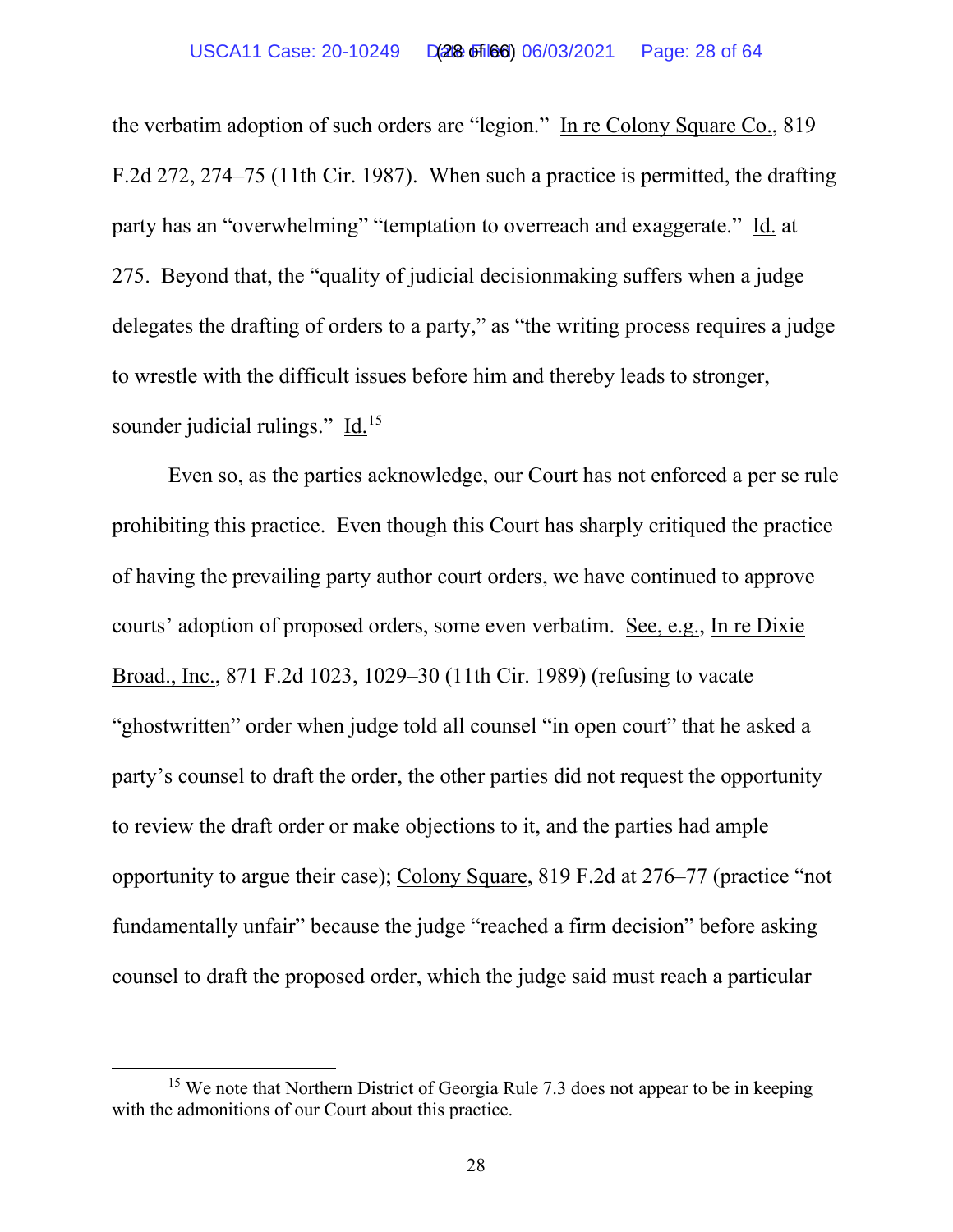the verbatim adoption of such orders are "legion." In re Colony Square Co., 819 F.2d 272, 274–75 (11th Cir. 1987). When such a practice is permitted, the drafting party has an "overwhelming" "temptation to overreach and exaggerate." Id. at 275. Beyond that, the "quality of judicial decisionmaking suffers when a judge delegates the drafting of orders to a party," as "the writing process requires a judge to wrestle with the difficult issues before him and thereby leads to stronger, sounder judicial rulings." Id.[15]

Even so, as the parties acknowledge, our Court has not enforced a per se rule prohibiting this practice. Even though this Court has sharply critiqued the practice of having the prevailing party author court orders, we have continued to approve courts' adoption of proposed orders, some even verbatim. See, e.g., In re Dixie Broad., Inc., 871 F.2d 1023, 1029–30 (11th Cir. 1989) (refusing to vacate "ghostwritten" order when judge told all counsel "in open court" that he asked a party's counsel to draft the order, the other parties did not request the opportunity to review the draft order or make objections to it, and the parties had ample opportunity to argue their case); Colony Square, 819 F.2d at 276–77 (practice "not fundamentally unfair" because the judge "reached a firm decision" before asking counsel to draft the proposed order, which the judge said must reach a particular

[15] We note that Northern District of Georgia Rule 7.3 does not appear to be in keeping with the admonitions of our Court about this practice.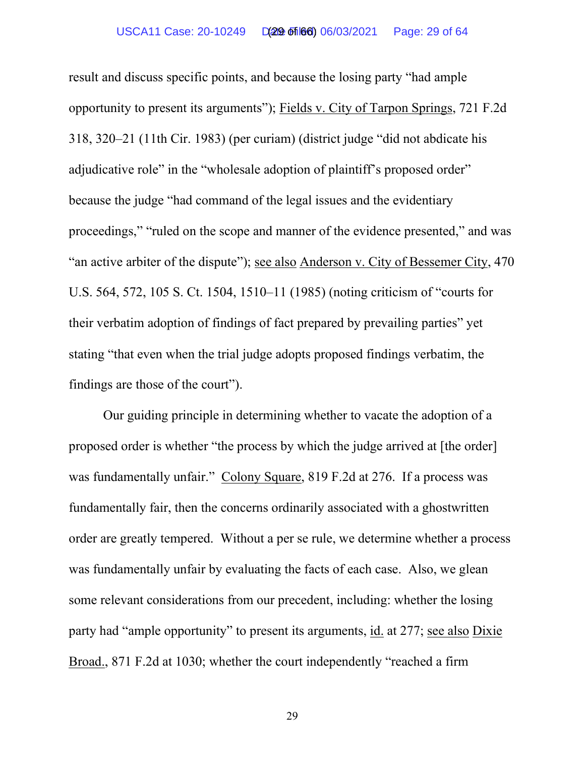result and discuss specific points, and because the losing party "had ample opportunity to present its arguments"); Fields v. City of Tarpon Springs, 721 F.2d 318, 320–21 (11th Cir. 1983) (per curiam) (district judge "did not abdicate his adjudicative role" in the "wholesale adoption of plaintiff's proposed order" because the judge "had command of the legal issues and the evidentiary proceedings," "ruled on the scope and manner of the evidence presented," and was "an active arbiter of the dispute"); see also Anderson v. City of Bessemer City, 470 U.S. 564, 572, 105 S. Ct. 1504, 1510–11 (1985) (noting criticism of "courts for their verbatim adoption of findings of fact prepared by prevailing parties" yet stating "that even when the trial judge adopts proposed findings verbatim, the findings are those of the court").

Our guiding principle in determining whether to vacate the adoption of a proposed order is whether "the process by which the judge arrived at [the order] was fundamentally unfair." Colony Square, 819 F.2d at 276. If a process was fundamentally fair, then the concerns ordinarily associated with a ghostwritten order are greatly tempered. Without a per se rule, we determine whether a process was fundamentally unfair by evaluating the facts of each case. Also, we glean some relevant considerations from our precedent, including: whether the losing party had "ample opportunity" to present its arguments, id. at 277; see also Dixie Broad., 871 F.2d at 1030; whether the court independently "reached a firm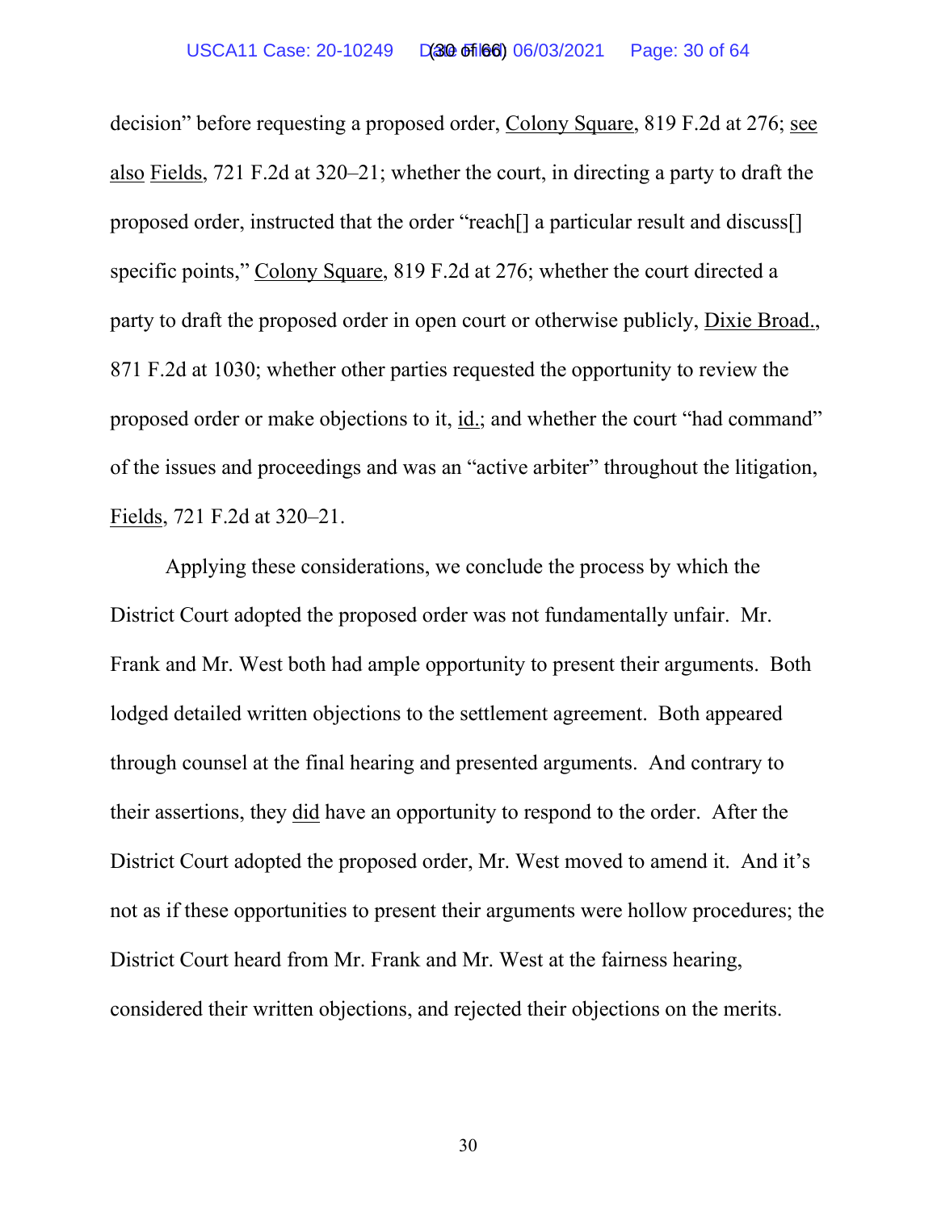decision" before requesting a proposed order, Colony Square, 819 F.2d at 276; see also Fields, 721 F.2d at 320–21; whether the court, in directing a party to draft the proposed order, instructed that the order "reach[] a particular result and discuss[] specific points," Colony Square, 819 F.2d at 276; whether the court directed a party to draft the proposed order in open court or otherwise publicly, Dixie Broad., 871 F.2d at 1030; whether other parties requested the opportunity to review the proposed order or make objections to it, id.; and whether the court "had command" of the issues and proceedings and was an "active arbiter" throughout the litigation, Fields, 721 F.2d at 320–21.

Applying these considerations, we conclude the process by which the District Court adopted the proposed order was not fundamentally unfair. Mr. Frank and Mr. West both had ample opportunity to present their arguments. Both lodged detailed written objections to the settlement agreement. Both appeared through counsel at the final hearing and presented arguments. And contrary to their assertions, they did have an opportunity to respond to the order. After the District Court adopted the proposed order, Mr. West moved to amend it. And it's not as if these opportunities to present their arguments were hollow procedures; the District Court heard from Mr. Frank and Mr. West at the fairness hearing, considered their written objections, and rejected their objections on the merits.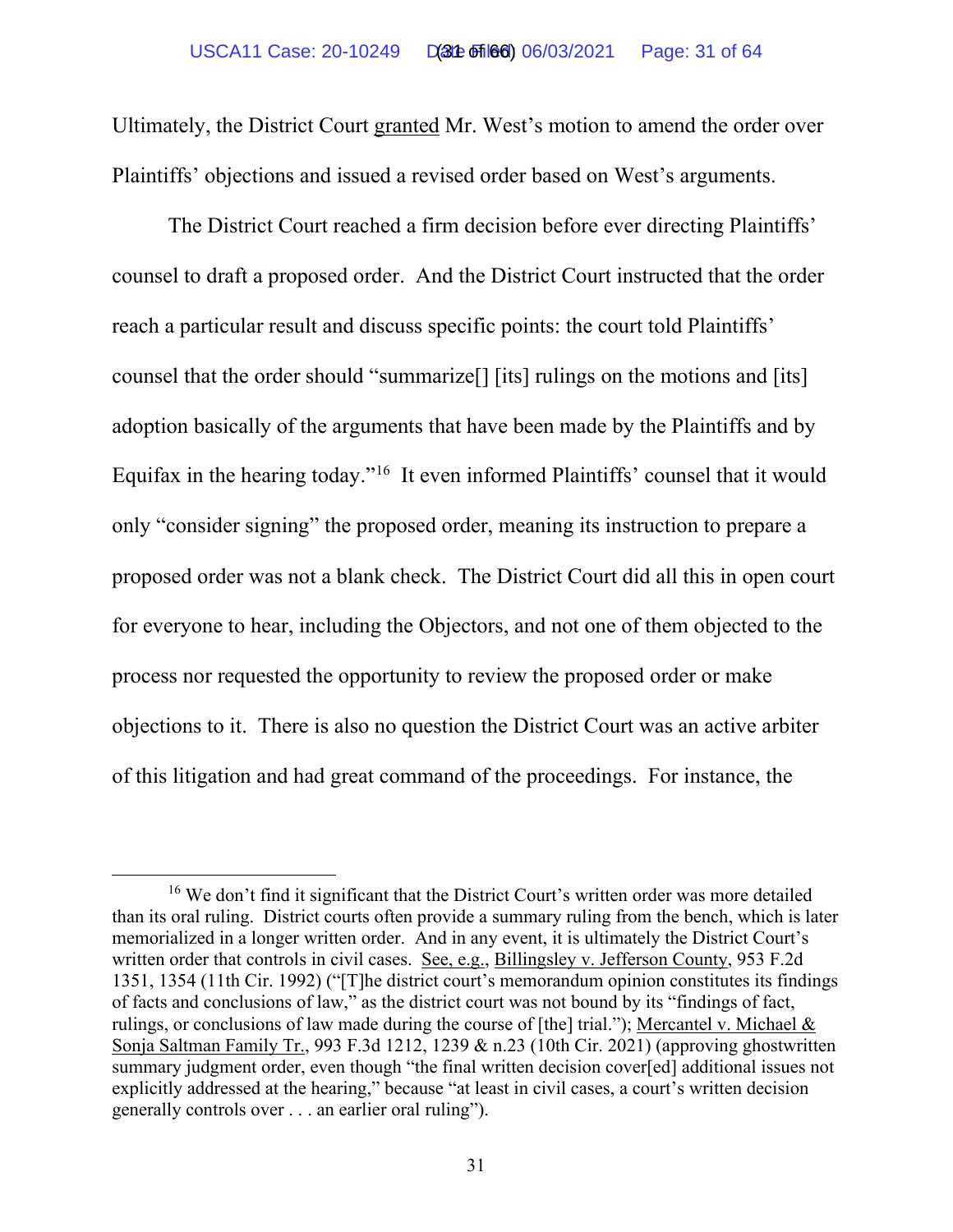Ultimately, the District Court granted Mr. West's motion to amend the order over Plaintiffs' objections and issued a revised order based on West's arguments.

The District Court reached a firm decision before ever directing Plaintiffs' counsel to draft a proposed order. And the District Court instructed that the order reach a particular result and discuss specific points: the court told Plaintiffs' counsel that the order should "summarize[] [its] rulings on the motions and [its] adoption basically of the arguments that have been made by the Plaintiffs and by Equifax in the hearing today."[16] It even informed Plaintiffs' counsel that it would only "consider signing" the proposed order, meaning its instruction to prepare a proposed order was not a blank check. The District Court did all this in open court for everyone to hear, including the Objectors, and not one of them objected to the process nor requested the opportunity to review the proposed order or make objections to it. There is also no question the District Court was an active arbiter of this litigation and had great command of the proceedings. For instance, the

---

[16] We don't find it significant that the District Court's written order was more detailed than its oral ruling. District courts often provide a summary ruling from the bench, which is later memorialized in a longer written order. And in any event, it is ultimately the District Court's written order that controls in civil cases. See, e.g., Billingsley v. Jefferson County, 953 F.2d 1351, 1354 (11th Cir. 1992) ("[T]he district court's memorandum opinion constitutes its findings of facts and conclusions of law," as the district court was not bound by its "findings of fact, rulings, or conclusions of law made during the course of [the] trial."); Mercantel v. Michael & Sonja Saltman Family Tr., 993 F.3d 1212, 1239 & n.23 (10th Cir. 2021) (approving ghostwritten summary judgment order, even though "the final written decision cover[ed] additional issues not explicitly addressed at the hearing," because "at least in civil cases, a court's written decision generally controls over . . . an earlier oral ruling").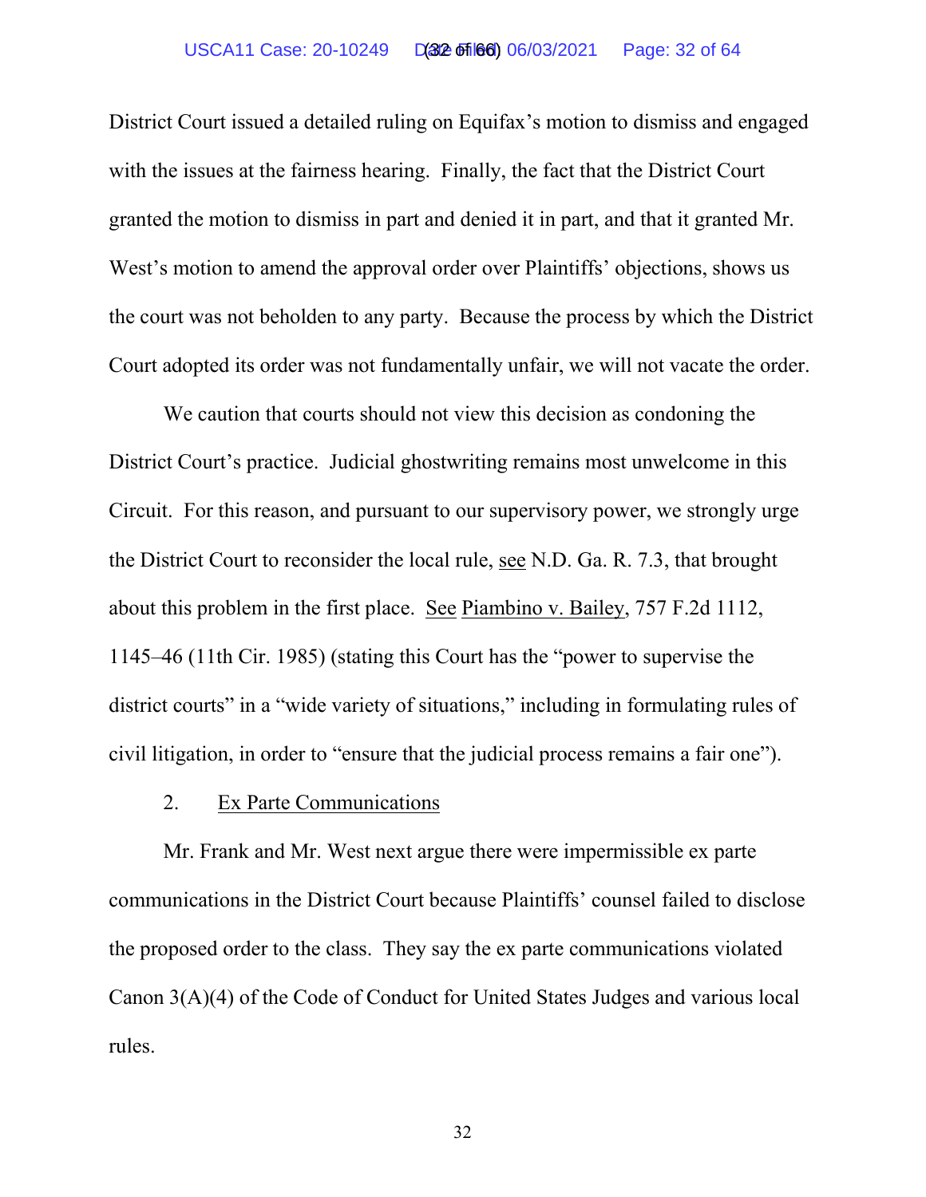District Court issued a detailed ruling on Equifax's motion to dismiss and engaged with the issues at the fairness hearing. Finally, the fact that the District Court granted the motion to dismiss in part and denied it in part, and that it granted Mr. West's motion to amend the approval order over Plaintiffs' objections, shows us the court was not beholden to any party. Because the process by which the District Court adopted its order was not fundamentally unfair, we will not vacate the order.

We caution that courts should not view this decision as condoning the District Court's practice. Judicial ghostwriting remains most unwelcome in this Circuit. For this reason, and pursuant to our supervisory power, we strongly urge the District Court to reconsider the local rule, see N.D. Ga. R. 7.3, that brought about this problem in the first place. See Piambino v. Bailey, 757 F.2d 1112, 1145–46 (11th Cir. 1985) (stating this Court has the "power to supervise the district courts" in a "wide variety of situations," including in formulating rules of civil litigation, in order to "ensure that the judicial process remains a fair one").

2. Ex Parte Communications

Mr. Frank and Mr. West next argue there were impermissible ex parte communications in the District Court because Plaintiffs' counsel failed to disclose the proposed order to the class. They say the ex parte communications violated Canon 3(A)(4) of the Code of Conduct for United States Judges and various local rules.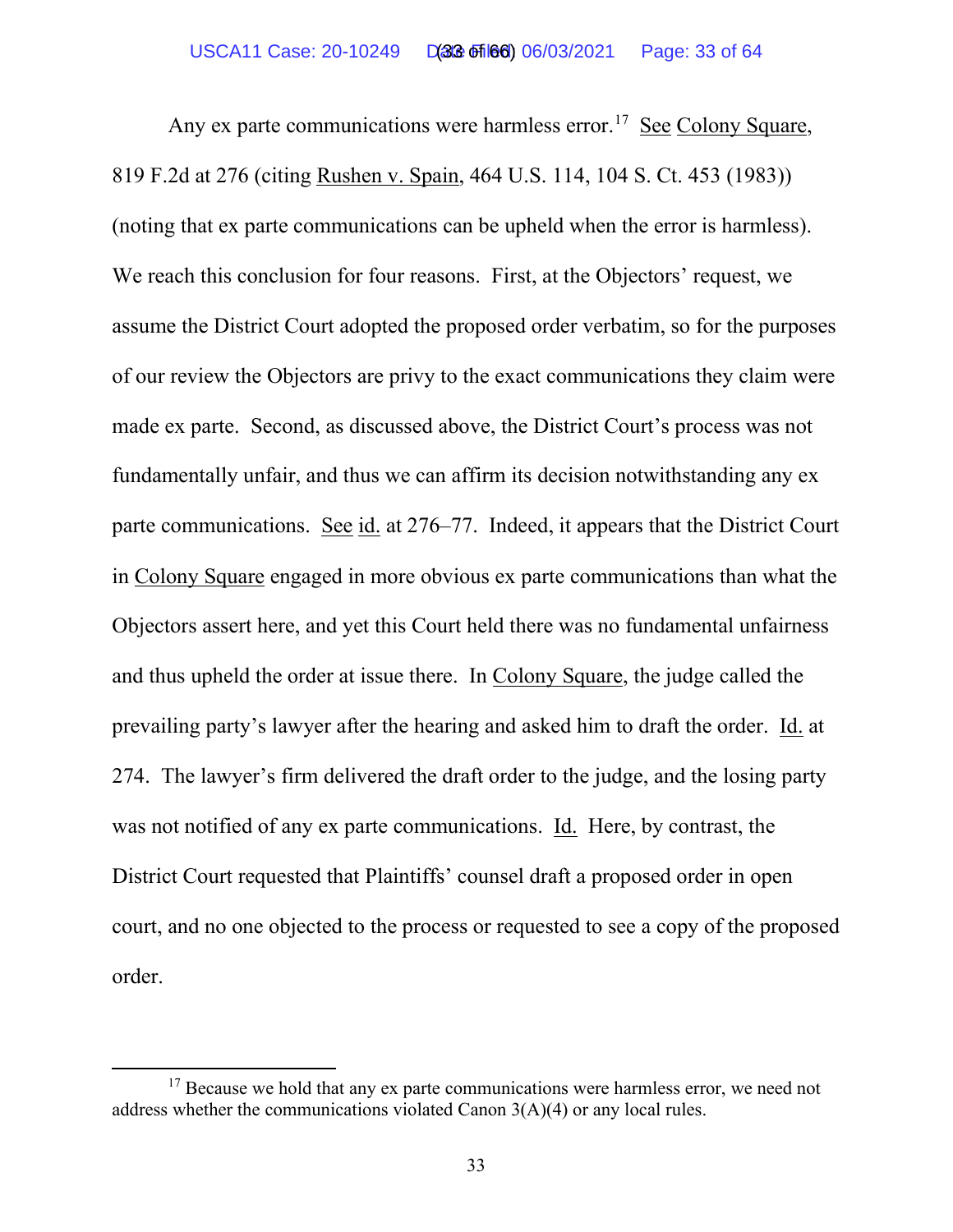Any ex parte communications were harmless error.[17] See Colony Square, 819 F.2d at 276 (citing Rushen v. Spain, 464 U.S. 114, 104 S. Ct. 453 (1983)) (noting that ex parte communications can be upheld when the error is harmless). We reach this conclusion for four reasons. First, at the Objectors' request, we assume the District Court adopted the proposed order verbatim, so for the purposes of our review the Objectors are privy to the exact communications they claim were made ex parte. Second, as discussed above, the District Court's process was not fundamentally unfair, and thus we can affirm its decision notwithstanding any ex parte communications. See id. at 276–77. Indeed, it appears that the District Court in Colony Square engaged in more obvious ex parte communications than what the Objectors assert here, and yet this Court held there was no fundamental unfairness and thus upheld the order at issue there. In Colony Square, the judge called the prevailing party's lawyer after the hearing and asked him to draft the order. Id. at 274. The lawyer's firm delivered the draft order to the judge, and the losing party was not notified of any ex parte communications. Id. Here, by contrast, the District Court requested that Plaintiffs' counsel draft a proposed order in open court, and no one objected to the process or requested to see a copy of the proposed order.

[17] Because we hold that any ex parte communications were harmless error, we need not address whether the communications violated Canon 3(A)(4) or any local rules.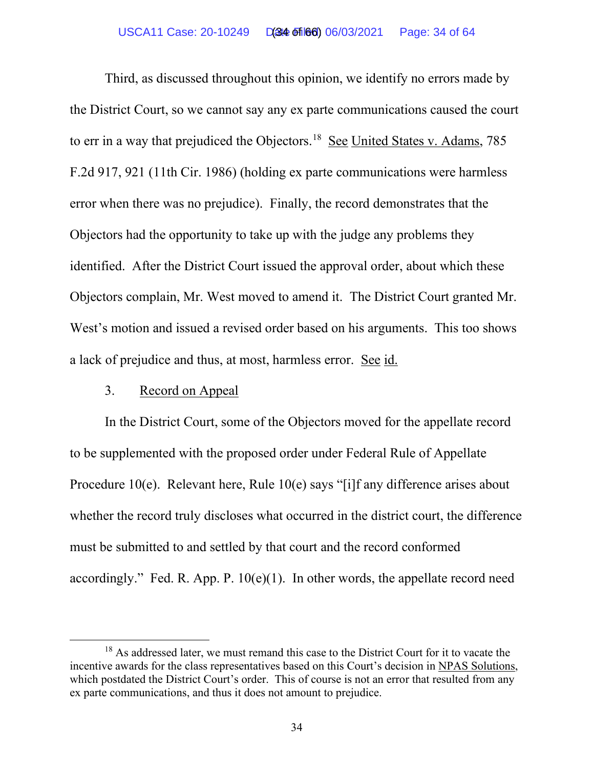Third, as discussed throughout this opinion, we identify no errors made by the District Court, so we cannot say any ex parte communications caused the court to err in a way that prejudiced the Objectors.[18] See United States v. Adams, 785 F.2d 917, 921 (11th Cir. 1986) (holding ex parte communications were harmless error when there was no prejudice). Finally, the record demonstrates that the Objectors had the opportunity to take up with the judge any problems they identified. After the District Court issued the approval order, about which these Objectors complain, Mr. West moved to amend it. The District Court granted Mr. West's motion and issued a revised order based on his arguments. This too shows a lack of prejudice and thus, at most, harmless error. See id.

3. Record on Appeal

In the District Court, some of the Objectors moved for the appellate record to be supplemented with the proposed order under Federal Rule of Appellate Procedure 10(e). Relevant here, Rule 10(e) says "[i]f any difference arises about whether the record truly discloses what occurred in the district court, the difference must be submitted to and settled by that court and the record conformed accordingly." Fed. R. App. P. 10(e)(1). In other words, the appellate record need

---

[18] As addressed later, we must remand this case to the District Court for it to vacate the incentive awards for the class representatives based on this Court's decision in NPAS Solutions, which postdated the District Court's order. This of course is not an error that resulted from any ex parte communications, and thus it does not amount to prejudice.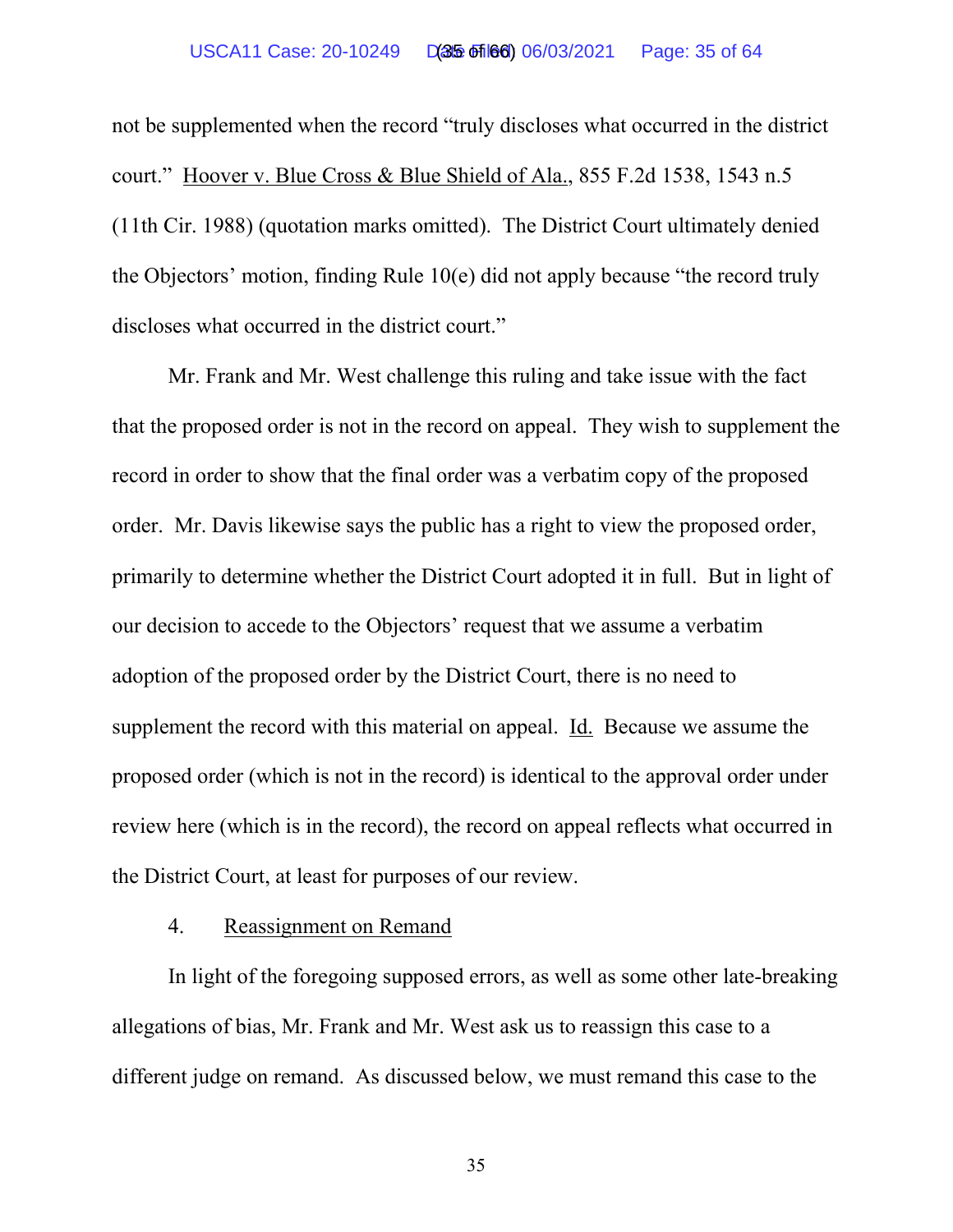not be supplemented when the record "truly discloses what occurred in the district court." Hoover v. Blue Cross & Blue Shield of Ala., 855 F.2d 1538, 1543 n.5 (11th Cir. 1988) (quotation marks omitted). The District Court ultimately denied the Objectors' motion, finding Rule 10(e) did not apply because "the record truly discloses what occurred in the district court."

Mr. Frank and Mr. West challenge this ruling and take issue with the fact that the proposed order is not in the record on appeal. They wish to supplement the record in order to show that the final order was a verbatim copy of the proposed order. Mr. Davis likewise says the public has a right to view the proposed order, primarily to determine whether the District Court adopted it in full. But in light of our decision to accede to the Objectors' request that we assume a verbatim adoption of the proposed order by the District Court, there is no need to supplement the record with this material on appeal. Id. Because we assume the proposed order (which is not in the record) is identical to the approval order under review here (which is in the record), the record on appeal reflects what occurred in the District Court, at least for purposes of our review.

4. Reassignment on Remand

In light of the foregoing supposed errors, as well as some other late-breaking allegations of bias, Mr. Frank and Mr. West ask us to reassign this case to a different judge on remand. As discussed below, we must remand this case to the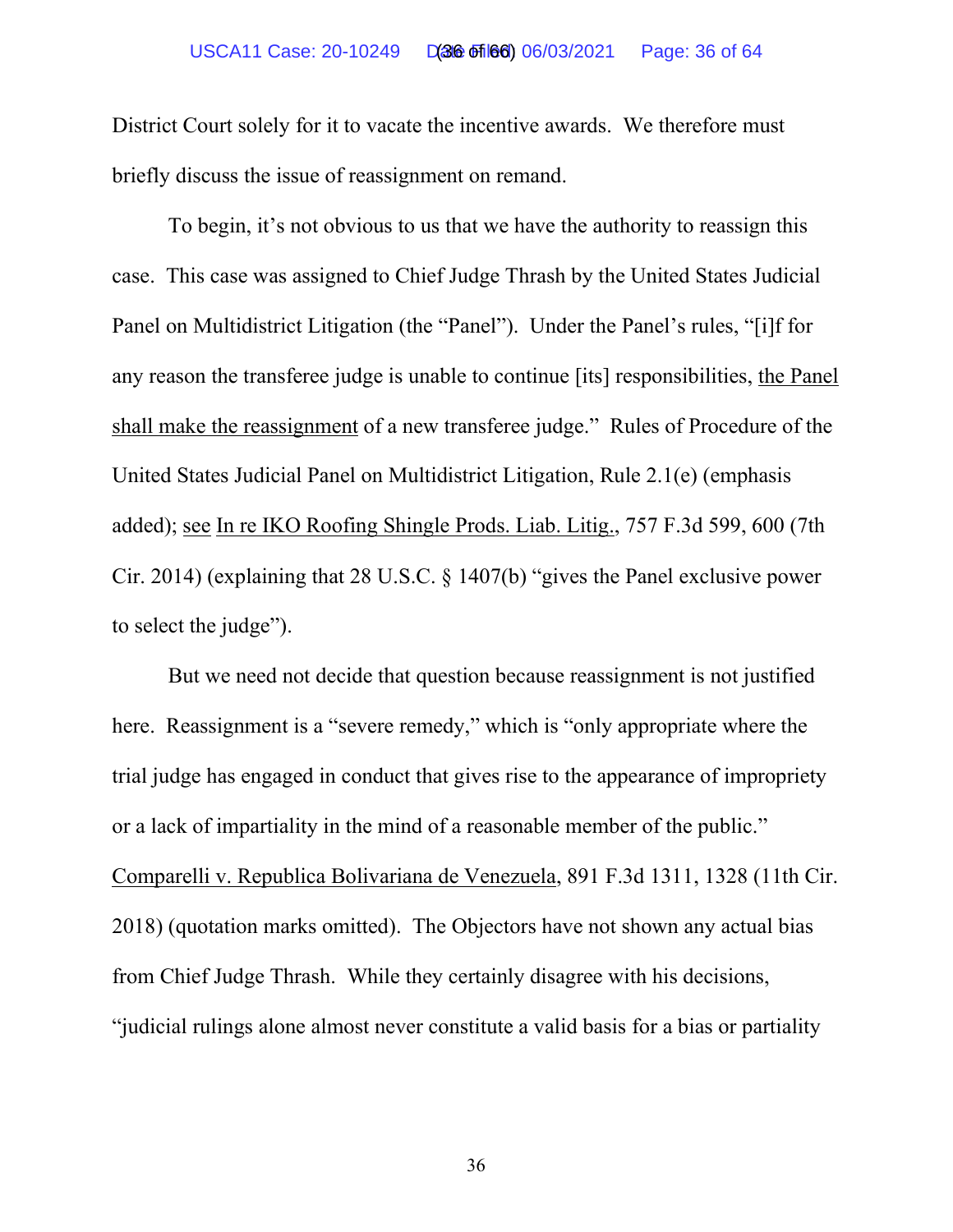District Court solely for it to vacate the incentive awards. We therefore must briefly discuss the issue of reassignment on remand.

To begin, it's not obvious to us that we have the authority to reassign this case. This case was assigned to Chief Judge Thrash by the United States Judicial Panel on Multidistrict Litigation (the "Panel"). Under the Panel's rules, "[i]f for any reason the transferee judge is unable to continue [its] responsibilities, the Panel shall make the reassignment of a new transferee judge." Rules of Procedure of the United States Judicial Panel on Multidistrict Litigation, Rule 2.1(e) (emphasis added); see In re IKO Roofing Shingle Prods. Liab. Litig., 757 F.3d 599, 600 (7th Cir. 2014) (explaining that 28 U.S.C. § 1407(b) "gives the Panel exclusive power to select the judge").

But we need not decide that question because reassignment is not justified here. Reassignment is a "severe remedy," which is "only appropriate where the trial judge has engaged in conduct that gives rise to the appearance of impropriety or a lack of impartiality in the mind of a reasonable member of the public." Comparelli v. Republica Bolivariana de Venezuela, 891 F.3d 1311, 1328 (11th Cir. 2018) (quotation marks omitted). The Objectors have not shown any actual bias from Chief Judge Thrash. While they certainly disagree with his decisions, "judicial rulings alone almost never constitute a valid basis for a bias or partiality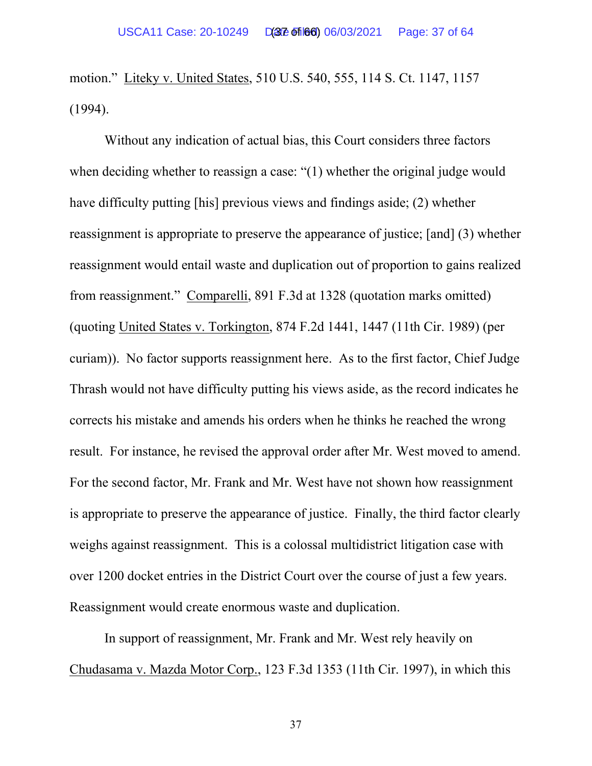motion." Liteky v. United States, 510 U.S. 540, 555, 114 S. Ct. 1147, 1157 (1994).

Without any indication of actual bias, this Court considers three factors when deciding whether to reassign a case: "(1) whether the original judge would have difficulty putting [his] previous views and findings aside; (2) whether reassignment is appropriate to preserve the appearance of justice; [and] (3) whether reassignment would entail waste and duplication out of proportion to gains realized from reassignment." Comparelli, 891 F.3d at 1328 (quotation marks omitted) (quoting United States v. Torkington, 874 F.2d 1441, 1447 (11th Cir. 1989) (per curiam)). No factor supports reassignment here. As to the first factor, Chief Judge Thrash would not have difficulty putting his views aside, as the record indicates he corrects his mistake and amends his orders when he thinks he reached the wrong result. For instance, he revised the approval order after Mr. West moved to amend. For the second factor, Mr. Frank and Mr. West have not shown how reassignment is appropriate to preserve the appearance of justice. Finally, the third factor clearly weighs against reassignment. This is a colossal multidistrict litigation case with over 1200 docket entries in the District Court over the course of just a few years. Reassignment would create enormous waste and duplication.

In support of reassignment, Mr. Frank and Mr. West rely heavily on Chudasama v. Mazda Motor Corp., 123 F.3d 1353 (11th Cir. 1997), in which this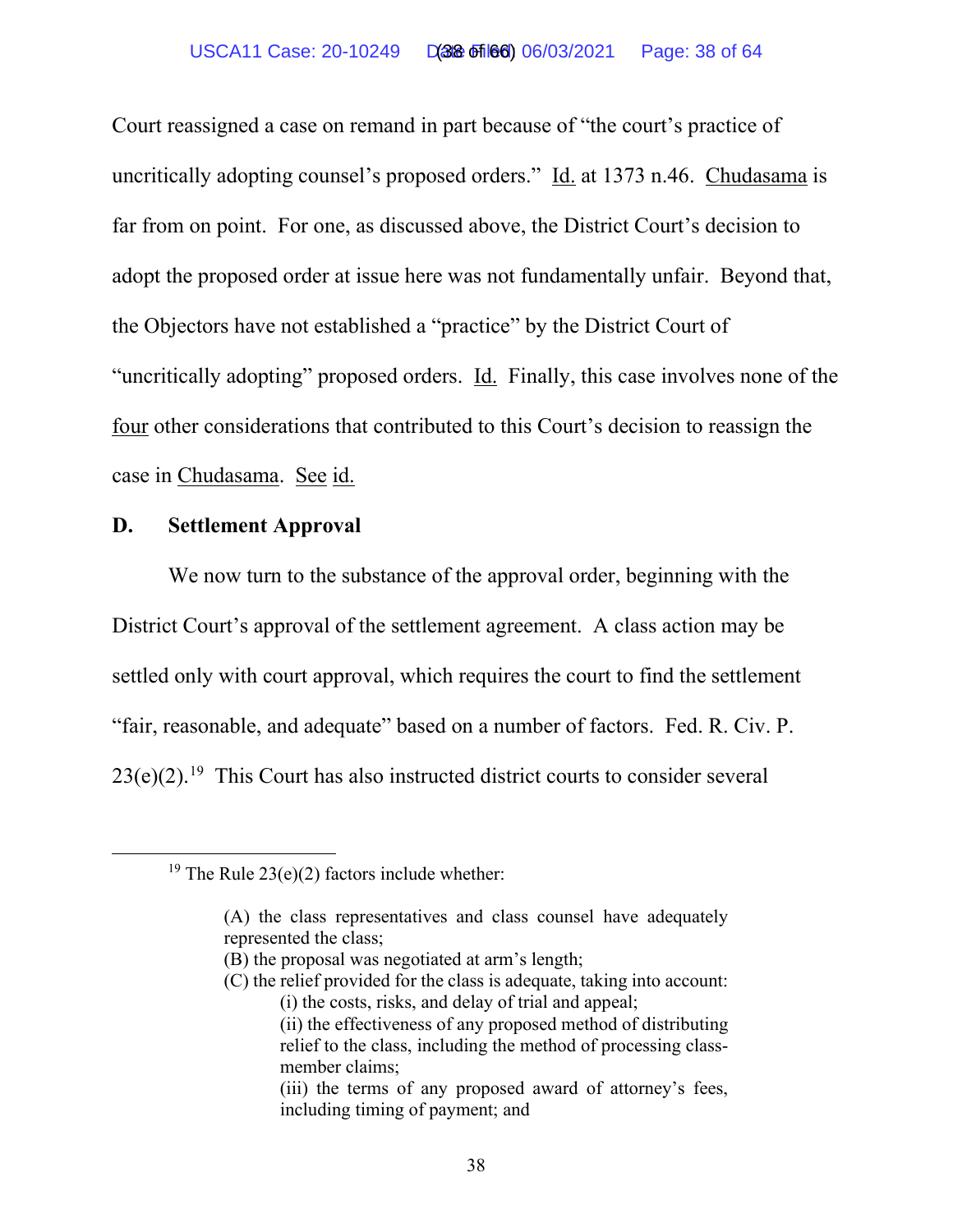Court reassigned a case on remand in part because of "the court's practice of uncritically adopting counsel's proposed orders." Id. at 1373 n.46. Chudasama is far from on point. For one, as discussed above, the District Court's decision to adopt the proposed order at issue here was not fundamentally unfair. Beyond that, the Objectors have not established a "practice" by the District Court of "uncritically adopting" proposed orders. Id. Finally, this case involves none of the four other considerations that contributed to this Court's decision to reassign the case in Chudasama. See id.

**D. Settlement Approval**

We now turn to the substance of the approval order, beginning with the District Court's approval of the settlement agreement. A class action may be settled only with court approval, which requires the court to find the settlement "fair, reasonable, and adequate" based on a number of factors. Fed. R. Civ. P. 23(e)(2).[19] This Court has also instructed district courts to consider several

---

[19] The Rule 23(e)(2) factors include whether:

> (A) the class representatives and class counsel have adequately represented the class;
> (B) the proposal was negotiated at arm's length;
> (C) the relief provided for the class is adequate, taking into account:
> > (i) the costs, risks, and delay of trial and appeal;
> > (ii) the effectiveness of any proposed method of distributing relief to the class, including the method of processing class-member claims;
> > (iii) the terms of any proposed award of attorney's fees, including timing of payment; and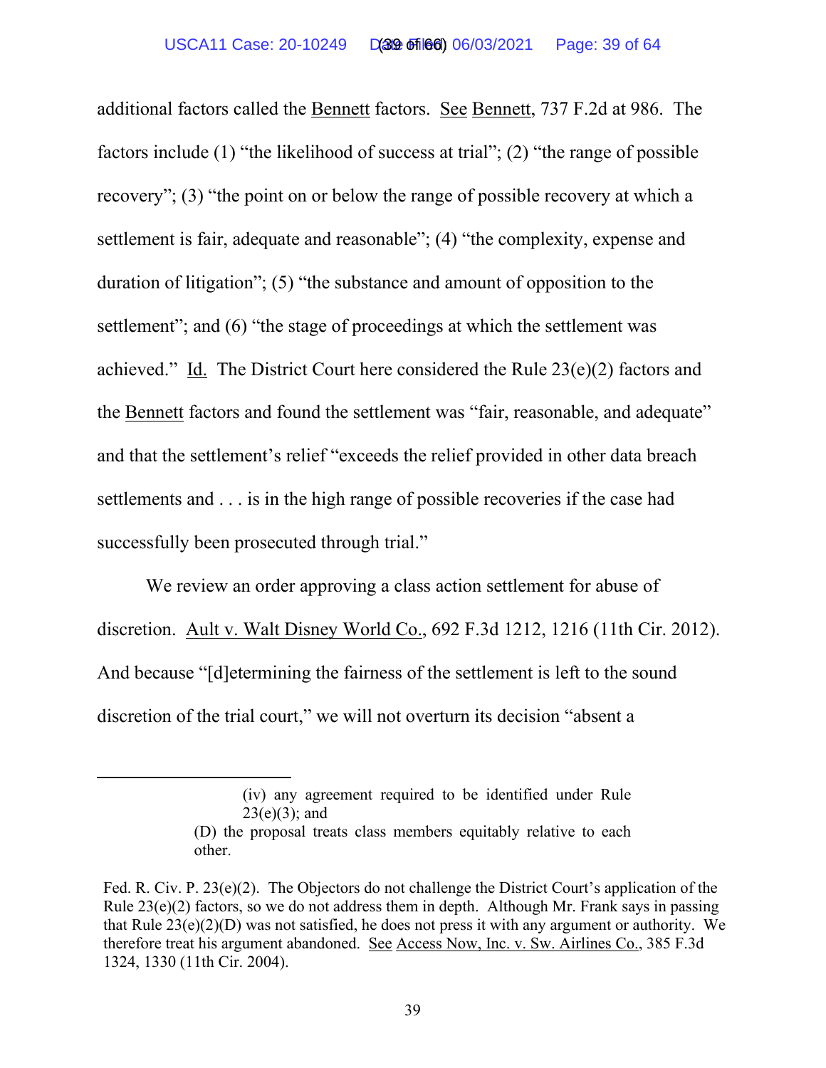additional factors called the Bennett factors. See Bennett, 737 F.2d at 986. The factors include (1) "the likelihood of success at trial"; (2) "the range of possible recovery"; (3) "the point on or below the range of possible recovery at which a settlement is fair, adequate and reasonable"; (4) "the complexity, expense and duration of litigation"; (5) "the substance and amount of opposition to the settlement"; and (6) "the stage of proceedings at which the settlement was achieved." Id. The District Court here considered the Rule 23(e)(2) factors and the Bennett factors and found the settlement was "fair, reasonable, and adequate" and that the settlement's relief "exceeds the relief provided in other data breach settlements and . . . is in the high range of possible recoveries if the case had successfully been prosecuted through trial."

We review an order approving a class action settlement for abuse of discretion. Ault v. Walt Disney World Co., 692 F.3d 1212, 1216 (11th Cir. 2012). And because "[d]etermining the fairness of the settlement is left to the sound discretion of the trial court," we will not overturn its decision "absent a

---

> (iv) any agreement required to be identified under Rule 23(e)(3); and
>
> (D) the proposal treats class members equitably relative to each other.

Fed. R. Civ. P. 23(e)(2). The Objectors do not challenge the District Court's application of the Rule 23(e)(2) factors, so we do not address them in depth. Although Mr. Frank says in passing that Rule 23(e)(2)(D) was not satisfied, he does not press it with any argument or authority. We therefore treat his argument abandoned. See Access Now, Inc. v. Sw. Airlines Co., 385 F.3d 1324, 1330 (11th Cir. 2004).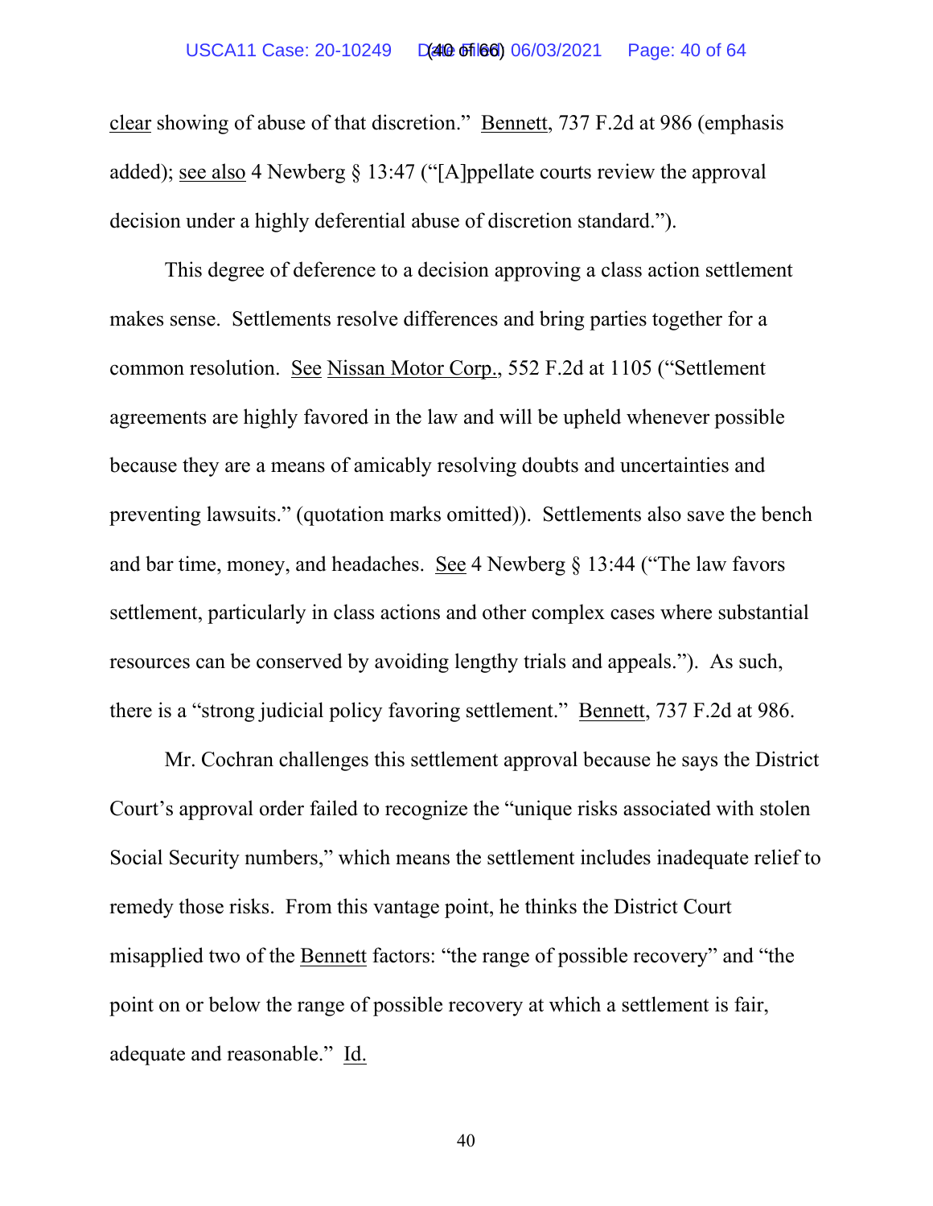clear showing of abuse of that discretion." Bennett, 737 F.2d at 986 (emphasis added); see also 4 Newberg § 13:47 ("[A]ppellate courts review the approval decision under a highly deferential abuse of discretion standard.").

This degree of deference to a decision approving a class action settlement makes sense. Settlements resolve differences and bring parties together for a common resolution. See Nissan Motor Corp., 552 F.2d at 1105 ("Settlement agreements are highly favored in the law and will be upheld whenever possible because they are a means of amicably resolving doubts and uncertainties and preventing lawsuits." (quotation marks omitted)). Settlements also save the bench and bar time, money, and headaches. See 4 Newberg § 13:44 ("The law favors settlement, particularly in class actions and other complex cases where substantial resources can be conserved by avoiding lengthy trials and appeals."). As such, there is a "strong judicial policy favoring settlement." Bennett, 737 F.2d at 986.

Mr. Cochran challenges this settlement approval because he says the District Court's approval order failed to recognize the "unique risks associated with stolen Social Security numbers," which means the settlement includes inadequate relief to remedy those risks. From this vantage point, he thinks the District Court misapplied two of the Bennett factors: "the range of possible recovery" and "the point on or below the range of possible recovery at which a settlement is fair, adequate and reasonable." Id.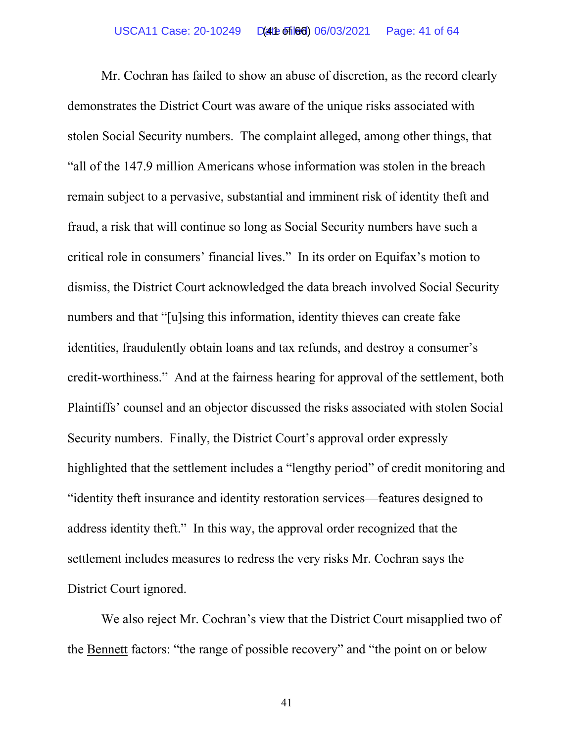Mr. Cochran has failed to show an abuse of discretion, as the record clearly demonstrates the District Court was aware of the unique risks associated with stolen Social Security numbers. The complaint alleged, among other things, that "all of the 147.9 million Americans whose information was stolen in the breach remain subject to a pervasive, substantial and imminent risk of identity theft and fraud, a risk that will continue so long as Social Security numbers have such a critical role in consumers' financial lives." In its order on Equifax's motion to dismiss, the District Court acknowledged the data breach involved Social Security numbers and that "[u]sing this information, identity thieves can create fake identities, fraudulently obtain loans and tax refunds, and destroy a consumer's credit-worthiness." And at the fairness hearing for approval of the settlement, both Plaintiffs' counsel and an objector discussed the risks associated with stolen Social Security numbers. Finally, the District Court's approval order expressly highlighted that the settlement includes a "lengthy period" of credit monitoring and "identity theft insurance and identity restoration services—features designed to address identity theft." In this way, the approval order recognized that the settlement includes measures to redress the very risks Mr. Cochran says the District Court ignored.

We also reject Mr. Cochran's view that the District Court misapplied two of the <u>Bennett</u> factors: "the range of possible recovery" and "the point on or below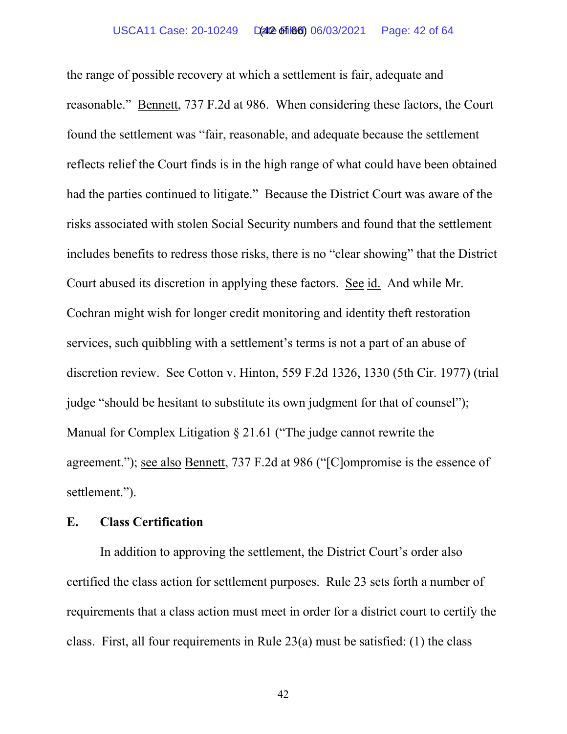the range of possible recovery at which a settlement is fair, adequate and reasonable." Bennett, 737 F.2d at 986. When considering these factors, the Court found the settlement was "fair, reasonable, and adequate because the settlement reflects relief the Court finds is in the high range of what could have been obtained had the parties continued to litigate." Because the District Court was aware of the risks associated with stolen Social Security numbers and found that the settlement includes benefits to redress those risks, there is no "clear showing" that the District Court abused its discretion in applying these factors. See id. And while Mr. Cochran might wish for longer credit monitoring and identity theft restoration services, such quibbling with a settlement's terms is not a part of an abuse of discretion review. See Cotton v. Hinton, 559 F.2d 1326, 1330 (5th Cir. 1977) (trial judge "should be hesitant to substitute its own judgment for that of counsel"); Manual for Complex Litigation § 21.61 ("The judge cannot rewrite the agreement."); see also Bennett, 737 F.2d at 986 ("[C]ompromise is the essence of settlement.").

### E. Class Certification

In addition to approving the settlement, the District Court's order also certified the class action for settlement purposes. Rule 23 sets forth a number of requirements that a class action must meet in order for a district court to certify the class. First, all four requirements in Rule 23(a) must be satisfied: (1) the class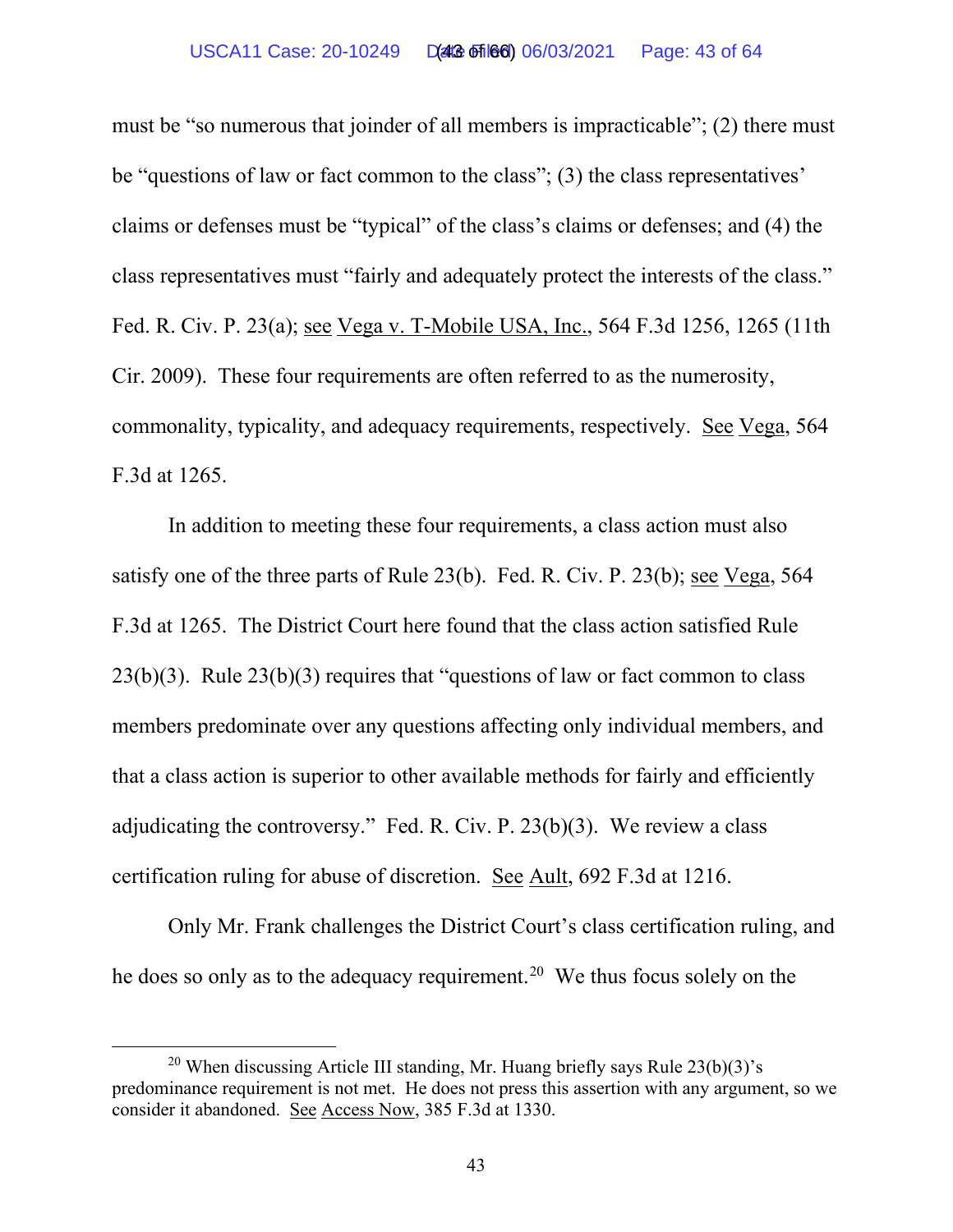must be "so numerous that joinder of all members is impracticable"; (2) there must be "questions of law or fact common to the class"; (3) the class representatives' claims or defenses must be "typical" of the class's claims or defenses; and (4) the class representatives must "fairly and adequately protect the interests of the class." Fed. R. Civ. P. 23(a); see Vega v. T-Mobile USA, Inc., 564 F.3d 1256, 1265 (11th Cir. 2009). These four requirements are often referred to as the numerosity, commonality, typicality, and adequacy requirements, respectively. See Vega, 564 F.3d at 1265.

In addition to meeting these four requirements, a class action must also satisfy one of the three parts of Rule 23(b). Fed. R. Civ. P. 23(b); see Vega, 564 F.3d at 1265. The District Court here found that the class action satisfied Rule 23(b)(3). Rule 23(b)(3) requires that "questions of law or fact common to class members predominate over any questions affecting only individual members, and that a class action is superior to other available methods for fairly and efficiently adjudicating the controversy." Fed. R. Civ. P. 23(b)(3). We review a class certification ruling for abuse of discretion. See Ault, 692 F.3d at 1216.

Only Mr. Frank challenges the District Court's class certification ruling, and he does so only as to the adequacy requirement.[20] We thus focus solely on the

[20] When discussing Article III standing, Mr. Huang briefly says Rule 23(b)(3)'s predominance requirement is not met. He does not press this assertion with any argument, so we consider it abandoned. See Access Now, 385 F.3d at 1330.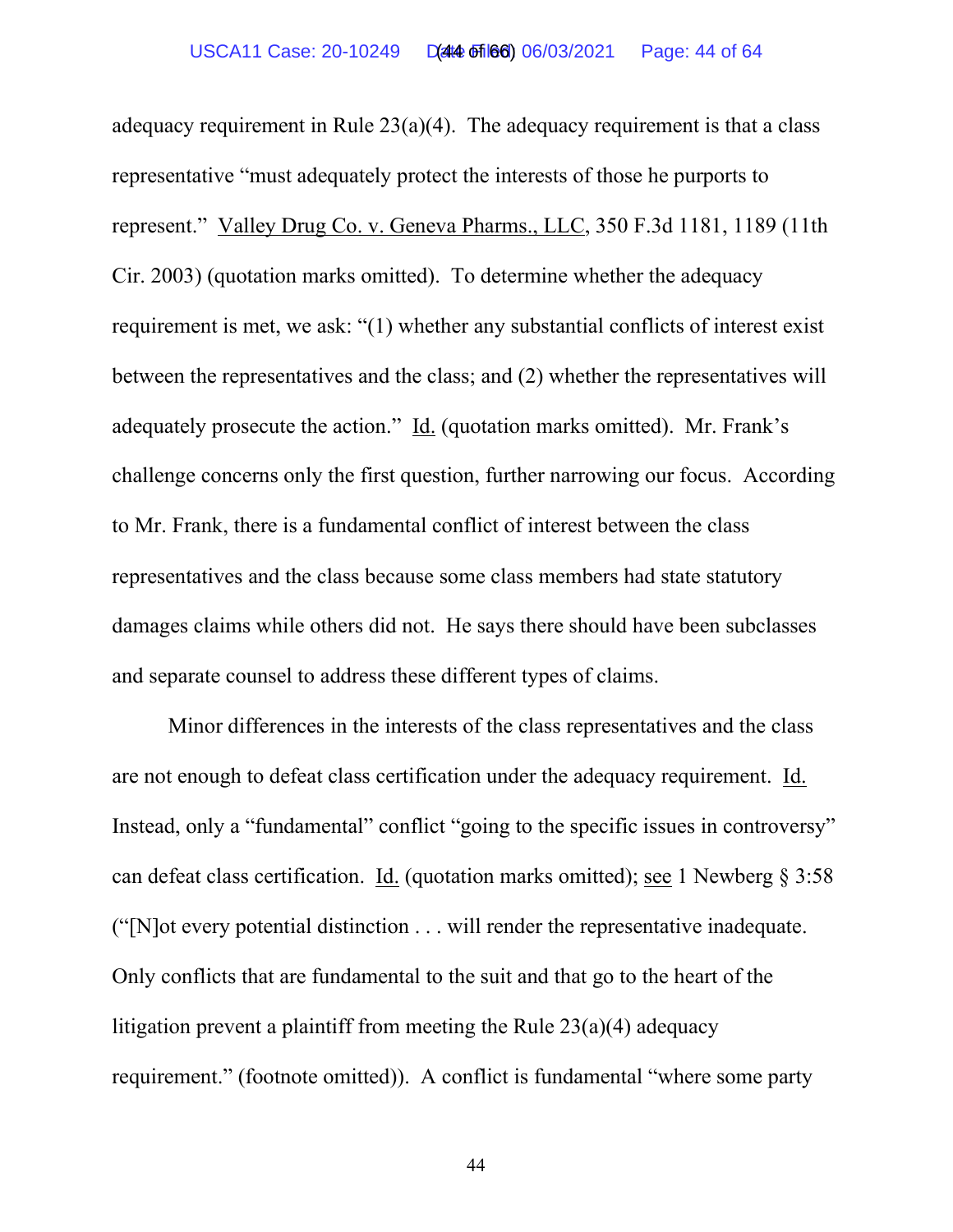adequacy requirement in Rule 23(a)(4). The adequacy requirement is that a class representative "must adequately protect the interests of those he purports to represent." <u>Valley Drug Co. v. Geneva Pharms., LLC</u>, 350 F.3d 1181, 1189 (11th Cir. 2003) (quotation marks omitted). To determine whether the adequacy requirement is met, we ask: "(1) whether any substantial conflicts of interest exist between the representatives and the class; and (2) whether the representatives will adequately prosecute the action." <u>Id.</u> (quotation marks omitted). Mr. Frank's challenge concerns only the first question, further narrowing our focus. According to Mr. Frank, there is a fundamental conflict of interest between the class representatives and the class because some class members had state statutory damages claims while others did not. He says there should have been subclasses and separate counsel to address these different types of claims.

Minor differences in the interests of the class representatives and the class are not enough to defeat class certification under the adequacy requirement. <u>Id.</u> Instead, only a "fundamental" conflict "going to the specific issues in controversy" can defeat class certification. <u>Id.</u> (quotation marks omitted); <u>see</u> 1 Newberg § 3:58 ("[N]ot every potential distinction . . . will render the representative inadequate. Only conflicts that are fundamental to the suit and that go to the heart of the litigation prevent a plaintiff from meeting the Rule 23(a)(4) adequacy requirement." (footnote omitted)). A conflict is fundamental "where some party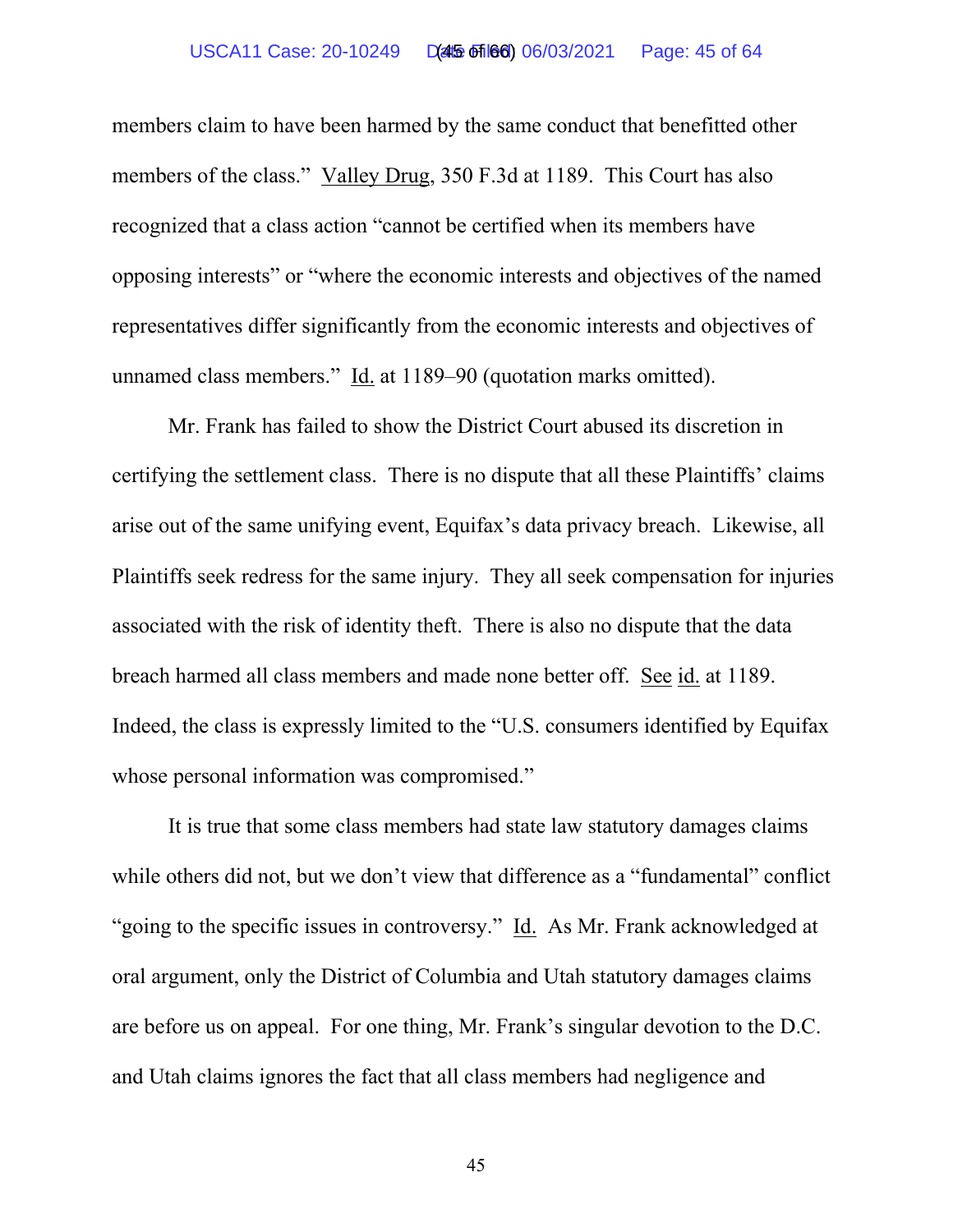members claim to have been harmed by the same conduct that benefitted other members of the class." Valley Drug, 350 F.3d at 1189. This Court has also recognized that a class action "cannot be certified when its members have opposing interests" or "where the economic interests and objectives of the named representatives differ significantly from the economic interests and objectives of unnamed class members." Id. at 1189–90 (quotation marks omitted).

Mr. Frank has failed to show the District Court abused its discretion in certifying the settlement class. There is no dispute that all these Plaintiffs' claims arise out of the same unifying event, Equifax's data privacy breach. Likewise, all Plaintiffs seek redress for the same injury. They all seek compensation for injuries associated with the risk of identity theft. There is also no dispute that the data breach harmed all class members and made none better off. See id. at 1189. Indeed, the class is expressly limited to the "U.S. consumers identified by Equifax whose personal information was compromised."

It is true that some class members had state law statutory damages claims while others did not, but we don't view that difference as a "fundamental" conflict "going to the specific issues in controversy." Id. As Mr. Frank acknowledged at oral argument, only the District of Columbia and Utah statutory damages claims are before us on appeal. For one thing, Mr. Frank's singular devotion to the D.C. and Utah claims ignores the fact that all class members had negligence and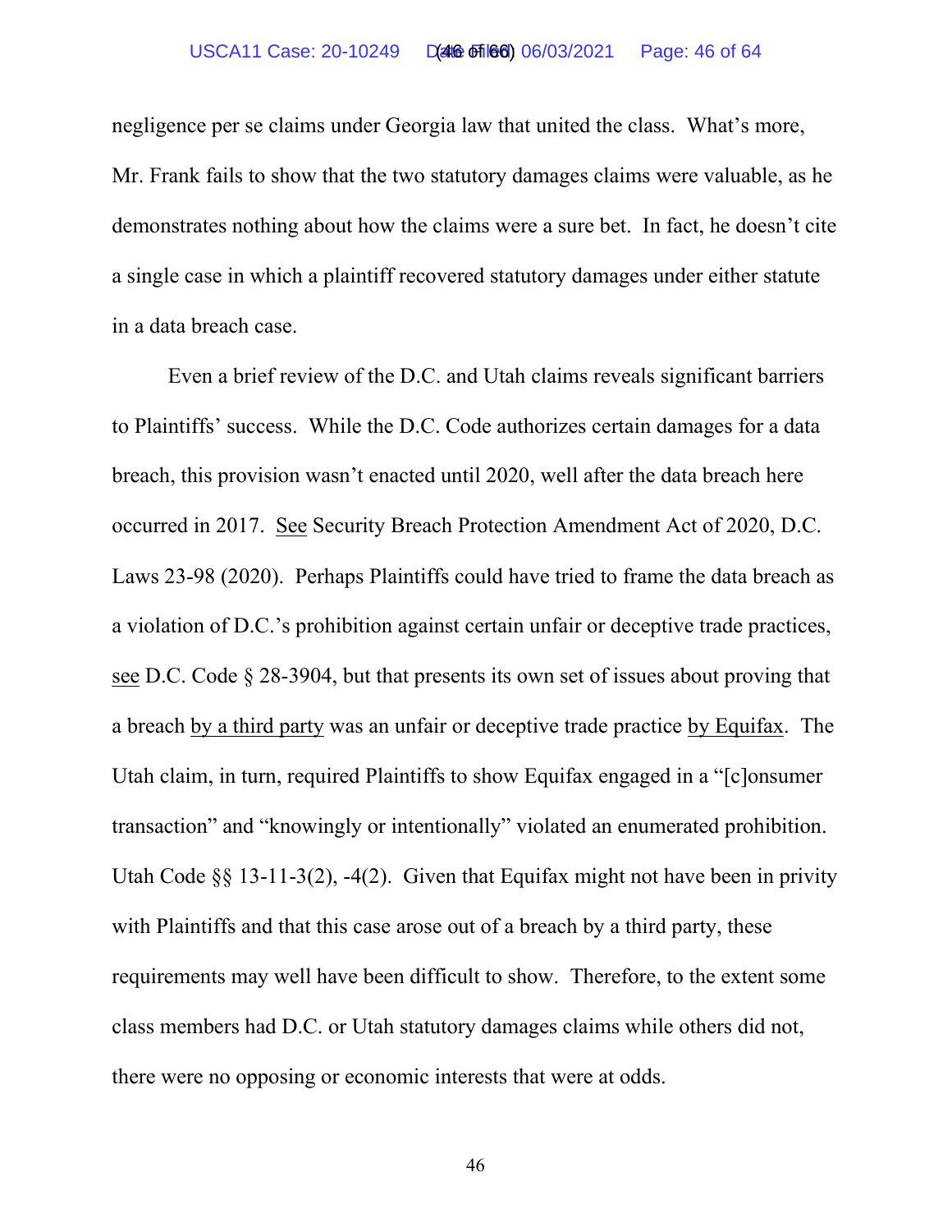negligence per se claims under Georgia law that united the class. What's more, Mr. Frank fails to show that the two statutory damages claims were valuable, as he demonstrates nothing about how the claims were a sure bet. In fact, he doesn't cite a single case in which a plaintiff recovered statutory damages under either statute in a data breach case.

Even a brief review of the D.C. and Utah claims reveals significant barriers to Plaintiffs' success. While the D.C. Code authorizes certain damages for a data breach, this provision wasn't enacted until 2020, well after the data breach here occurred in 2017. See Security Breach Protection Amendment Act of 2020, D.C. Laws 23-98 (2020). Perhaps Plaintiffs could have tried to frame the data breach as a violation of D.C.'s prohibition against certain unfair or deceptive trade practices, see D.C. Code § 28-3904, but that presents its own set of issues about proving that a breach by a third party was an unfair or deceptive trade practice by Equifax. The Utah claim, in turn, required Plaintiffs to show Equifax engaged in a "[c]onsumer transaction" and "knowingly or intentionally" violated an enumerated prohibition. Utah Code §§ 13-11-3(2), -4(2). Given that Equifax might not have been in privity with Plaintiffs and that this case arose out of a breach by a third party, these requirements may well have been difficult to show. Therefore, to the extent some class members had D.C. or Utah statutory damages claims while others did not, there were no opposing or economic interests that were at odds.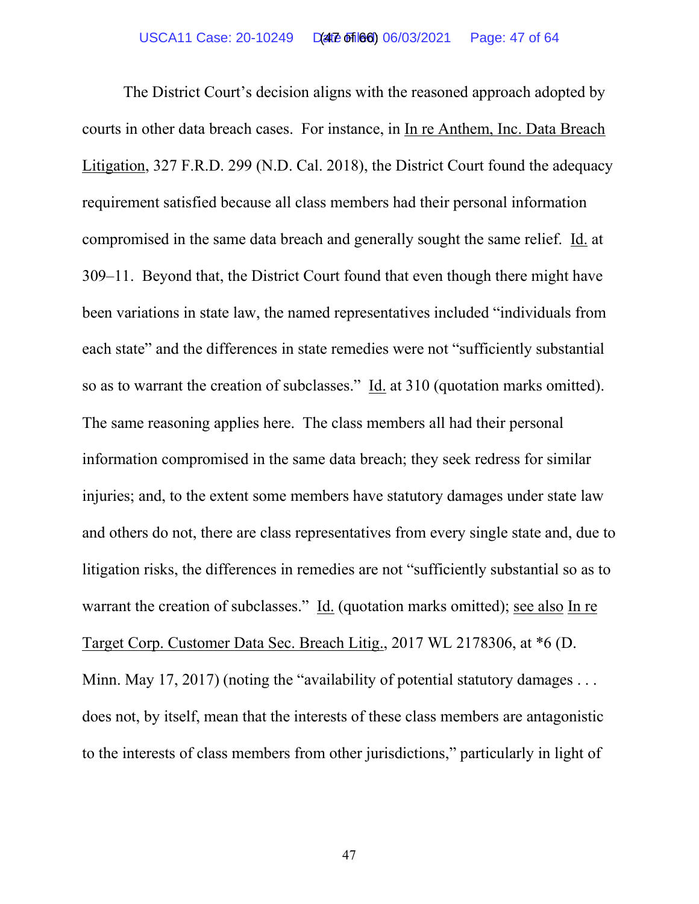The District Court's decision aligns with the reasoned approach adopted by courts in other data breach cases. For instance, in In re Anthem, Inc. Data Breach Litigation, 327 F.R.D. 299 (N.D. Cal. 2018), the District Court found the adequacy requirement satisfied because all class members had their personal information compromised in the same data breach and generally sought the same relief. Id. at 309–11. Beyond that, the District Court found that even though there might have been variations in state law, the named representatives included "individuals from each state" and the differences in state remedies were not "sufficiently substantial so as to warrant the creation of subclasses." Id. at 310 (quotation marks omitted). The same reasoning applies here. The class members all had their personal information compromised in the same data breach; they seek redress for similar injuries; and, to the extent some members have statutory damages under state law and others do not, there are class representatives from every single state and, due to litigation risks, the differences in remedies are not "sufficiently substantial so as to warrant the creation of subclasses." Id. (quotation marks omitted); see also In re Target Corp. Customer Data Sec. Breach Litig., 2017 WL 2178306, at *6 (D. Minn. May 17, 2017) (noting the "availability of potential statutory damages . . . does not, by itself, mean that the interests of these class members are antagonistic to the interests of class members from other jurisdictions," particularly in light of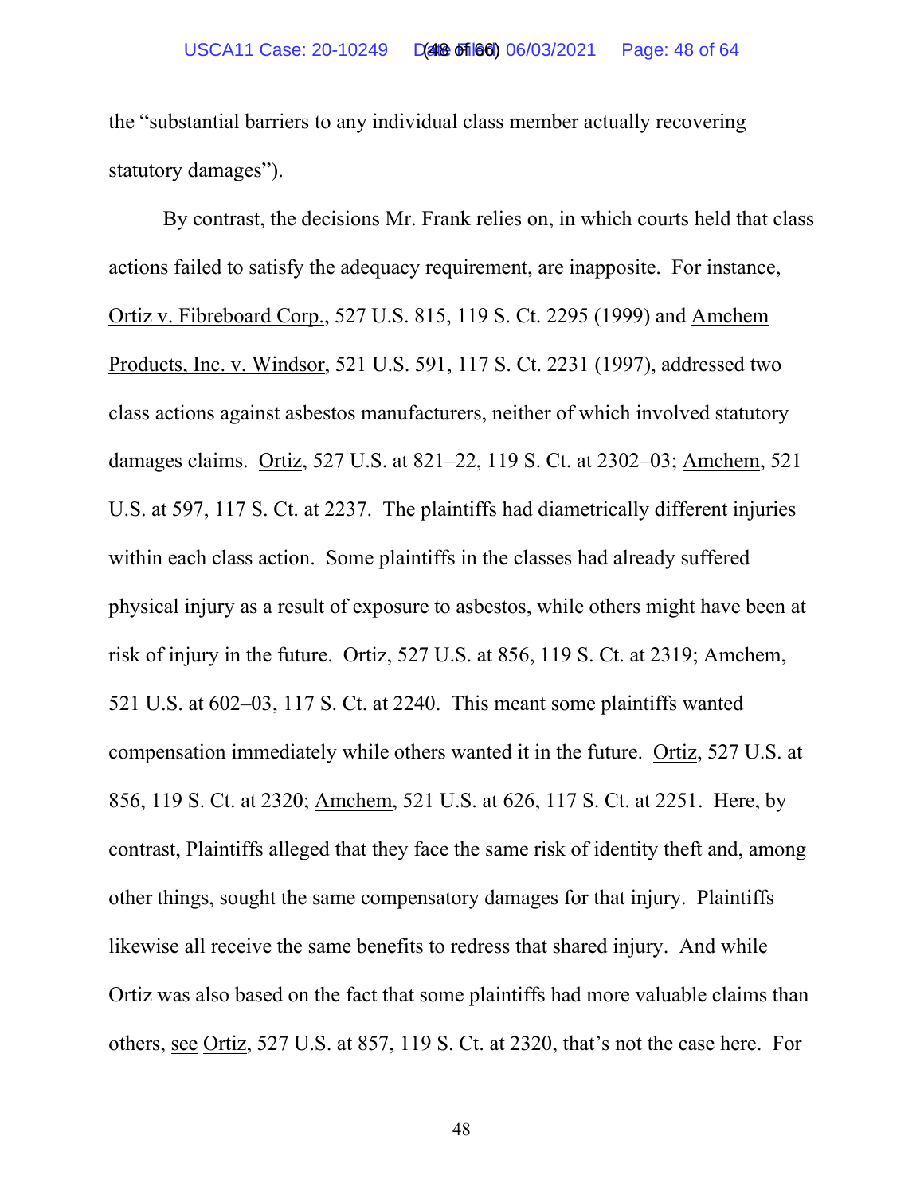the "substantial barriers to any individual class member actually recovering statutory damages").

By contrast, the decisions Mr. Frank relies on, in which courts held that class actions failed to satisfy the adequacy requirement, are inapposite. For instance, Ortiz v. Fibreboard Corp., 527 U.S. 815, 119 S. Ct. 2295 (1999) and Amchem Products, Inc. v. Windsor, 521 U.S. 591, 117 S. Ct. 2231 (1997), addressed two class actions against asbestos manufacturers, neither of which involved statutory damages claims. Ortiz, 527 U.S. at 821–22, 119 S. Ct. at 2302–03; Amchem, 521 U.S. at 597, 117 S. Ct. at 2237. The plaintiffs had diametrically different injuries within each class action. Some plaintiffs in the classes had already suffered physical injury as a result of exposure to asbestos, while others might have been at risk of injury in the future. Ortiz, 527 U.S. at 856, 119 S. Ct. at 2319; Amchem, 521 U.S. at 602–03, 117 S. Ct. at 2240. This meant some plaintiffs wanted compensation immediately while others wanted it in the future. Ortiz, 527 U.S. at 856, 119 S. Ct. at 2320; Amchem, 521 U.S. at 626, 117 S. Ct. at 2251. Here, by contrast, Plaintiffs alleged that they face the same risk of identity theft and, among other things, sought the same compensatory damages for that injury. Plaintiffs likewise all receive the same benefits to redress that shared injury. And while Ortiz was also based on the fact that some plaintiffs had more valuable claims than others, see Ortiz, 527 U.S. at 857, 119 S. Ct. at 2320, that's not the case here. For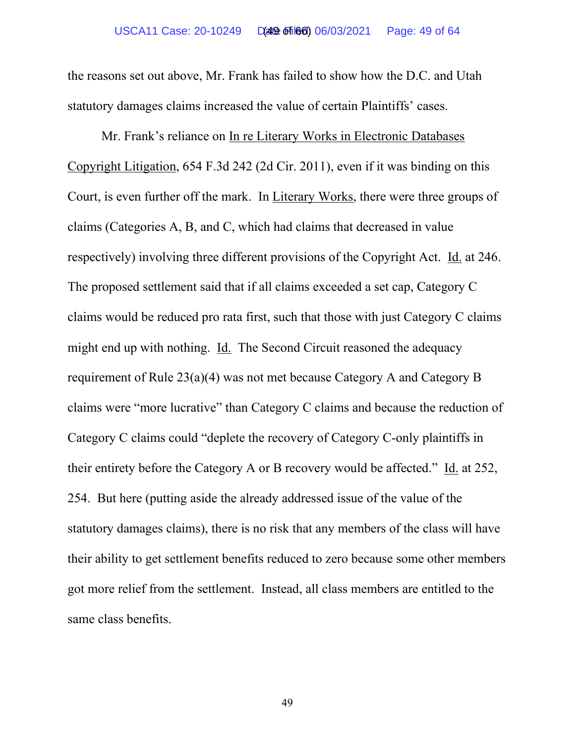the reasons set out above, Mr. Frank has failed to show how the D.C. and Utah statutory damages claims increased the value of certain Plaintiffs' cases.

Mr. Frank's reliance on In re Literary Works in Electronic Databases Copyright Litigation, 654 F.3d 242 (2d Cir. 2011), even if it was binding on this Court, is even further off the mark. In Literary Works, there were three groups of claims (Categories A, B, and C, which had claims that decreased in value respectively) involving three different provisions of the Copyright Act. Id. at 246. The proposed settlement said that if all claims exceeded a set cap, Category C claims would be reduced pro rata first, such that those with just Category C claims might end up with nothing. Id. The Second Circuit reasoned the adequacy requirement of Rule 23(a)(4) was not met because Category A and Category B claims were "more lucrative" than Category C claims and because the reduction of Category C claims could "deplete the recovery of Category C-only plaintiffs in their entirety before the Category A or B recovery would be affected." Id. at 252, 254. But here (putting aside the already addressed issue of the value of the statutory damages claims), there is no risk that any members of the class will have their ability to get settlement benefits reduced to zero because some other members got more relief from the settlement. Instead, all class members are entitled to the same class benefits.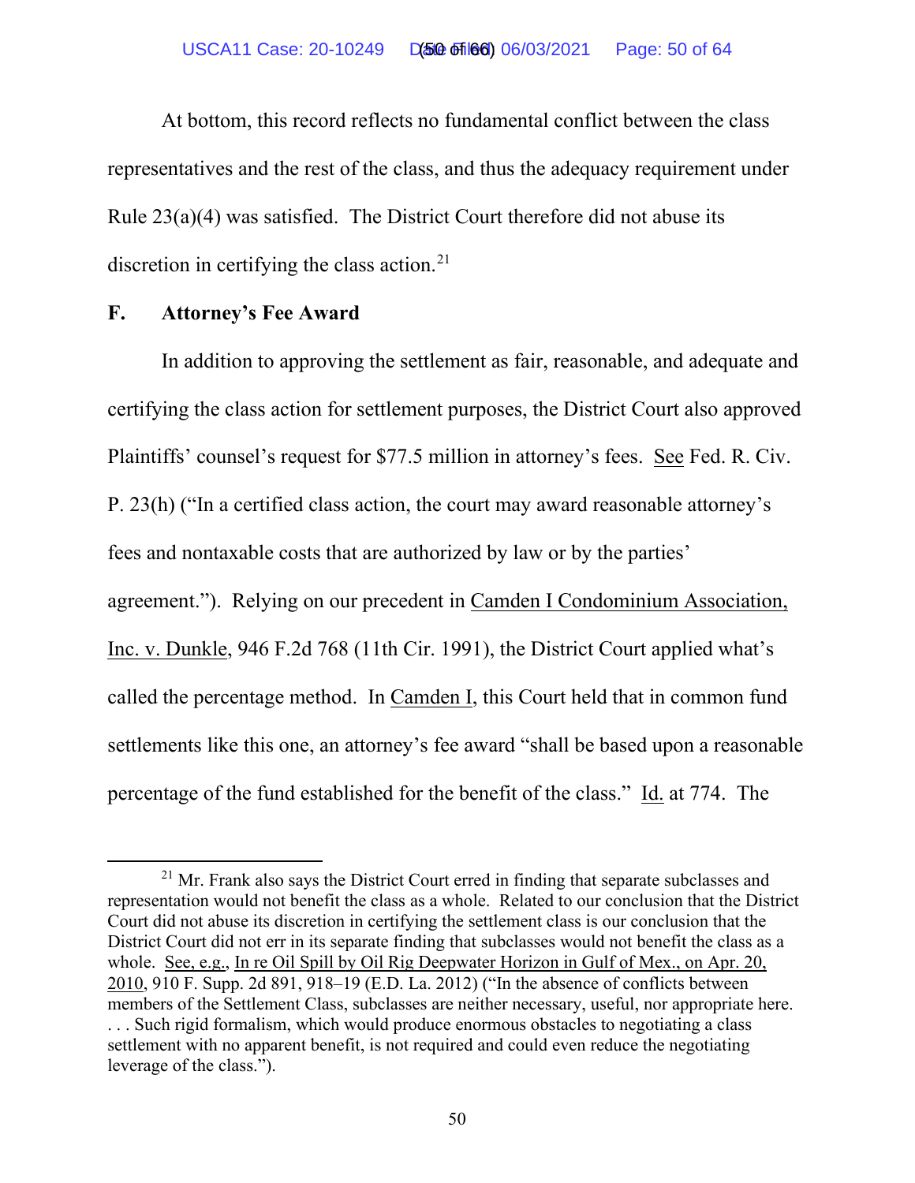At bottom, this record reflects no fundamental conflict between the class representatives and the rest of the class, and thus the adequacy requirement under Rule 23(a)(4) was satisfied. The District Court therefore did not abuse its discretion in certifying the class action.[21]

## F. Attorney's Fee Award

In addition to approving the settlement as fair, reasonable, and adequate and certifying the class action for settlement purposes, the District Court also approved Plaintiffs' counsel's request for $77.5 million in attorney's fees. See Fed. R. Civ. P. 23(h) ("In a certified class action, the court may award reasonable attorney's fees and nontaxable costs that are authorized by law or by the parties' agreement."). Relying on our precedent in Camden I Condominium Association, Inc. v. Dunkle, 946 F.2d 768 (11th Cir. 1991), the District Court applied what's called the percentage method. In Camden I, this Court held that in common fund settlements like this one, an attorney's fee award "shall be based upon a reasonable percentage of the fund established for the benefit of the class." Id. at 774. The

[21] Mr. Frank also says the District Court erred in finding that separate subclasses and representation would not benefit the class as a whole. Related to our conclusion that the District Court did not abuse its discretion in certifying the settlement class is our conclusion that the District Court did not err in its separate finding that subclasses would not benefit the class as a whole. See, e.g., In re Oil Spill by Oil Rig Deepwater Horizon in Gulf of Mex., on Apr. 20, 2010, 910 F. Supp. 2d 891, 918–19 (E.D. La. 2012) ("In the absence of conflicts between members of the Settlement Class, subclasses are neither necessary, useful, nor appropriate here. . . . Such rigid formalism, which would produce enormous obstacles to negotiating a class settlement with no apparent benefit, is not required and could even reduce the negotiating leverage of the class.").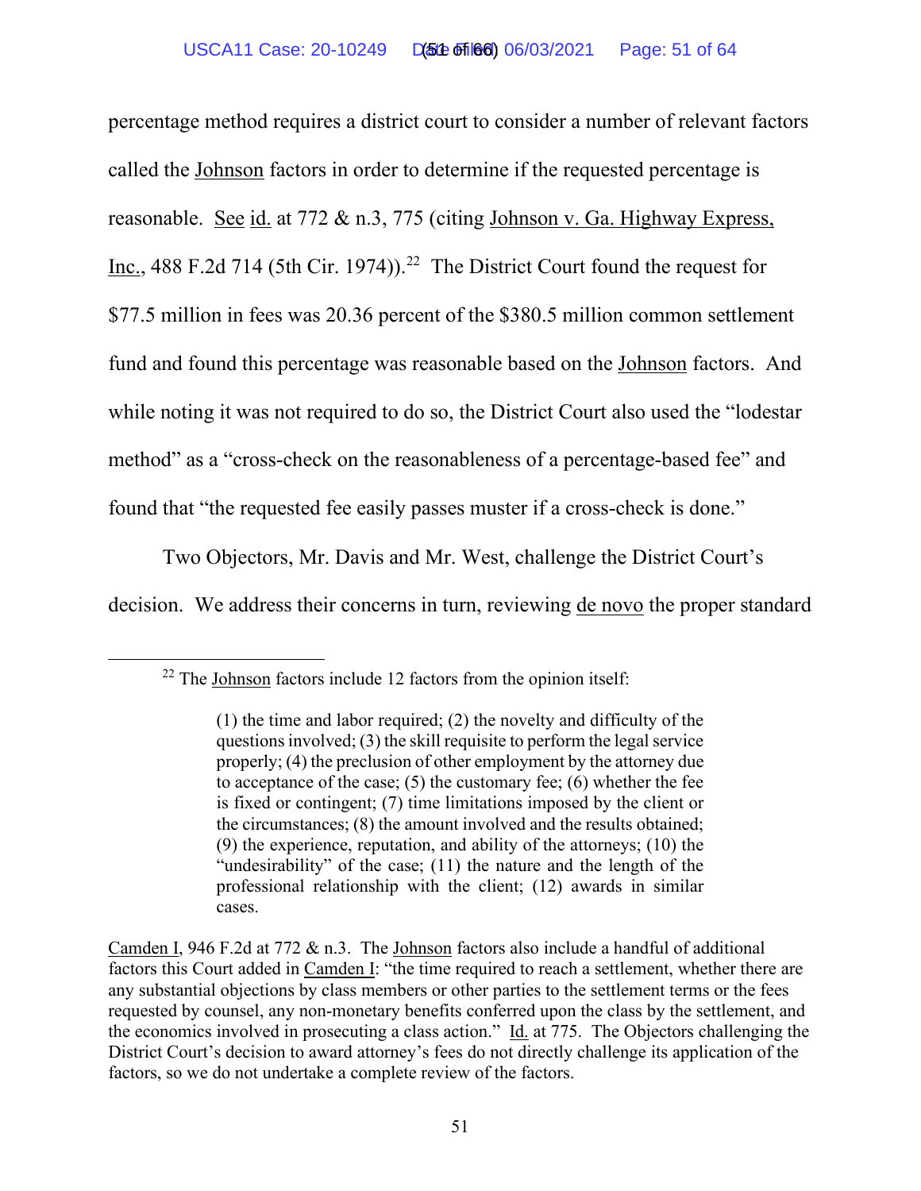percentage method requires a district court to consider a number of relevant factors called the Johnson factors in order to determine if the requested percentage is reasonable. See id. at 772 & n.3, 775 (citing Johnson v. Ga. Highway Express, Inc., 488 F.2d 714 (5th Cir. 1974)).[22] The District Court found the request for $77.5 million in fees was 20.36 percent of the $380.5 million common settlement fund and found this percentage was reasonable based on the Johnson factors. And while noting it was not required to do so, the District Court also used the "lodestar method" as a "cross-check on the reasonableness of a percentage-based fee" and found that "the requested fee easily passes muster if a cross-check is done."

Two Objectors, Mr. Davis and Mr. West, challenge the District Court's decision. We address their concerns in turn, reviewing de novo the proper standard

---

[22] The Johnson factors include 12 factors from the opinion itself:

> (1) the time and labor required; (2) the novelty and difficulty of the questions involved; (3) the skill requisite to perform the legal service properly; (4) the preclusion of other employment by the attorney due to acceptance of the case; (5) the customary fee; (6) whether the fee is fixed or contingent; (7) time limitations imposed by the client or the circumstances; (8) the amount involved and the results obtained; (9) the experience, reputation, and ability of the attorneys; (10) the "undesirability" of the case; (11) the nature and the length of the professional relationship with the client; (12) awards in similar cases.

Camden I, 946 F.2d at 772 & n.3. The Johnson factors also include a handful of additional factors this Court added in Camden I: "the time required to reach a settlement, whether there are any substantial objections by class members or other parties to the settlement terms or the fees requested by counsel, any non-monetary benefits conferred upon the class by the settlement, and the economics involved in prosecuting a class action." Id. at 775. The Objectors challenging the District Court's decision to award attorney's fees do not directly challenge its application of the factors, so we do not undertake a complete review of the factors.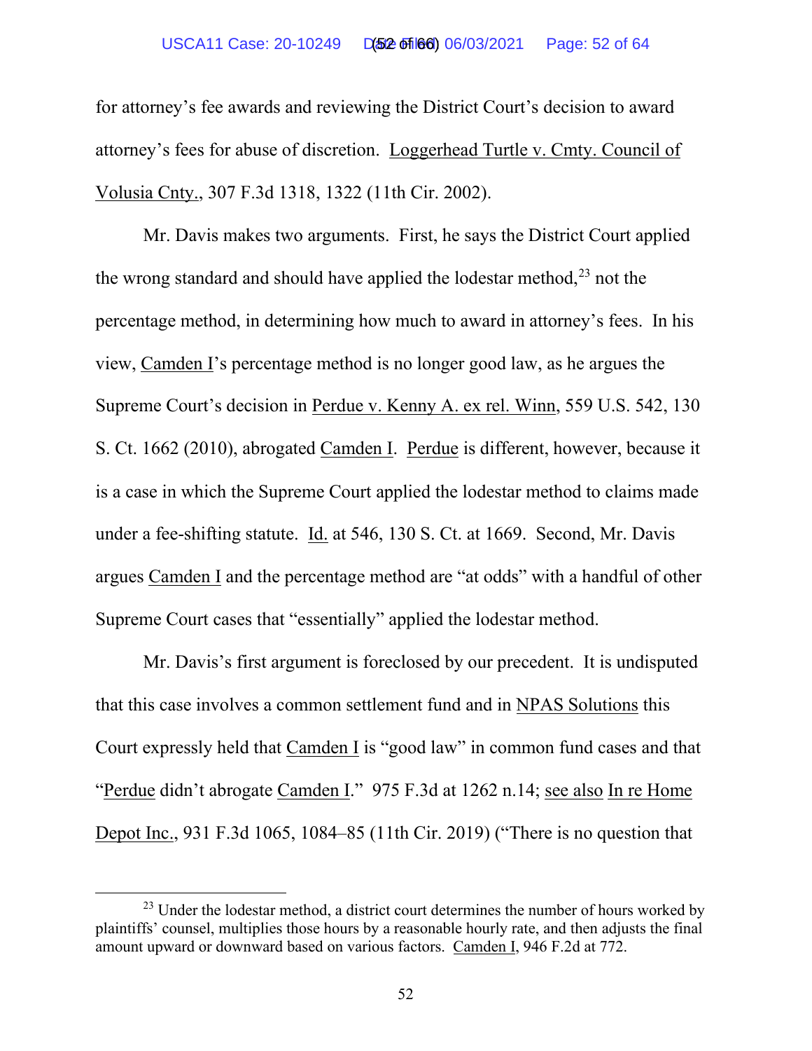for attorney's fee awards and reviewing the District Court's decision to award attorney's fees for abuse of discretion. Loggerhead Turtle v. Cmty. Council of Volusia Cnty., 307 F.3d 1318, 1322 (11th Cir. 2002).

Mr. Davis makes two arguments. First, he says the District Court applied the wrong standard and should have applied the lodestar method,[23] not the percentage method, in determining how much to award in attorney's fees. In his view, Camden I's percentage method is no longer good law, as he argues the Supreme Court's decision in Perdue v. Kenny A. ex rel. Winn, 559 U.S. 542, 130 S. Ct. 1662 (2010), abrogated Camden I. Perdue is different, however, because it is a case in which the Supreme Court applied the lodestar method to claims made under a fee-shifting statute. Id. at 546, 130 S. Ct. at 1669. Second, Mr. Davis argues Camden I and the percentage method are "at odds" with a handful of other Supreme Court cases that "essentially" applied the lodestar method.

Mr. Davis's first argument is foreclosed by our precedent. It is undisputed that this case involves a common settlement fund and in NPAS Solutions this Court expressly held that Camden I is "good law" in common fund cases and that "Perdue didn't abrogate Camden I." 975 F.3d at 1262 n.14; see also In re Home Depot Inc., 931 F.3d 1065, 1084–85 (11th Cir. 2019) ("There is no question that

[23] Under the lodestar method, a district court determines the number of hours worked by plaintiffs' counsel, multiplies those hours by a reasonable hourly rate, and then adjusts the final amount upward or downward based on various factors. Camden I, 946 F.2d at 772.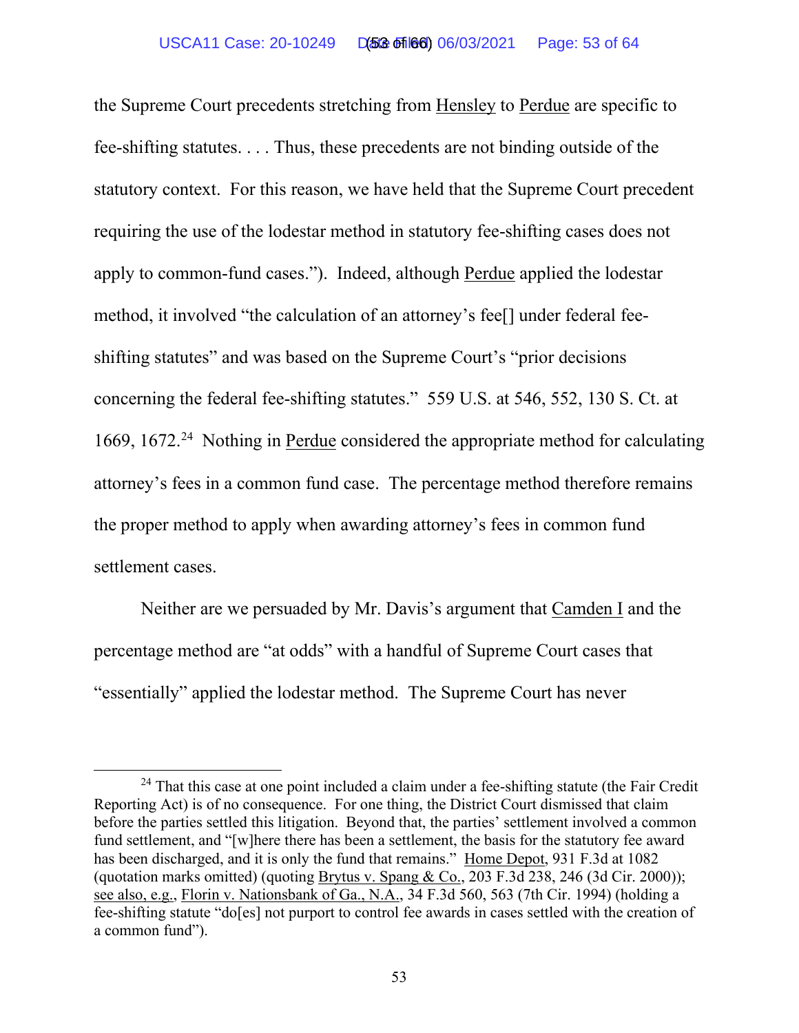the Supreme Court precedents stretching from Hensley to Perdue are specific to fee-shifting statutes. . . . Thus, these precedents are not binding outside of the statutory context. For this reason, we have held that the Supreme Court precedent requiring the use of the lodestar method in statutory fee-shifting cases does not apply to common-fund cases."). Indeed, although Perdue applied the lodestar method, it involved "the calculation of an attorney's fee[] under federal fee-shifting statutes" and was based on the Supreme Court's "prior decisions concerning the federal fee-shifting statutes." 559 U.S. at 546, 552, 130 S. Ct. at 1669, 1672.[24] Nothing in Perdue considered the appropriate method for calculating attorney's fees in a common fund case. The percentage method therefore remains the proper method to apply when awarding attorney's fees in common fund settlement cases.

Neither are we persuaded by Mr. Davis's argument that Camden I and the percentage method are "at odds" with a handful of Supreme Court cases that "essentially" applied the lodestar method. The Supreme Court has never

---

[24] That this case at one point included a claim under a fee-shifting statute (the Fair Credit Reporting Act) is of no consequence. For one thing, the District Court dismissed that claim before the parties settled this litigation. Beyond that, the parties' settlement involved a common fund settlement, and "[w]here there has been a settlement, the basis for the statutory fee award has been discharged, and it is only the fund that remains." Home Depot, 931 F.3d at 1082 (quotation marks omitted) (quoting Brytus v. Spang & Co., 203 F.3d 238, 246 (3d Cir. 2000)); see also, e.g., Florin v. Nationsbank of Ga., N.A., 34 F.3d 560, 563 (7th Cir. 1994) (holding a fee-shifting statute "do[es] not purport to control fee awards in cases settled with the creation of a common fund").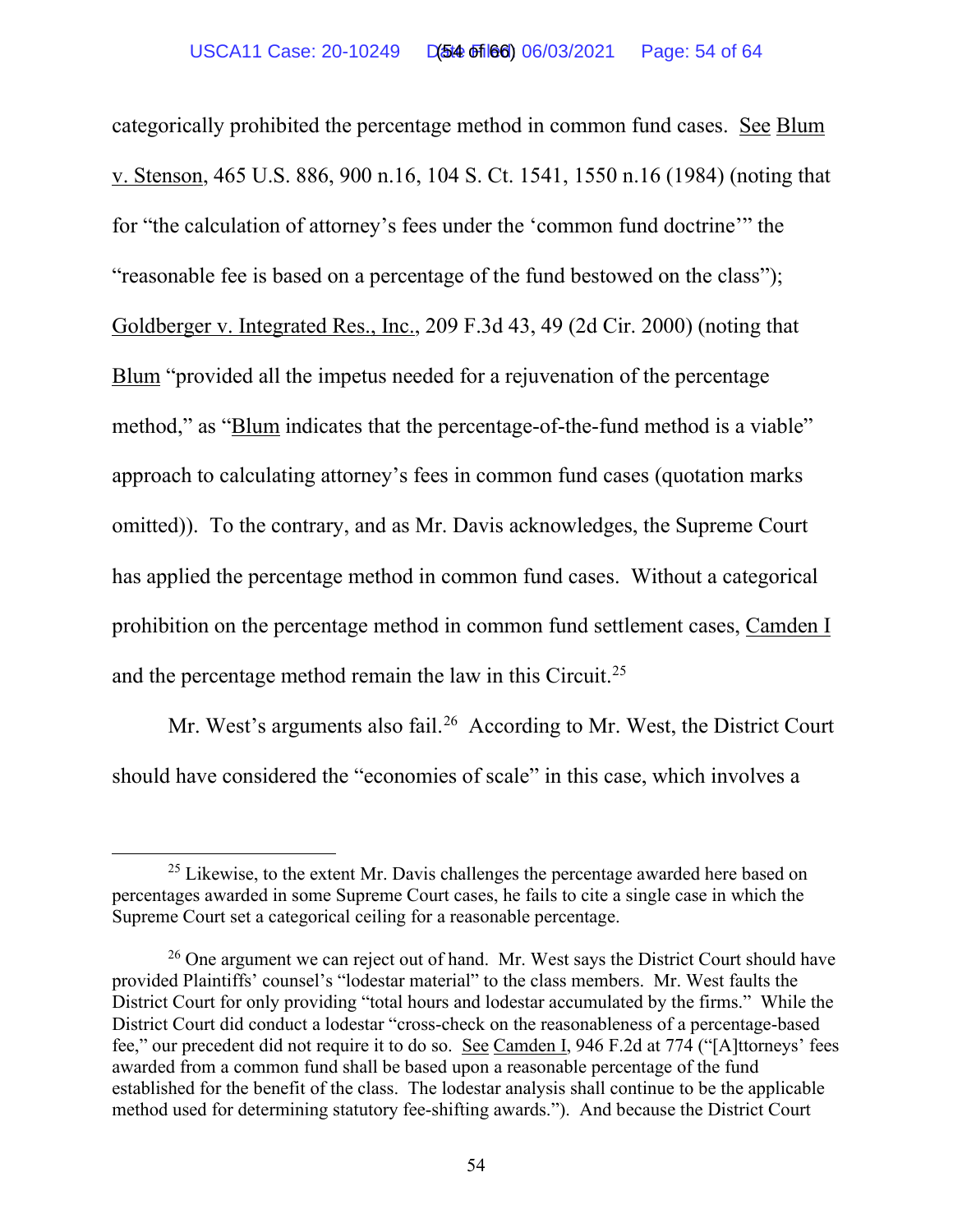categorically prohibited the percentage method in common fund cases. See Blum v. Stenson, 465 U.S. 886, 900 n.16, 104 S. Ct. 1541, 1550 n.16 (1984) (noting that for "the calculation of attorney's fees under the 'common fund doctrine'" the "reasonable fee is based on a percentage of the fund bestowed on the class"); Goldberger v. Integrated Res., Inc., 209 F.3d 43, 49 (2d Cir. 2000) (noting that Blum "provided all the impetus needed for a rejuvenation of the percentage method," as "Blum indicates that the percentage-of-the-fund method is a viable" approach to calculating attorney's fees in common fund cases (quotation marks omitted)). To the contrary, and as Mr. Davis acknowledges, the Supreme Court has applied the percentage method in common fund cases. Without a categorical prohibition on the percentage method in common fund settlement cases, Camden I and the percentage method remain the law in this Circuit.[25]

Mr. West's arguments also fail.[26] According to Mr. West, the District Court should have considered the "economies of scale" in this case, which involves a

[25] Likewise, to the extent Mr. Davis challenges the percentage awarded here based on percentages awarded in some Supreme Court cases, he fails to cite a single case in which the Supreme Court set a categorical ceiling for a reasonable percentage.

[26] One argument we can reject out of hand. Mr. West says the District Court should have provided Plaintiffs' counsel's "lodestar material" to the class members. Mr. West faults the District Court for only providing "total hours and lodestar accumulated by the firms." While the District Court did conduct a lodestar "cross-check on the reasonableness of a percentage-based fee," our precedent did not require it to do so. See Camden I, 946 F.2d at 774 ("[A]ttorneys' fees awarded from a common fund shall be based upon a reasonable percentage of the fund established for the benefit of the class. The lodestar analysis shall continue to be the applicable method used for determining statutory fee-shifting awards."). And because the District Court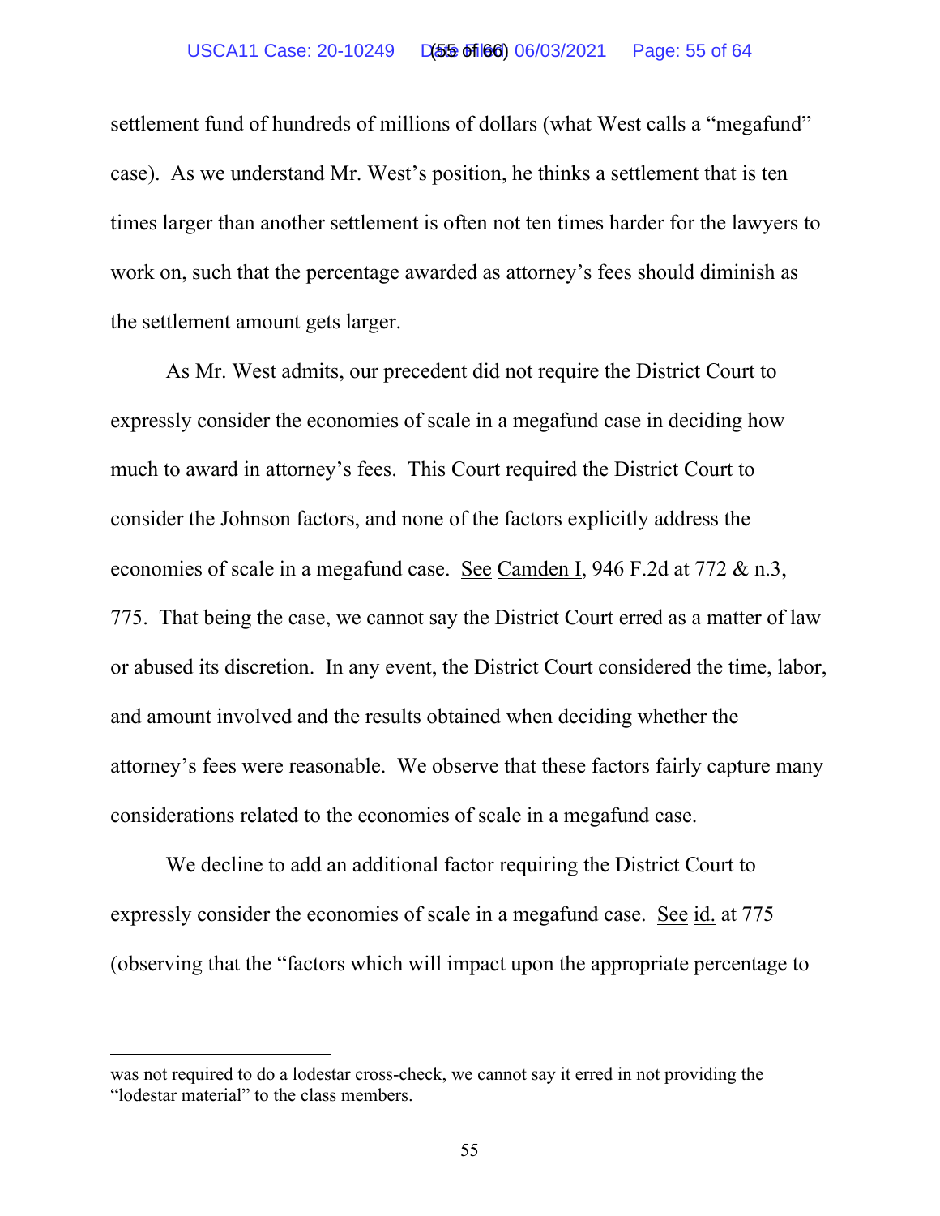settlement fund of hundreds of millions of dollars (what West calls a "megafund" case). As we understand Mr. West's position, he thinks a settlement that is ten times larger than another settlement is often not ten times harder for the lawyers to work on, such that the percentage awarded as attorney's fees should diminish as the settlement amount gets larger.

As Mr. West admits, our precedent did not require the District Court to expressly consider the economies of scale in a megafund case in deciding how much to award in attorney's fees. This Court required the District Court to consider the Johnson factors, and none of the factors explicitly address the economies of scale in a megafund case. See Camden I, 946 F.2d at 772 & n.3, 775. That being the case, we cannot say the District Court erred as a matter of law or abused its discretion. In any event, the District Court considered the time, labor, and amount involved and the results obtained when deciding whether the attorney's fees were reasonable. We observe that these factors fairly capture many considerations related to the economies of scale in a megafund case.

We decline to add an additional factor requiring the District Court to expressly consider the economies of scale in a megafund case. See id. at 775 (observing that the "factors which will impact upon the appropriate percentage to

---

was not required to do a lodestar cross-check, we cannot say it erred in not providing the "lodestar material" to the class members.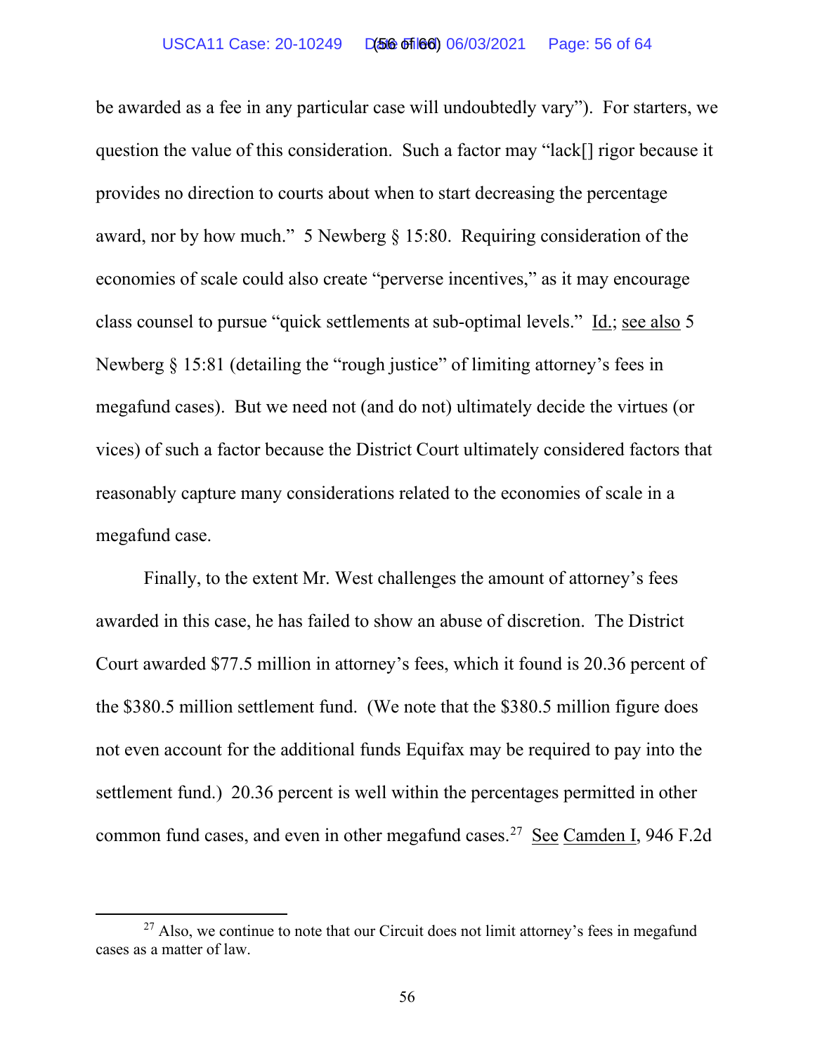be awarded as a fee in any particular case will undoubtedly vary"). For starters, we question the value of this consideration. Such a factor may "lack[] rigor because it provides no direction to courts about when to start decreasing the percentage award, nor by how much." 5 Newberg § 15:80. Requiring consideration of the economies of scale could also create "perverse incentives," as it may encourage class counsel to pursue "quick settlements at sub-optimal levels." Id.; see also 5 Newberg § 15:81 (detailing the "rough justice" of limiting attorney's fees in megafund cases). But we need not (and do not) ultimately decide the virtues (or vices) of such a factor because the District Court ultimately considered factors that reasonably capture many considerations related to the economies of scale in a megafund case.

Finally, to the extent Mr. West challenges the amount of attorney's fees awarded in this case, he has failed to show an abuse of discretion. The District Court awarded $77.5 million in attorney's fees, which it found is 20.36 percent of the $380.5 million settlement fund. (We note that the $380.5 million figure does not even account for the additional funds Equifax may be required to pay into the settlement fund.) 20.36 percent is well within the percentages permitted in other common fund cases, and even in other megafund cases.[27] See Camden I, 946 F.2d

[27] Also, we continue to note that our Circuit does not limit attorney's fees in megafund cases as a matter of law.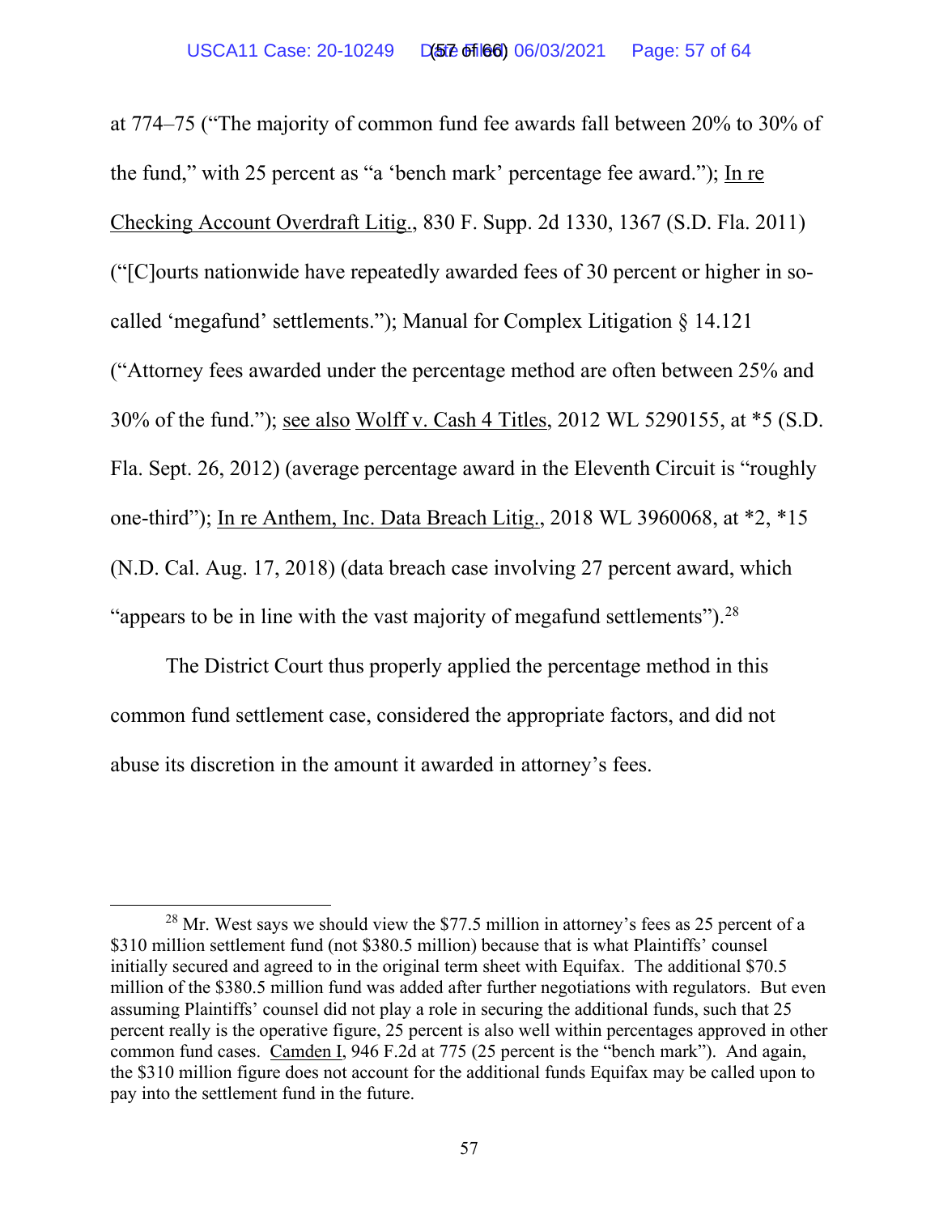at 774–75 ("The majority of common fund fee awards fall between 20% to 30% of the fund," with 25 percent as "a 'bench mark' percentage fee award."); In re Checking Account Overdraft Litig., 830 F. Supp. 2d 1330, 1367 (S.D. Fla. 2011) ("[C]ourts nationwide have repeatedly awarded fees of 30 percent or higher in so-called 'megafund' settlements."); Manual for Complex Litigation § 14.121 ("Attorney fees awarded under the percentage method are often between 25% and 30% of the fund."); see also Wolff v. Cash 4 Titles, 2012 WL 5290155, at *5 (S.D. Fla. Sept. 26, 2012) (average percentage award in the Eleventh Circuit is "roughly one-third"); In re Anthem, Inc. Data Breach Litig., 2018 WL 3960068, at *2, *15 (N.D. Cal. Aug. 17, 2018) (data breach case involving 27 percent award, which "appears to be in line with the vast majority of megafund settlements").[28]

The District Court thus properly applied the percentage method in this common fund settlement case, considered the appropriate factors, and did not abuse its discretion in the amount it awarded in attorney's fees.

[28] Mr. West says we should view the $77.5 million in attorney's fees as 25 percent of a $310 million settlement fund (not $380.5 million) because that is what Plaintiffs' counsel initially secured and agreed to in the original term sheet with Equifax. The additional $70.5 million of the $380.5 million fund was added after further negotiations with regulators. But even assuming Plaintiffs' counsel did not play a role in securing the additional funds, such that 25 percent really is the operative figure, 25 percent is also well within percentages approved in other common fund cases. Camden I, 946 F.2d at 775 (25 percent is the "bench mark"). And again, the $310 million figure does not account for the additional funds Equifax may be called upon to pay into the settlement fund in the future.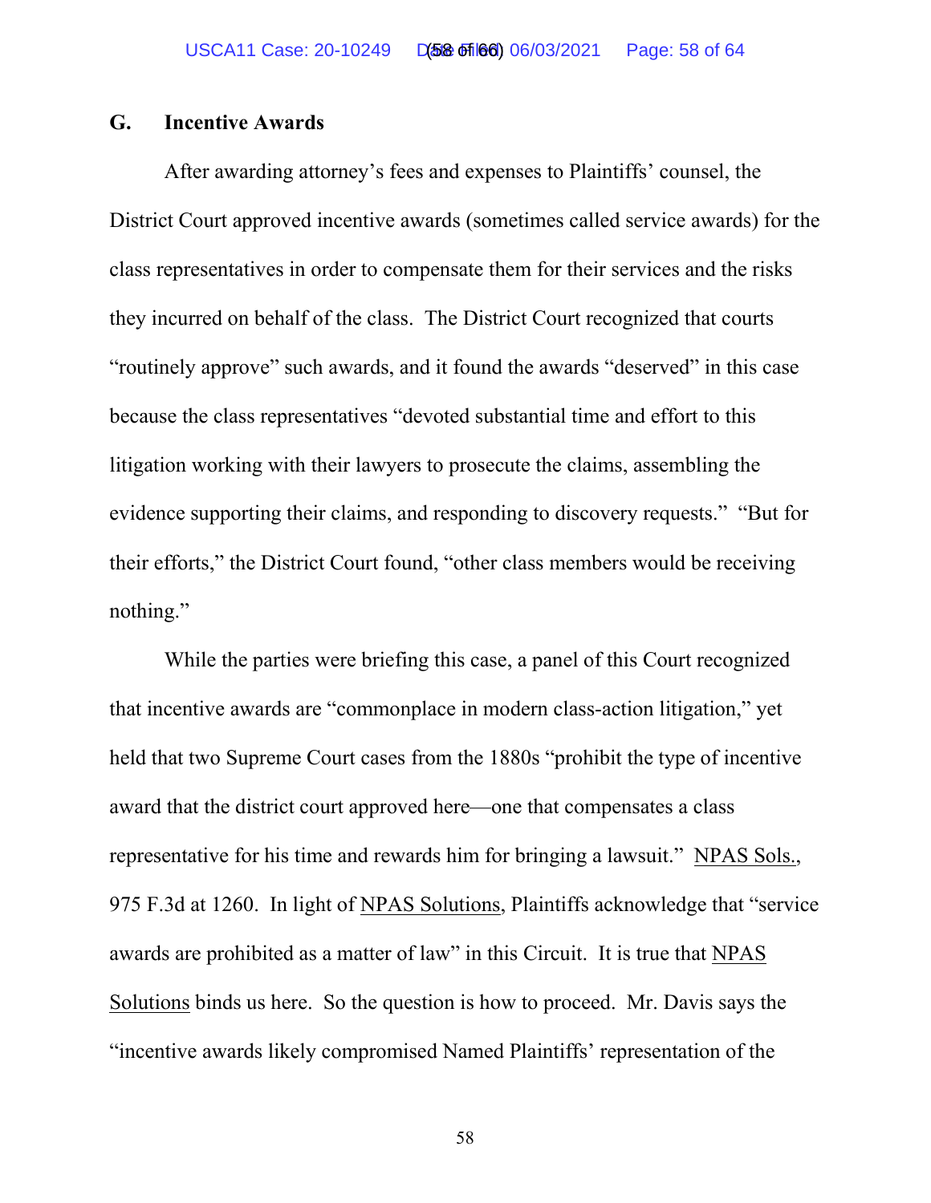### G. Incentive Awards

After awarding attorney's fees and expenses to Plaintiffs' counsel, the District Court approved incentive awards (sometimes called service awards) for the class representatives in order to compensate them for their services and the risks they incurred on behalf of the class. The District Court recognized that courts "routinely approve" such awards, and it found the awards "deserved" in this case because the class representatives "devoted substantial time and effort to this litigation working with their lawyers to prosecute the claims, assembling the evidence supporting their claims, and responding to discovery requests." "But for their efforts," the District Court found, "other class members would be receiving nothing."

While the parties were briefing this case, a panel of this Court recognized that incentive awards are "commonplace in modern class-action litigation," yet held that two Supreme Court cases from the 1880s "prohibit the type of incentive award that the district court approved here—one that compensates a class representative for his time and rewards him for bringing a lawsuit." NPAS Sols., 975 F.3d at 1260. In light of NPAS Solutions, Plaintiffs acknowledge that "service awards are prohibited as a matter of law" in this Circuit. It is true that NPAS Solutions binds us here. So the question is how to proceed. Mr. Davis says the "incentive awards likely compromised Named Plaintiffs' representation of the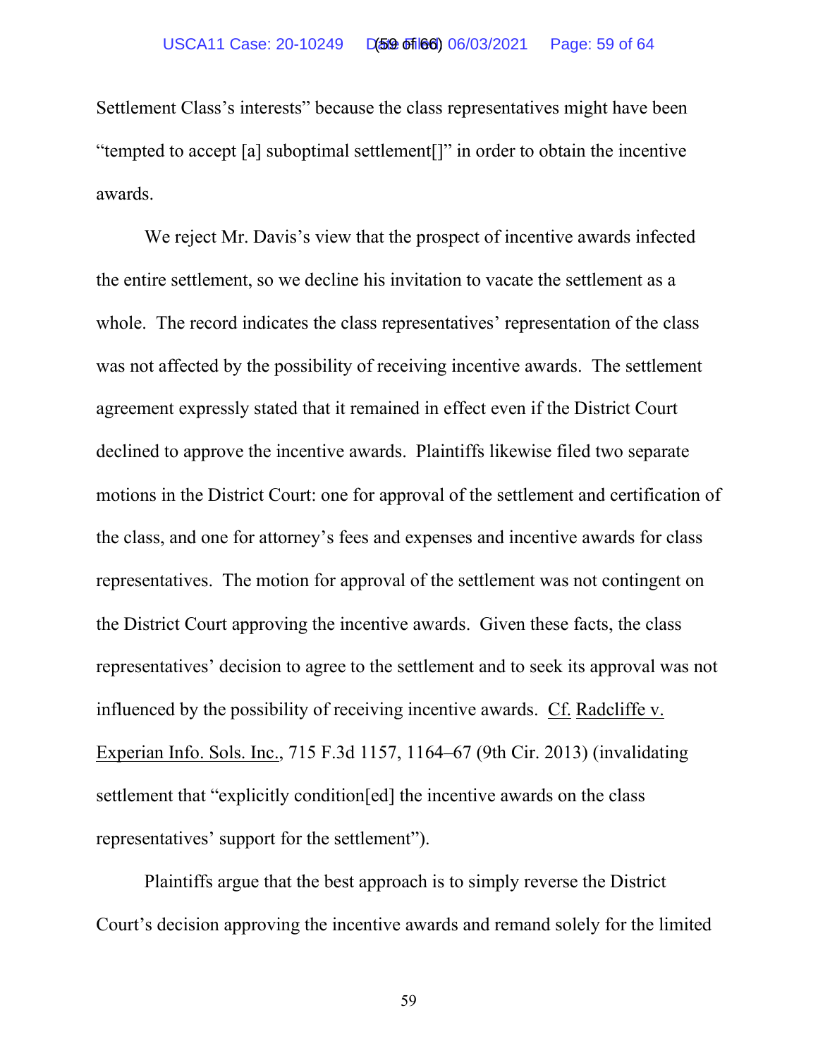Settlement Class's interests" because the class representatives might have been "tempted to accept [a] suboptimal settlement[]" in order to obtain the incentive awards.

We reject Mr. Davis's view that the prospect of incentive awards infected the entire settlement, so we decline his invitation to vacate the settlement as a whole. The record indicates the class representatives' representation of the class was not affected by the possibility of receiving incentive awards. The settlement agreement expressly stated that it remained in effect even if the District Court declined to approve the incentive awards. Plaintiffs likewise filed two separate motions in the District Court: one for approval of the settlement and certification of the class, and one for attorney's fees and expenses and incentive awards for class representatives. The motion for approval of the settlement was not contingent on the District Court approving the incentive awards. Given these facts, the class representatives' decision to agree to the settlement and to seek its approval was not influenced by the possibility of receiving incentive awards. Cf. Radcliffe v. Experian Info. Sols. Inc., 715 F.3d 1157, 1164–67 (9th Cir. 2013) (invalidating settlement that "explicitly condition[ed] the incentive awards on the class representatives' support for the settlement").

Plaintiffs argue that the best approach is to simply reverse the District Court's decision approving the incentive awards and remand solely for the limited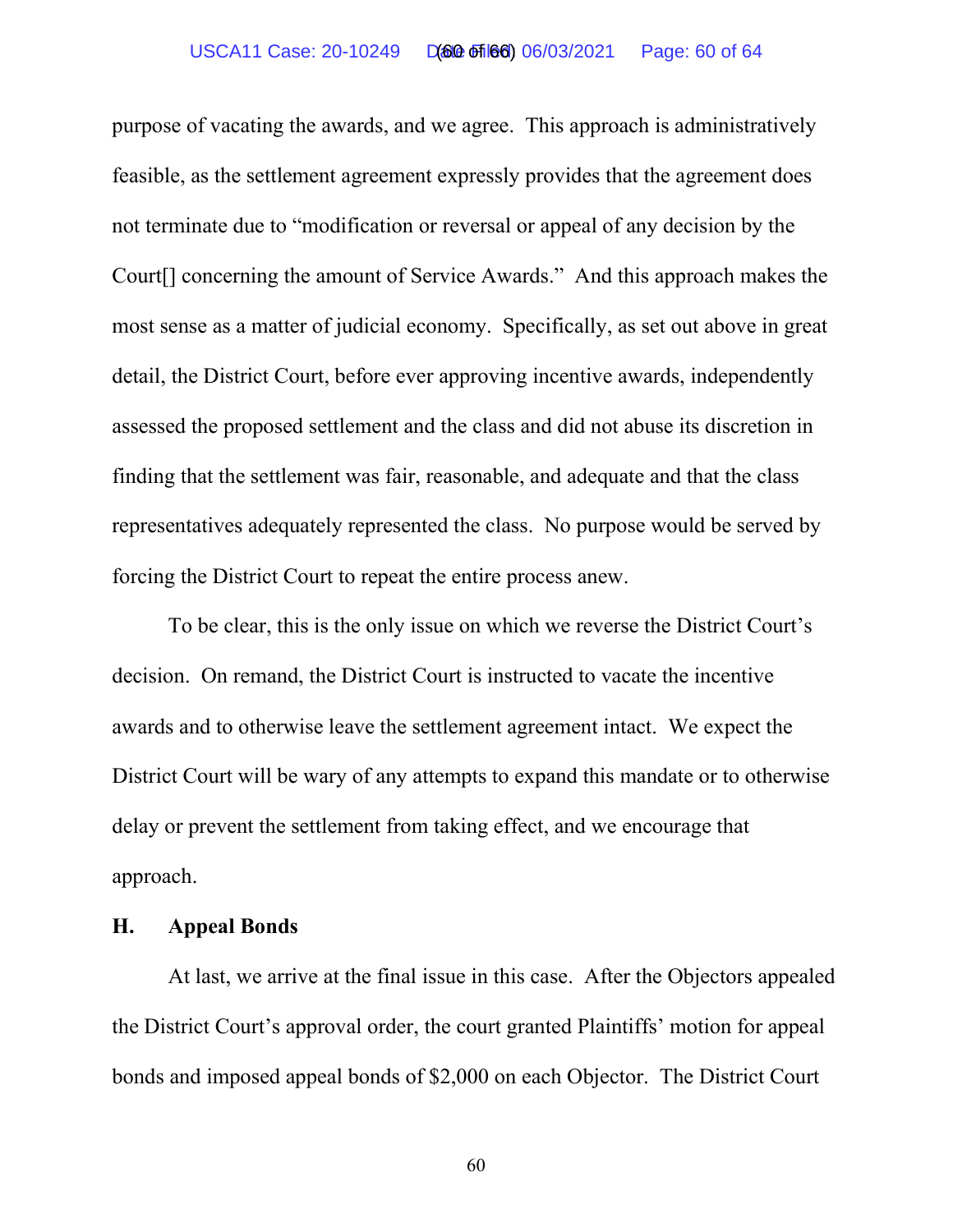purpose of vacating the awards, and we agree. This approach is administratively feasible, as the settlement agreement expressly provides that the agreement does not terminate due to "modification or reversal or appeal of any decision by the Court[] concerning the amount of Service Awards." And this approach makes the most sense as a matter of judicial economy. Specifically, as set out above in great detail, the District Court, before ever approving incentive awards, independently assessed the proposed settlement and the class and did not abuse its discretion in finding that the settlement was fair, reasonable, and adequate and that the class representatives adequately represented the class. No purpose would be served by forcing the District Court to repeat the entire process anew.

To be clear, this is the only issue on which we reverse the District Court's decision. On remand, the District Court is instructed to vacate the incentive awards and to otherwise leave the settlement agreement intact. We expect the District Court will be wary of any attempts to expand this mandate or to otherwise delay or prevent the settlement from taking effect, and we encourage that approach.

### H. Appeal Bonds

At last, we arrive at the final issue in this case. After the Objectors appealed the District Court's approval order, the court granted Plaintiffs' motion for appeal bonds and imposed appeal bonds of $2,000 on each Objector. The District Court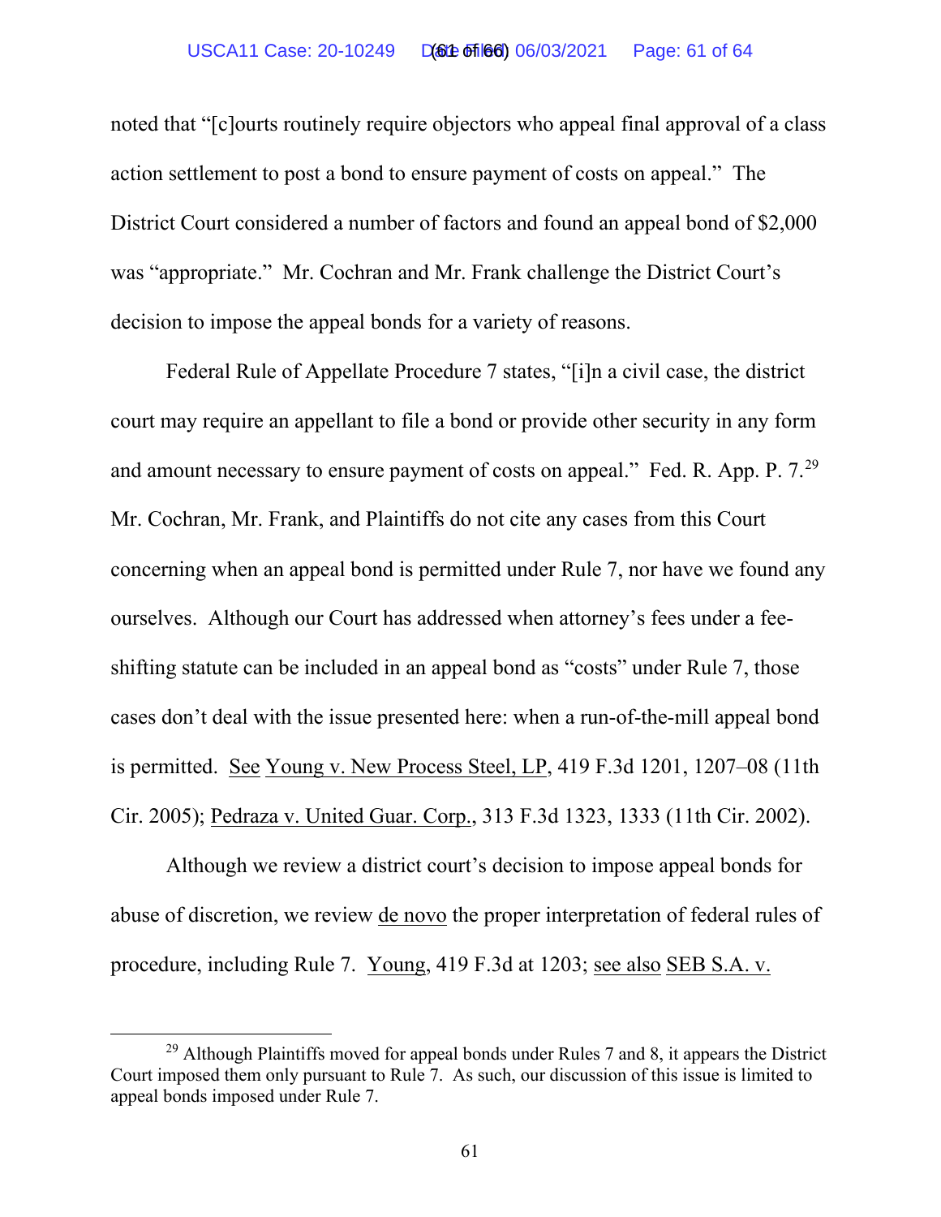noted that "[c]ourts routinely require objectors who appeal final approval of a class action settlement to post a bond to ensure payment of costs on appeal." The District Court considered a number of factors and found an appeal bond of $2,000 was "appropriate." Mr. Cochran and Mr. Frank challenge the District Court's decision to impose the appeal bonds for a variety of reasons.

Federal Rule of Appellate Procedure 7 states, "[i]n a civil case, the district court may require an appellant to file a bond or provide other security in any form and amount necessary to ensure payment of costs on appeal." Fed. R. App. P. 7.[29] Mr. Cochran, Mr. Frank, and Plaintiffs do not cite any cases from this Court concerning when an appeal bond is permitted under Rule 7, nor have we found any ourselves. Although our Court has addressed when attorney's fees under a fee-shifting statute can be included in an appeal bond as "costs" under Rule 7, those cases don't deal with the issue presented here: when a run-of-the-mill appeal bond is permitted. See Young v. New Process Steel, LP, 419 F.3d 1201, 1207–08 (11th Cir. 2005); Pedraza v. United Guar. Corp., 313 F.3d 1323, 1333 (11th Cir. 2002).

Although we review a district court's decision to impose appeal bonds for abuse of discretion, we review de novo the proper interpretation of federal rules of procedure, including Rule 7. Young, 419 F.3d at 1203; see also SEB S.A. v.

[29] Although Plaintiffs moved for appeal bonds under Rules 7 and 8, it appears the District Court imposed them only pursuant to Rule 7. As such, our discussion of this issue is limited to appeal bonds imposed under Rule 7.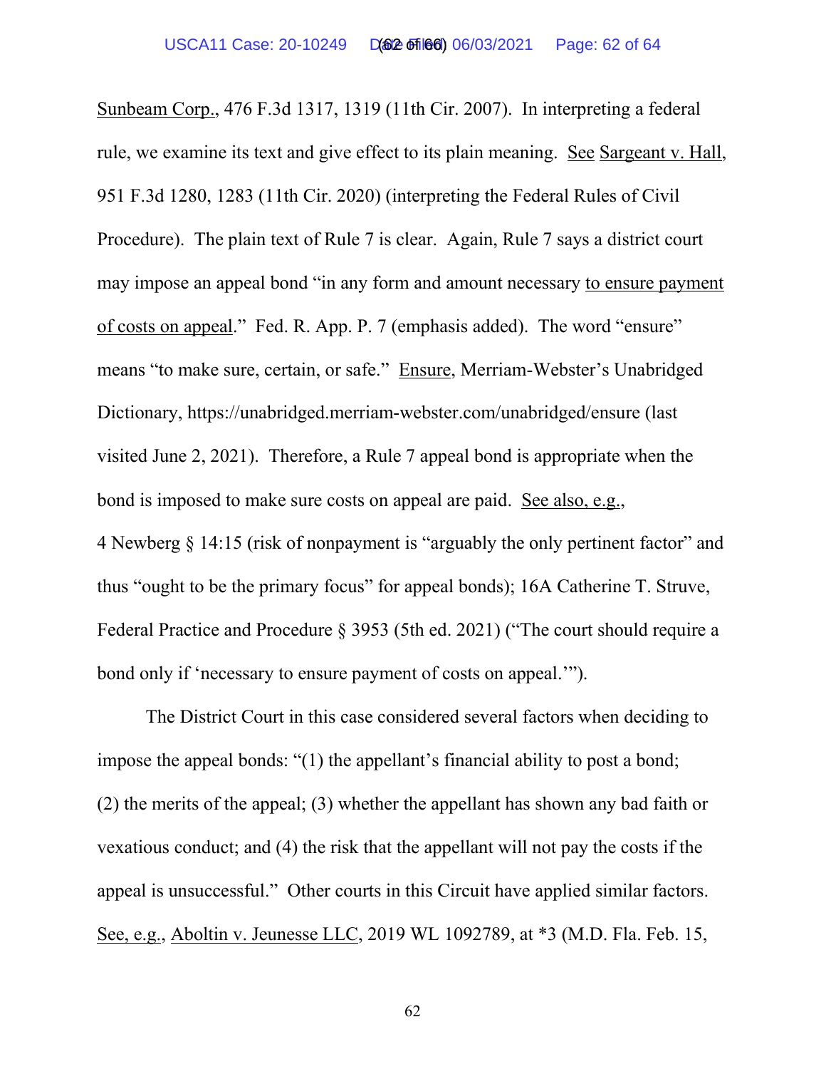Sunbeam Corp., 476 F.3d 1317, 1319 (11th Cir. 2007). In interpreting a federal rule, we examine its text and give effect to its plain meaning. See Sargeant v. Hall, 951 F.3d 1280, 1283 (11th Cir. 2020) (interpreting the Federal Rules of Civil Procedure). The plain text of Rule 7 is clear. Again, Rule 7 says a district court may impose an appeal bond "in any form and amount necessary to ensure payment of costs on appeal." Fed. R. App. P. 7 (emphasis added). The word "ensure" means "to make sure, certain, or safe." Ensure, Merriam-Webster's Unabridged Dictionary, https://unabridged.merriam-webster.com/unabridged/ensure (last visited June 2, 2021). Therefore, a Rule 7 appeal bond is appropriate when the bond is imposed to make sure costs on appeal are paid. See also, e.g., 4 Newberg § 14:15 (risk of nonpayment is "arguably the only pertinent factor" and thus "ought to be the primary focus" for appeal bonds); 16A Catherine T. Struve, Federal Practice and Procedure § 3953 (5th ed. 2021) ("The court should require a bond only if 'necessary to ensure payment of costs on appeal.'").

The District Court in this case considered several factors when deciding to impose the appeal bonds: "(1) the appellant's financial ability to post a bond; (2) the merits of the appeal; (3) whether the appellant has shown any bad faith or vexatious conduct; and (4) the risk that the appellant will not pay the costs if the appeal is unsuccessful." Other courts in this Circuit have applied similar factors. See, e.g., Aboltin v. Jeunesse LLC, 2019 WL 1092789, at *3 (M.D. Fla. Feb. 15,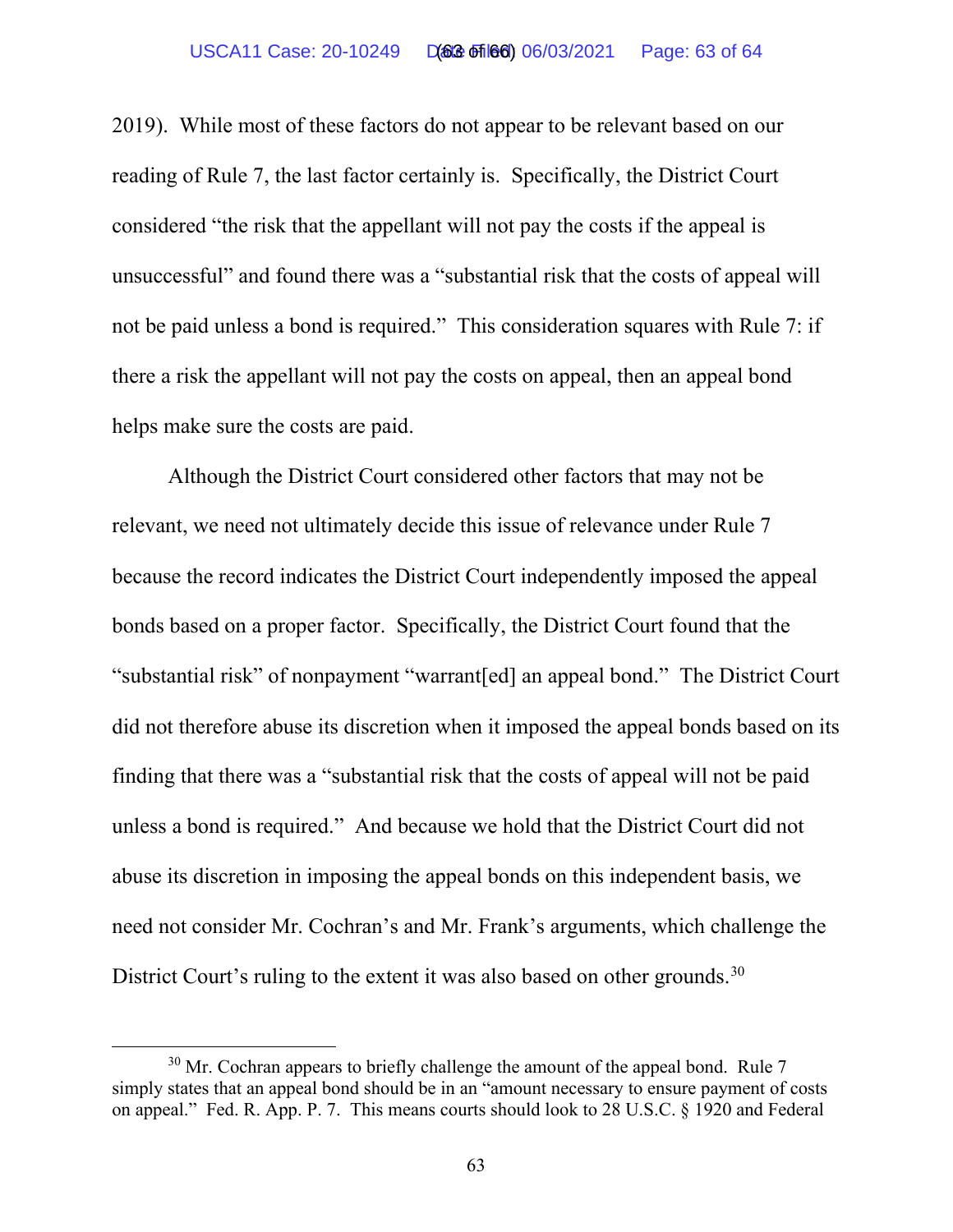2019). While most of these factors do not appear to be relevant based on our reading of Rule 7, the last factor certainly is. Specifically, the District Court considered "the risk that the appellant will not pay the costs if the appeal is unsuccessful" and found there was a "substantial risk that the costs of appeal will not be paid unless a bond is required." This consideration squares with Rule 7: if there a risk the appellant will not pay the costs on appeal, then an appeal bond helps make sure the costs are paid.

Although the District Court considered other factors that may not be relevant, we need not ultimately decide this issue of relevance under Rule 7 because the record indicates the District Court independently imposed the appeal bonds based on a proper factor. Specifically, the District Court found that the "substantial risk" of nonpayment "warrant[ed] an appeal bond." The District Court did not therefore abuse its discretion when it imposed the appeal bonds based on its finding that there was a "substantial risk that the costs of appeal will not be paid unless a bond is required." And because we hold that the District Court did not abuse its discretion in imposing the appeal bonds on this independent basis, we need not consider Mr. Cochran's and Mr. Frank's arguments, which challenge the District Court's ruling to the extent it was also based on other grounds.[30]

---

[30] Mr. Cochran appears to briefly challenge the amount of the appeal bond. Rule 7 simply states that an appeal bond should be in an "amount necessary to ensure payment of costs on appeal." Fed. R. App. P. 7. This means courts should look to 28 U.S.C. § 1920 and Federal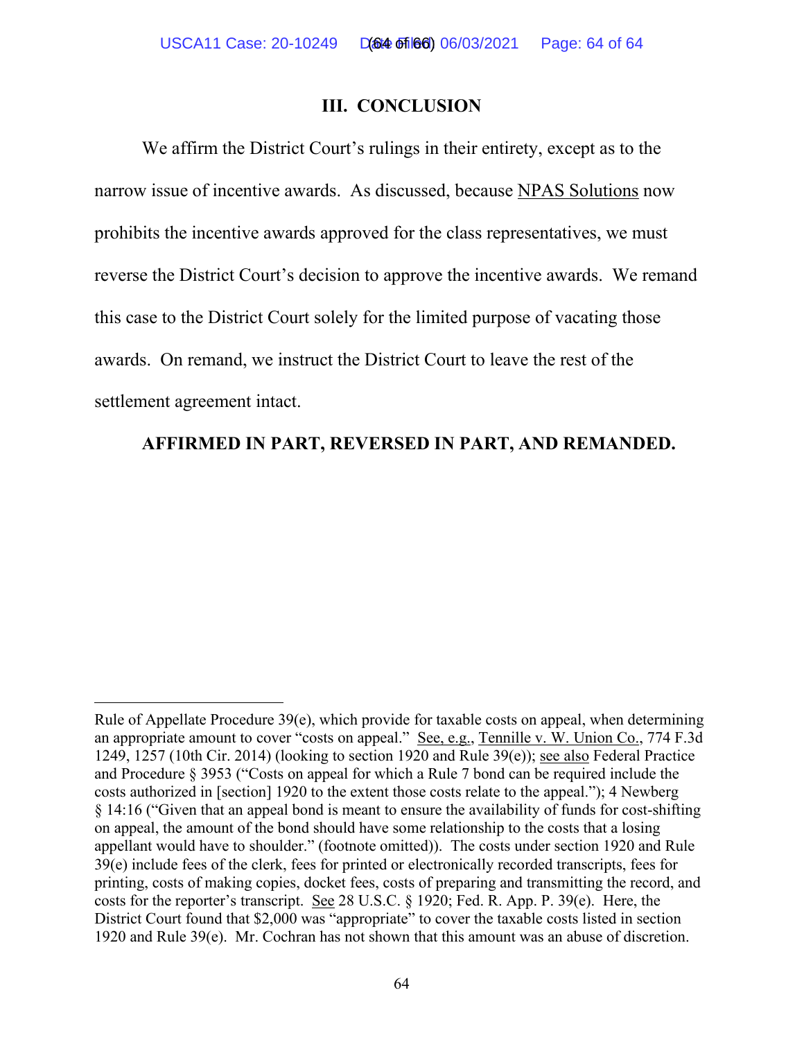## III. CONCLUSION

We affirm the District Court's rulings in their entirety, except as to the narrow issue of incentive awards. As discussed, because NPAS Solutions now prohibits the incentive awards approved for the class representatives, we must reverse the District Court's decision to approve the incentive awards. We remand this case to the District Court solely for the limited purpose of vacating those awards. On remand, we instruct the District Court to leave the rest of the settlement agreement intact.

**AFFIRMED IN PART, REVERSED IN PART, AND REMANDED.**

---

Rule of Appellate Procedure 39(e), which provide for taxable costs on appeal, when determining an appropriate amount to cover "costs on appeal." See, e.g., Tennille v. W. Union Co., 774 F.3d 1249, 1257 (10th Cir. 2014) (looking to section 1920 and Rule 39(e)); see also Federal Practice and Procedure § 3953 ("Costs on appeal for which a Rule 7 bond can be required include the costs authorized in [section] 1920 to the extent those costs relate to the appeal."); 4 Newberg § 14:16 ("Given that an appeal bond is meant to ensure the availability of funds for cost-shifting on appeal, the amount of the bond should have some relationship to the costs that a losing appellant would have to shoulder." (footnote omitted)). The costs under section 1920 and Rule 39(e) include fees of the clerk, fees for printed or electronically recorded transcripts, fees for printing, costs of making copies, docket fees, costs of preparing and transmitting the record, and costs for the reporter's transcript. See 28 U.S.C. § 1920; Fed. R. App. P. 39(e). Here, the District Court found that $2,000 was "appropriate" to cover the taxable costs listed in section 1920 and Rule 39(e). Mr. Cochran has not shown that this amount was an abuse of discretion.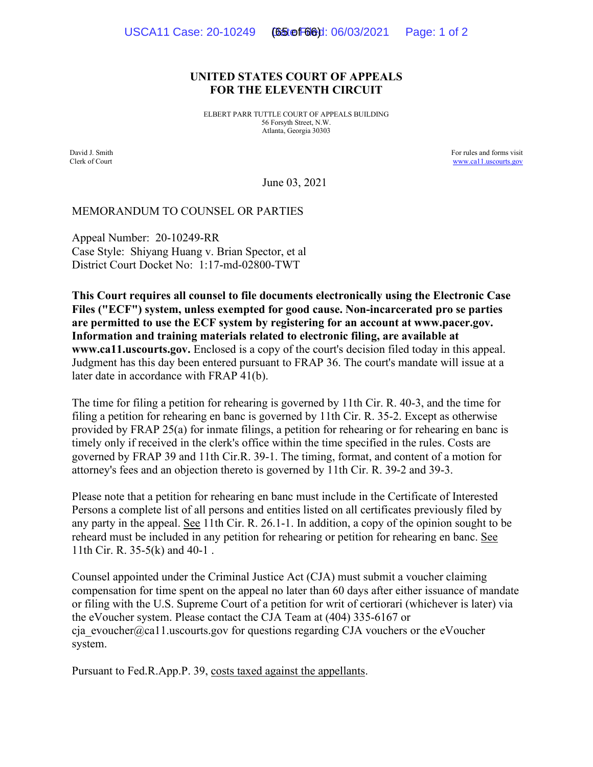# UNITED STATES COURT OF APPEALS
# FOR THE ELEVENTH CIRCUIT

ELBERT PARR TUTTLE COURT OF APPEALS BUILDING
56 Forsyth Street, N.W.
Atlanta, Georgia 30303

David J. Smith
Clerk of Court

For rules and forms visit
www.ca11.uscourts.gov

June 03, 2021

MEMORANDUM TO COUNSEL OR PARTIES

Appeal Number: 20-10249-RR
Case Style: Shiyang Huang v. Brian Spector, et al
District Court Docket No: 1:17-md-02800-TWT

**This Court requires all counsel to file documents electronically using the Electronic Case Files ("ECF") system, unless exempted for good cause. Non-incarcerated pro se parties are permitted to use the ECF system by registering for an account at www.pacer.gov. Information and training materials related to electronic filing, are available at www.ca11.uscourts.gov.** Enclosed is a copy of the court's decision filed today in this appeal. Judgment has this day been entered pursuant to FRAP 36. The court's mandate will issue at a later date in accordance with FRAP 41(b).

The time for filing a petition for rehearing is governed by 11th Cir. R. 40-3, and the time for filing a petition for rehearing en banc is governed by 11th Cir. R. 35-2. Except as otherwise provided by FRAP 25(a) for inmate filings, a petition for rehearing or for rehearing en banc is timely only if received in the clerk's office within the time specified in the rules. Costs are governed by FRAP 39 and 11th Cir.R. 39-1. The timing, format, and content of a motion for attorney's fees and an objection thereto is governed by 11th Cir. R. 39-2 and 39-3.

Please note that a petition for rehearing en banc must include in the Certificate of Interested Persons a complete list of all persons and entities listed on all certificates previously filed by any party in the appeal. See 11th Cir. R. 26.1-1. In addition, a copy of the opinion sought to be reheard must be included in any petition for rehearing or petition for rehearing en banc. See 11th Cir. R. 35-5(k) and 40-1 .

Counsel appointed under the Criminal Justice Act (CJA) must submit a voucher claiming compensation for time spent on the appeal no later than 60 days after either issuance of mandate or filing with the U.S. Supreme Court of a petition for writ of certiorari (whichever is later) via the eVoucher system. Please contact the CJA Team at (404) 335-6167 or cja_evoucher@ca11.uscourts.gov for questions regarding CJA vouchers or the eVoucher system.

Pursuant to Fed.R.App.P. 39, costs taxed against the appellants.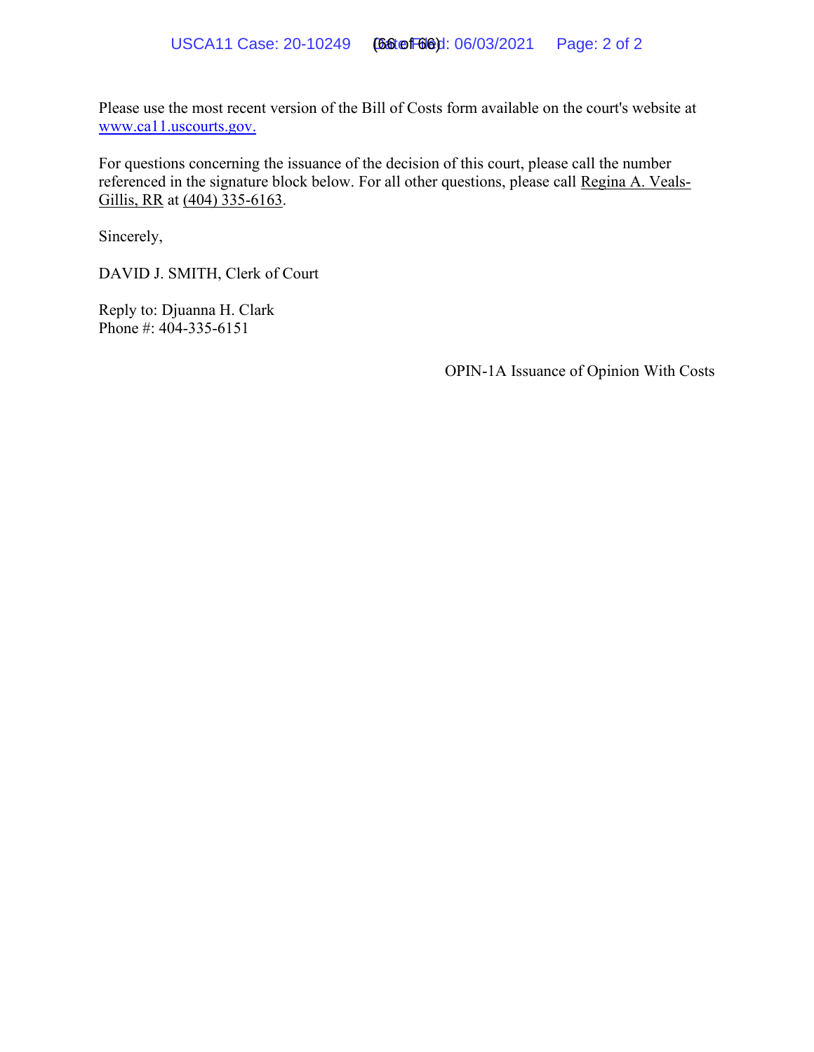Please use the most recent version of the Bill of Costs form available on the court's website at www.ca11.uscourts.gov.

For questions concerning the issuance of the decision of this court, please call the number referenced in the signature block below. For all other questions, please call Regina A. Veals-Gillis, RR at (404) 335-6163.

Sincerely,

DAVID J. SMITH, Clerk of Court

Reply to: Djuanna H. Clark
Phone #: 404-335-6151

OPIN-1A Issuance of Opinion With Costs